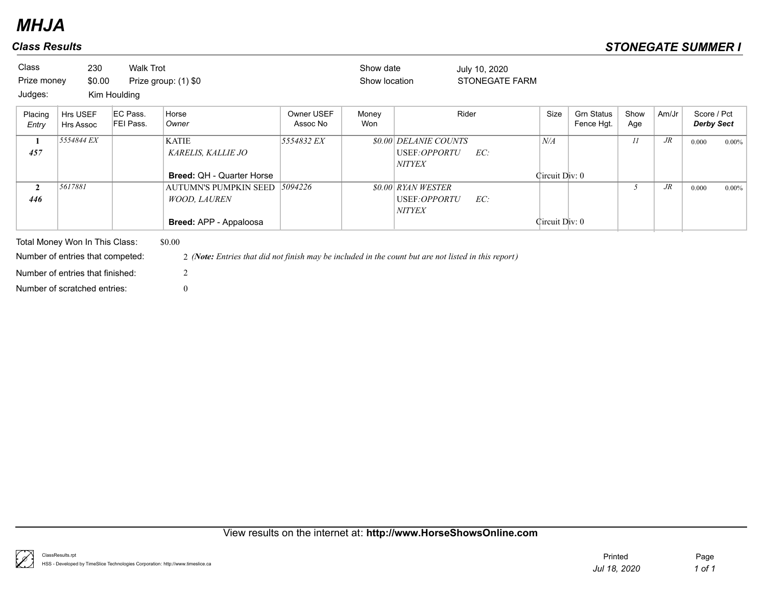# MHJA

## Class Results

## STONEGATE SUMMER I

| | | | | | |
|---|---|---|---|---|---|
| Class | 230 | Walk Trot | | Show date | July 10, 2020 |
| Prize money | $0.00 | Prize group: (1) $0 | | Show location | STONEGATE FARM |
| Judges: | Kim Houlding | | | | |

| Placing *Entry* | Hrs USEF Hrs Assoc | EC Pass. FEI Pass. | Horse *Owner* | Owner USEF Assoc No | Money Won | Rider | Size | Grn Status Fence Hgt. | Show Age | Am/Jr | Score / Pct ***Derby Sect*** |
|---|---|---|---|---|---|---|---|---|---|---|---|
| **1** ***457*** | *5554844 EX* | | KATIE *KARELIS, KALLIE JO* **Breed:** QH - Quarter Horse | *5554832 EX* | *$0.00* | *DELANIE COUNTS* USEF:*OPPORTUNITYEX* EC: | *N/A* Circuit Div: 0 | | *11* | *JR* | 0.000 0.00% |
| **2** ***446*** | *5617881* | | AUTUMN'S PUMPKIN SEED *WOOD, LAUREN* **Breed:** APP - Appaloosa | *5094226* | *$0.00* | *RYAN WESTER* USEF:*OPPORTUNITYEX* EC: | Circuit Div: 0 | | *5* | *JR* | 0.000 0.00% |

Total Money Won In This Class: $0.00

Number of entries that competed: 2 (***Note:*** *Entries that did not finish may be included in the count but are not listed in this report)*

Number of entries that finished: 2

Number of scratched entries: 0

View results on the internet at: **http://www.HorseShowsOnline.com**

ClassResults.rpt

HSS - Developed by TimeSlice Technologies Corporation: http://www.timeslice.ca

Printed *Jul 18, 2020*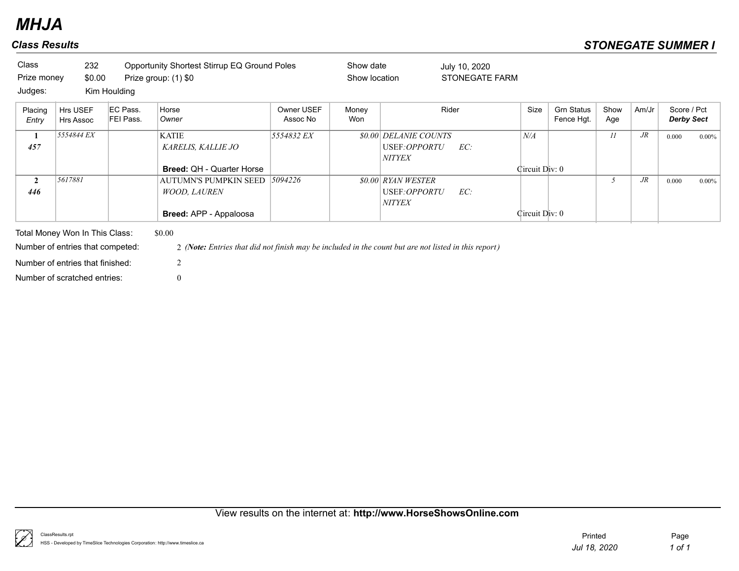# MHJA

## Class Results

**STONEGATE SUMMER I**

| Class | 232 | Opportunity Shortest Stirrup EQ Ground Poles | Show date | July 10, 2020 |
|---|---|---|---|---|
| Prize money | $0.00 | Prize group: (1) $0 | Show location | STONEGATE FARM |
| Judges: | Kim Houlding | | | |

| Placing / *Entry* | Hrs USEF / Hrs Assoc | EC Pass. / FEI Pass. | Horse / *Owner* | Owner USEF / Assoc No | Money Won | Rider | Size | Grn Status / Fence Hgt. | Show Age | Am/Jr | Score / Pct / ***Derby Sect*** |
|---|---|---|---|---|---|---|---|---|---|---|---|
| **1** / ***457*** | *5554844 EX* | | KATIE / *KARELIS, KALLIE JO* / **Breed:** QH - Quarter Horse | *5554832 EX* | *$0.00* | *DELANIE COUNTS* / USEF:*OPPORTUNITYEX* EC: | *N/A* / Circuit Div: 0 | | *11* | *JR* | 0.000 0.00% |
| **2** / ***446*** | *5617881* | | AUTUMN'S PUMPKIN SEED / *WOOD, LAUREN* / **Breed:** APP - Appaloosa | *5094226* | *$0.00* | *RYAN WESTER* / USEF:*OPPORTUNITYEX* EC: | Circuit Div: 0 | | *5* | *JR* | 0.000 0.00% |

Total Money Won In This Class: $0.00

Number of entries that competed: 2 *(**Note:** Entries that did not finish may be included in the count but are not listed in this report)*

Number of entries that finished: 2

Number of scratched entries: 0

View results on the internet at: **http://www.HorseShowsOnline.com**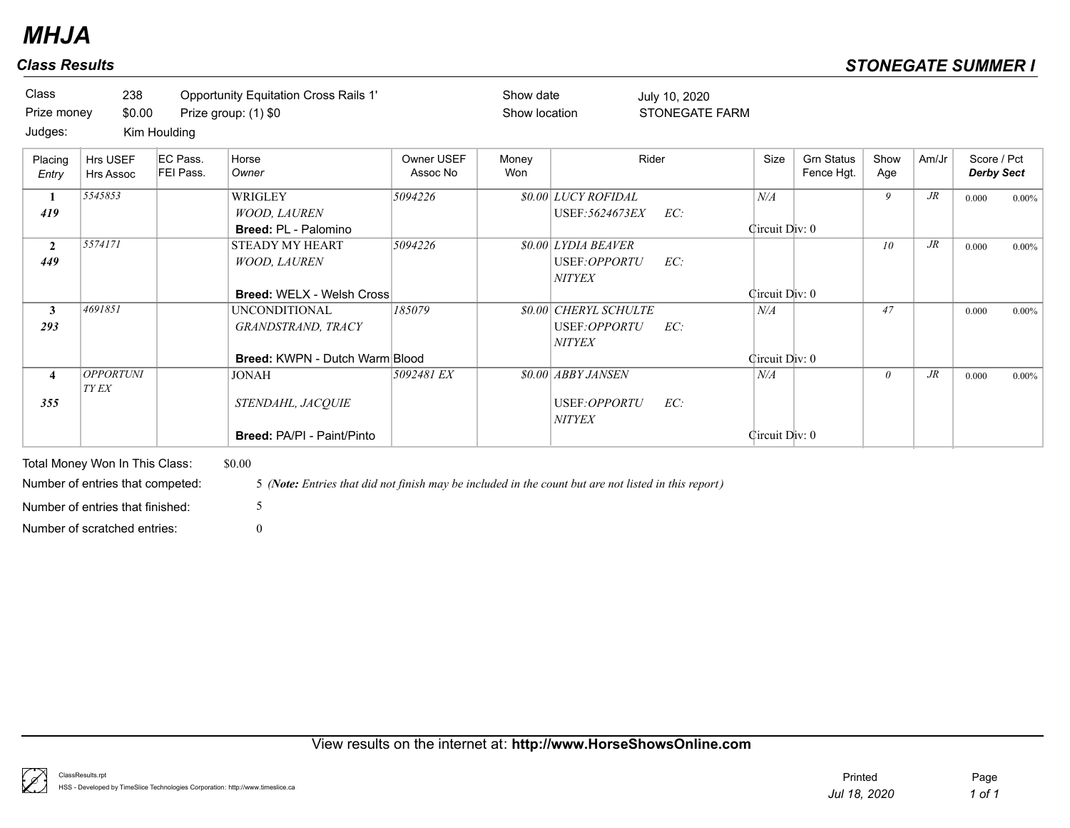# MHJA

## Class Results

**STONEGATE SUMMER I**

| | | | | | |
|---|---|---|---|---|---|
| Class | 238 | Opportunity Equitation Cross Rails 1' | Show date | July 10, 2020 |
| Prize money | $0.00 | Prize group: (1) $0 | Show location | STONEGATE FARM |
| Judges: | Kim Houlding | | | |

| Placing / *Entry* | Hrs USEF / Hrs Assoc | EC Pass. / FEI Pass. | Horse / *Owner* | Owner USEF / Assoc No | Money Won | Rider | Size | Grn Status / Fence Hgt. | Show Age | Am/Jr | Score / Pct / ***Derby Sect*** |
|---|---|---|---|---|---|---|---|---|---|---|---|
| **1** / ***419*** | *5545853* | | WRIGLEY / *WOOD, LAUREN* / **Breed:** PL - Palomino | *5094226* | *$0.00* | *LUCY ROFIDAL* / USEF:*5624673EX* EC: / Circuit Div: 0 | *N/A* | | *9* | *JR* | 0.000 0.00% |
| **2** / ***449*** | *5574171* | | STEADY MY HEART / *WOOD, LAUREN* / **Breed:** WELX - Welsh Cross | *5094226* | *$0.00* | *LYDIA BEAVER* / USEF:*OPPORTUNITYEX* EC: / Circuit Div: 0 | | | *10* | *JR* | 0.000 0.00% |
| **3** / ***293*** | *4691851* | | UNCONDITIONAL / *GRANDSTRAND, TRACY* / **Breed:** KWPN - Dutch Warm Blood | *185079* | *$0.00* | *CHERYL SCHULTE* / USEF:*OPPORTUNITYEX* EC: / Circuit Div: 0 | *N/A* | | *47* | | 0.000 0.00% |
| **4** / ***355*** | *OPPORTUNITY EX* | | JONAH / *STENDAHL, JACQUIE* / **Breed:** PA/PI - Paint/Pinto | *5092481 EX* | *$0.00* | *ABBY JANSEN* / USEF:*OPPORTUNITYEX* EC: / Circuit Div: 0 | *N/A* | | *0* | *JR* | 0.000 0.00% |

Total Money Won In This Class: $0.00

Number of entries that competed: 5 *(**Note:** Entries that did not finish may be included in the count but are not listed in this report)*

Number of entries that finished: 5

Number of scratched entries: 0

View results on the internet at: **http://www.HorseShowsOnline.com**

ClassResults.rpt

HSS - Developed by TimeSlice Technologies Corporation: http://www.timeslice.ca

Printed *Jul 18, 2020*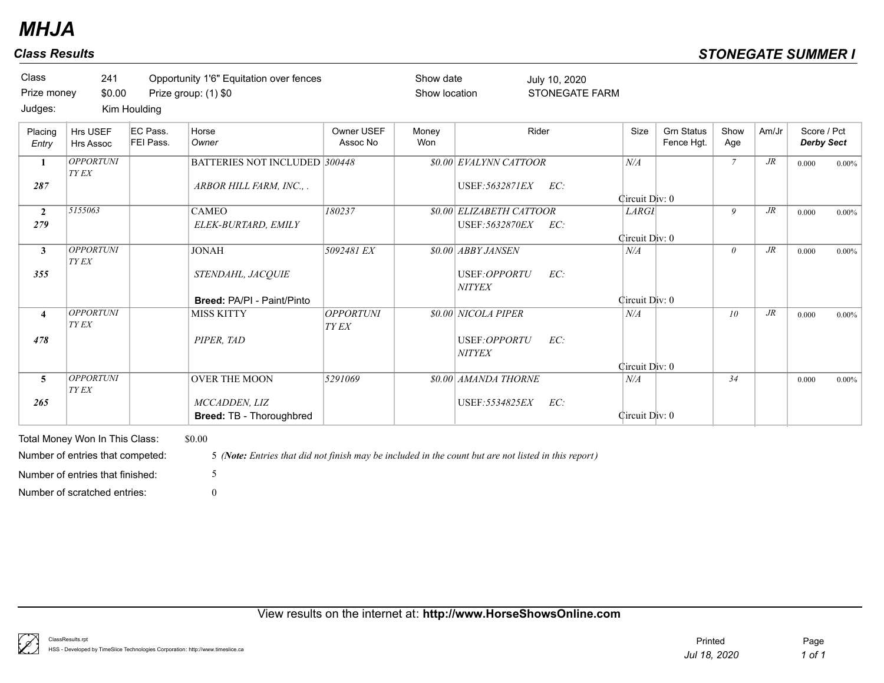# MHJA

## Class Results

## STONEGATE SUMMER I

| | | | | | |
|---|---|---|---|---|---|
| Class | 241 | Opportunity 1'6" Equitation over fences | Show date | July 10, 2020 |
| Prize money | $0.00 | Prize group: (1) $0 | Show location | STONEGATE FARM |
| Judges: | Kim Houlding | | | |

| Placing / *Entry* | Hrs USEF / Hrs Assoc | EC Pass. / FEI Pass. | Horse / *Owner* | Owner USEF / Assoc No | Money Won | Rider | Size | Grn Status / Fence Hgt. | Show Age | Am/Jr | Score / Pct / ***Derby Sect*** |
|---|---|---|---|---|---|---|---|---|---|---|---|
| **1** / ***287*** | *OPPORTUNITY EX* | | BATTERIES NOT INCLUDED / *ARBOR HILL FARM, INC., .* | *300448* | *$0.00* | *EVALYNN CATTOOR* / USEF:*5632871EX* EC: / Circuit Div: 0 | *N/A* | | *7* | *JR* | 0.000 0.00% |
| **2** / ***279*** | *5155063* | | CAMEO / *ELEK-BURTARD, EMILY* | *180237* | *$0.00* | *ELIZABETH CATTOOR* / USEF:*5632870EX* EC: / Circuit Div: 0 | *LARGE* | | *9* | *JR* | 0.000 0.00% |
| **3** / ***355*** | *OPPORTUNITY EX* | | JONAH / *STENDAHL, JACQUIE* / **Breed:** PA/PI - Paint/Pinto | *5092481 EX* | *$0.00* | *ABBY JANSEN* / USEF:*OPPORTUNITYEX* EC: / Circuit Div: 0 | *N/A* | | *0* | *JR* | 0.000 0.00% |
| **4** / ***478*** | *OPPORTUNITY EX* | | MISS KITTY / *PIPER, TAD* | *OPPORTUNITY EX* | *$0.00* | *NICOLA PIPER* / USEF:*OPPORTUNITYEX* EC: / Circuit Div: 0 | *N/A* | | *10* | *JR* | 0.000 0.00% |
| **5** / ***265*** | *OPPORTUNITY EX* | | OVER THE MOON / *MCCADDEN, LIZ* / **Breed:** TB - Thoroughbred | *5291069* | *$0.00* | *AMANDA THORNE* / USEF:*5534825EX* EC: / Circuit Div: 0 | *N/A* | | *34* | | 0.000 0.00% |

Total Money Won In This Class: $0.00

Number of entries that competed: 5 *(**Note:** Entries that did not finish may be included in the count but are not listed in this report)*

Number of entries that finished: 5

Number of scratched entries: 0

View results on the internet at: **http://www.HorseShowsOnline.com**

ClassResults.rpt
HSS - Developed by TimeSlice Technologies Corporation: http://www.timeslice.ca

Printed *Jul 18, 2020*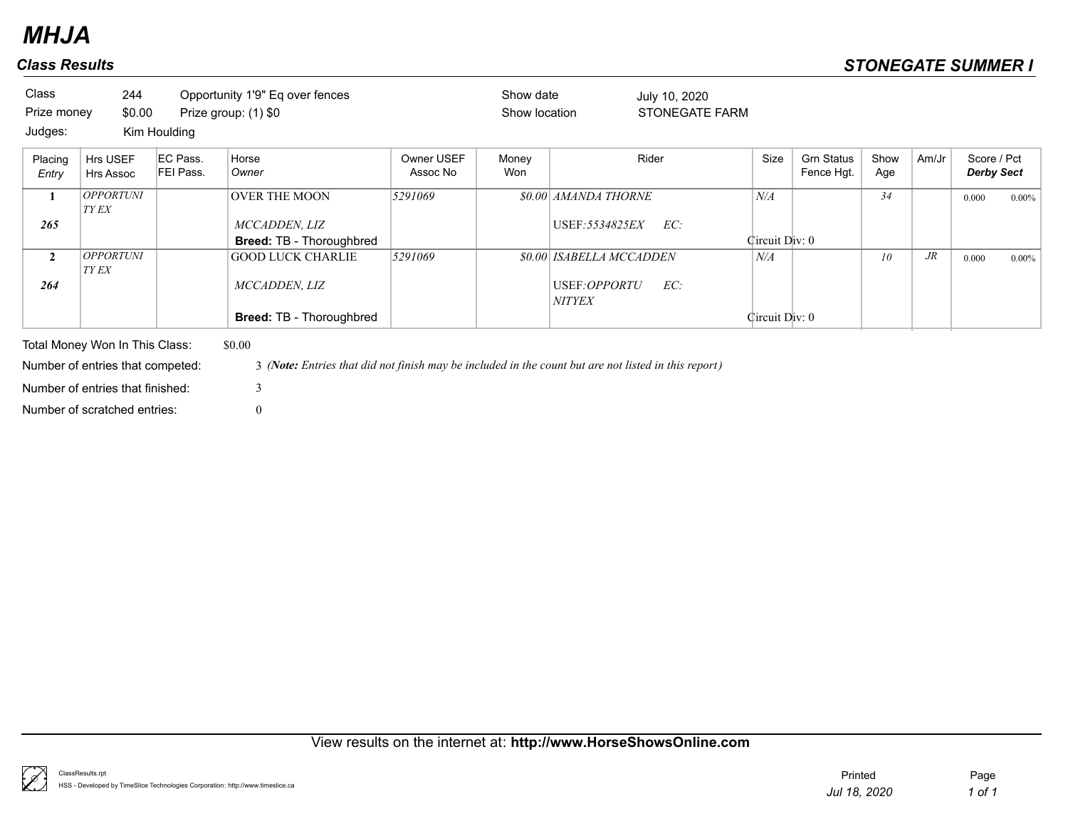# MHJA

## Class Results

## STONEGATE SUMMER I

| | | | |
|---|---|---|---|
| Class | 244 | Opportunity 1'9" Eq over fences | Show date: July 10, 2020 |
| Prize money | $0.00 | Prize group: (1) $0 | Show location: STONEGATE FARM |
| Judges: | Kim Houlding | | |

| Placing / *Entry* | Hrs USEF / Hrs Assoc | EC Pass. / FEI Pass. | Horse / *Owner* | Owner USEF / Assoc No | Money Won | Rider | Size | Grn Status / Fence Hgt. | Show Age | Am/Jr | Score / Pct / ***Derby Sect*** |
|---|---|---|---|---|---|---|---|---|---|---|---|
| **1** / ***265*** | *OPPORTUNITY EX* | | OVER THE MOON / *MCCADDEN, LIZ* / **Breed:** TB - Thoroughbred | *5291069* | *$0.00* | *AMANDA THORNE* / USEF:*5534825EX* EC: | *N/A* / Circuit Div: 0 | | *34* | | 0.000 0.00% |
| **2** / ***264*** | *OPPORTUNITY EX* | | GOOD LUCK CHARLIE / *MCCADDEN, LIZ* / **Breed:** TB - Thoroughbred | *5291069* | *$0.00* | *ISABELLA MCCADDEN* / USEF:*OPPORTUNITYEX* EC: | *N/A* / Circuit Div: 0 | | *10* | *JR* | 0.000 0.00% |

Total Money Won In This Class: $0.00

Number of entries that competed: 3 ***(Note:*** *Entries that did not finish may be included in the count but are not listed in this report)*

Number of entries that finished: 3

Number of scratched entries: 0

View results on the internet at: **http://www.HorseShowsOnline.com**

ClassResults.rpt
HSS - Developed by TimeSlice Technologies Corporation: http://www.timeslice.ca

Printed *Jul 18, 2020*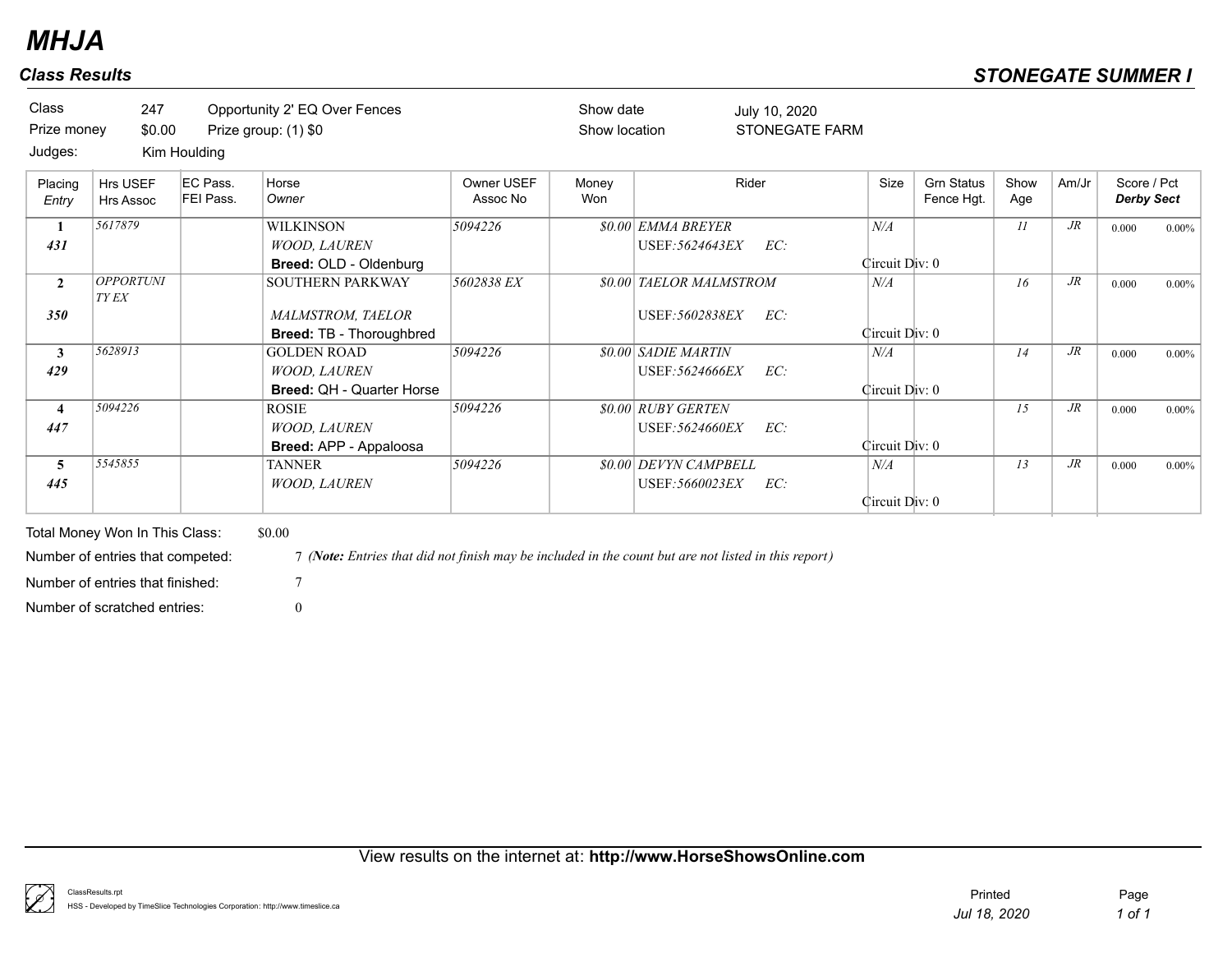# MHJA

## Class Results

**STONEGATE SUMMER I**

| Class | 247 | Opportunity 2' EQ Over Fences | Show date | July 10, 2020 |
|---|---|---|---|---|
| Prize money | $0.00 | Prize group: (1) $0 | Show location | STONEGATE FARM |
| Judges: | Kim Houlding | | | |

| Placing / *Entry* | Hrs USEF / Hrs Assoc | EC Pass. / FEI Pass. | Horse / *Owner* | Owner USEF / Assoc No | Money Won | Rider | Size | Grn Status / Fence Hgt. | Show Age | Am/Jr | Score / Pct / ***Derby Sect*** |
|---|---|---|---|---|---|---|---|---|---|---|---|
| **1** / ***431*** | *5617879* | | WILKINSON / *WOOD, LAUREN* / **Breed:** OLD - Oldenburg | *5094226* | *$0.00* | *EMMA BREYER* / USEF:*5624643EX* EC: / Circuit Div: 0 | *N/A* | | *11* | *JR* | 0.000 0.00% |
| **2** / ***350*** | *OPPORTUNITY EX* | | SOUTHERN PARKWAY / *MALMSTROM, TAELOR* / **Breed:** TB - Thoroughbred | *5602838 EX* | *$0.00* | *TAELOR MALMSTROM* / USEF:*5602838EX* EC: / Circuit Div: 0 | *N/A* | | *16* | *JR* | 0.000 0.00% |
| **3** / ***429*** | *5628913* | | GOLDEN ROAD / *WOOD, LAUREN* / **Breed:** QH - Quarter Horse | *5094226* | *$0.00* | *SADIE MARTIN* / USEF:*5624666EX* EC: / Circuit Div: 0 | *N/A* | | *14* | *JR* | 0.000 0.00% |
| **4** / ***447*** | *5094226* | | ROSIE / *WOOD, LAUREN* / **Breed:** APP - Appaloosa | *5094226* | *$0.00* | *RUBY GERTEN* / USEF:*5624660EX* EC: / Circuit Div: 0 | | | *15* | *JR* | 0.000 0.00% |
| **5** / ***445*** | *5545855* | | TANNER / *WOOD, LAUREN* | *5094226* | *$0.00* | *DEVYN CAMPBELL* / USEF:*5660023EX* EC: / Circuit Div: 0 | *N/A* | | *13* | *JR* | 0.000 0.00% |

Total Money Won In This Class: $0.00

Number of entries that competed: 7 *(**Note:** Entries that did not finish may be included in the count but are not listed in this report)*

Number of entries that finished: 7

Number of scratched entries: 0

View results on the internet at: **http://www.HorseShowsOnline.com**

ClassResults.rpt
HSS - Developed by TimeSlice Technologies Corporation: http://www.timeslice.ca

Printed *Jul 18, 2020*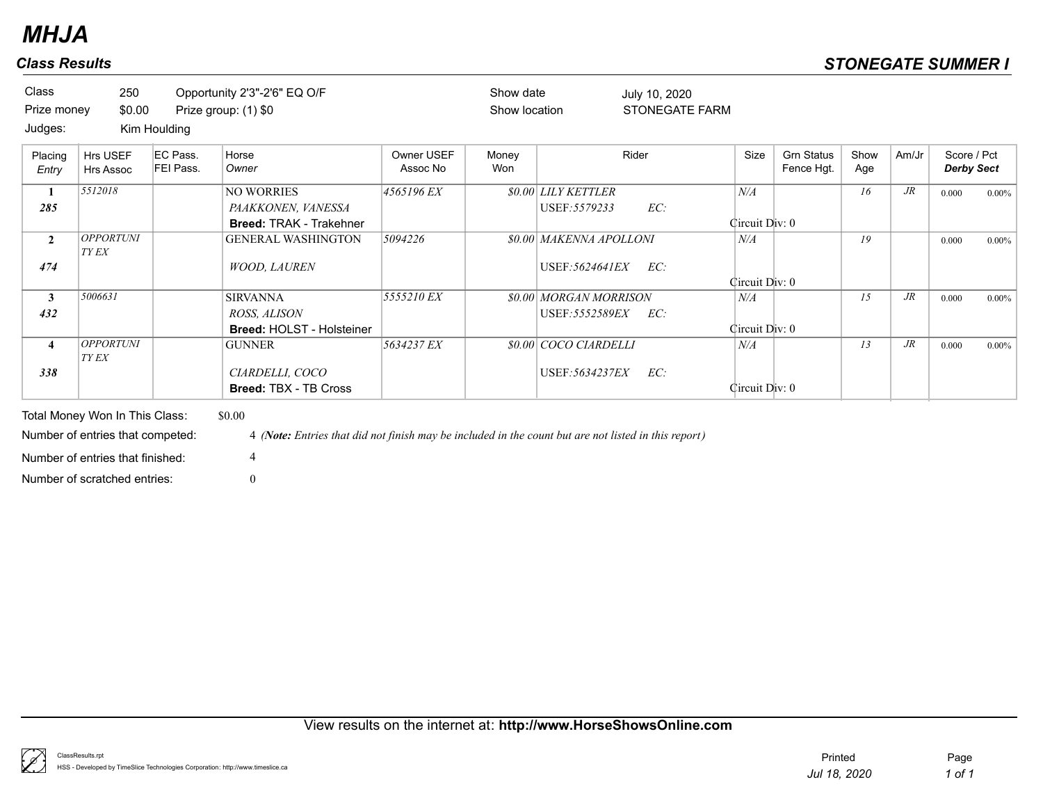# MHJA

## Class Results

## STONEGATE SUMMER I

| | | | | |
|---|---|---|---|---|
| Class | 250 | Opportunity 2'3"-2'6" EQ O/F | Show date | July 10, 2020 |
| Prize money | $0.00 | Prize group: (1) $0 | Show location | STONEGATE FARM |
| Judges: | Kim Houlding | | | |

| Placing *Entry* | Hrs USEF Hrs Assoc | EC Pass. FEI Pass. | Horse *Owner* | Owner USEF Assoc No | Money Won | Rider | Size | Grn Status Fence Hgt. | Show Age | Am/Jr | Score / Pct ***Derby Sect*** |
|---|---|---|---|---|---|---|---|---|---|---|---|
| **1** *285* | *5512018* | | NO WORRIES *PAAKKONEN, VANESSA* **Breed:** TRAK - Trakehner | *4565196 EX* | *$0.00* | *LILY KETTLER* USEF:*5579233* EC: | *N/A* Circuit Div: 0 | | *16* | *JR* | 0.000 0.00% |
| **2** *474* | *OPPORTUNITY EX* | | GENERAL WASHINGTON *WOOD, LAUREN* | *5094226* | *$0.00* | *MAKENNA APOLLONI* USEF:*5624641EX* EC: | *N/A* Circuit Div: 0 | | *19* | | 0.000 0.00% |
| **3** *432* | *5006631* | | SIRVANNA *ROSS, ALISON* **Breed:** HOLST - Holsteiner | *5555210 EX* | *$0.00* | *MORGAN MORRISON* USEF:*5552589EX* EC: | *N/A* Circuit Div: 0 | | *15* | *JR* | 0.000 0.00% |
| **4** *338* | *OPPORTUNITY EX* | | GUNNER *CIARDELLI, COCO* **Breed:** TBX - TB Cross | *5634237 EX* | *$0.00* | *COCO CIARDELLI* USEF:*5634237EX* EC: | *N/A* Circuit Div: 0 | | *13* | *JR* | 0.000 0.00% |

Total Money Won In This Class: $0.00

Number of entries that competed: 4 *(**Note:** Entries that did not finish may be included in the count but are not listed in this report)*

Number of entries that finished: 4

Number of scratched entries: 0

View results on the internet at: **http://www.HorseShowsOnline.com**

ClassResults.rpt
HSS - Developed by TimeSlice Technologies Corporation: http://www.timeslice.ca

Printed *Jul 18, 2020*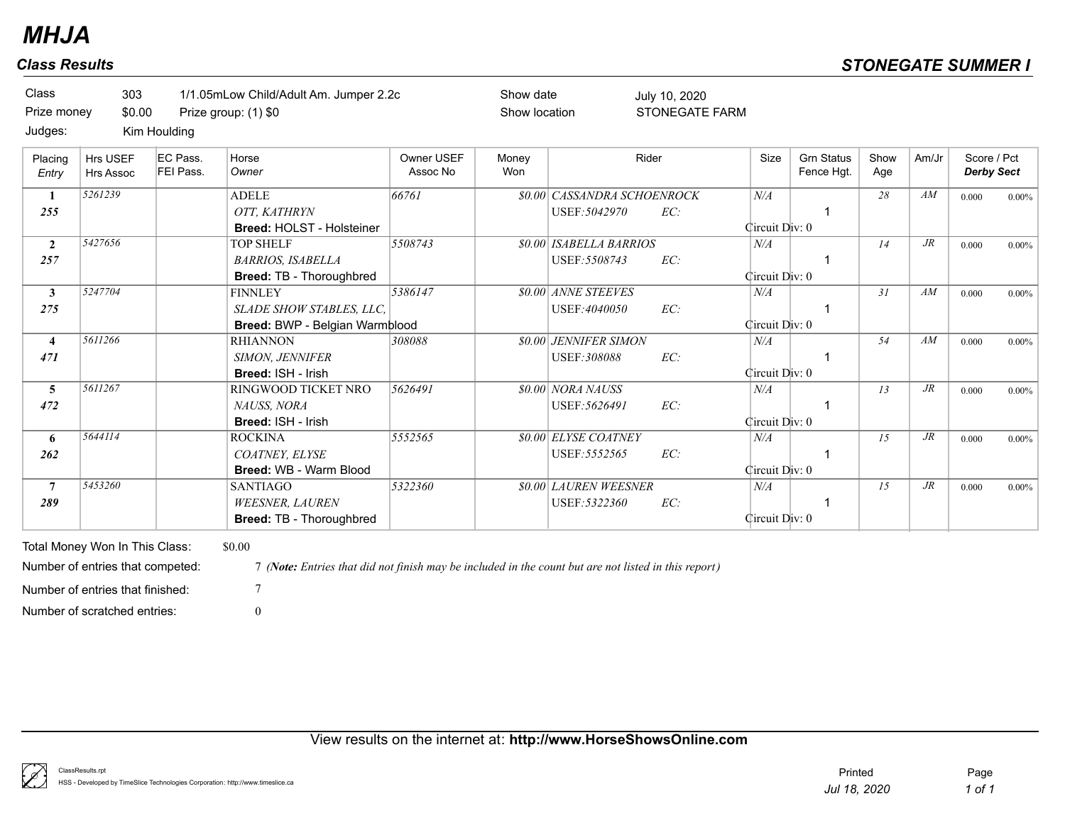# MHJA

## Class Results

## STONEGATE SUMMER I

Class 303 1/1.05mLow Child/Adult Am. Jumper 2.2c
Prize money $0.00 Prize group: (1) $0
Judges: Kim Houlding

Show date July 10, 2020
Show location STONEGATE FARM

| Placing / *Entry* | Hrs USEF / Hrs Assoc | EC Pass. / FEI Pass. | Horse / *Owner* | Owner USEF / Assoc No | Money Won | Rider | Size | Grn Status / Fence Hgt. | Show Age | Am/Jr | Score / Pct / ***Derby Sect*** |
|---|---|---|---|---|---|---|---|---|---|---|---|
| **1** / ***255*** | *5261239* | | ADELE / *OTT, KATHRYN* / **Breed:** HOLST - Holsteiner | *66761* | *$0.00* | *CASSANDRA SCHOENROCK* / USEF:*5042970* EC: | *N/A* / Circuit Div: 0 | 1 | *28* | *AM* | 0.000 0.00% |
| **2** / ***257*** | *5427656* | | TOP SHELF / *BARRIOS, ISABELLA* / **Breed:** TB - Thoroughbred | *5508743* | *$0.00* | *ISABELLA BARRIOS* / USEF:*5508743* EC: | *N/A* / Circuit Div: 0 | 1 | *14* | *JR* | 0.000 0.00% |
| **3** / ***275*** | *5247704* | | FINNLEY / *SLADE SHOW STABLES, LLC,* / **Breed:** BWP - Belgian Warmblood | *5386147* | *$0.00* | *ANNE STEEVES* / USEF:*4040050* EC: | *N/A* / Circuit Div: 0 | 1 | *31* | *AM* | 0.000 0.00% |
| **4** / ***471*** | *5611266* | | RHIANNON / *SIMON, JENNIFER* / **Breed:** ISH - Irish | *308088* | *$0.00* | *JENNIFER SIMON* / USEF:*308088* EC: | *N/A* / Circuit Div: 0 | 1 | *54* | *AM* | 0.000 0.00% |
| **5** / ***472*** | *5611267* | | RINGWOOD TICKET NRO / *NAUSS, NORA* / **Breed:** ISH - Irish | *5626491* | *$0.00* | *NORA NAUSS* / USEF:*5626491* EC: | *N/A* / Circuit Div: 0 | 1 | *13* | *JR* | 0.000 0.00% |
| **6** / ***262*** | *5644114* | | ROCKINA / *COATNEY, ELYSE* / **Breed:** WB - Warm Blood | *5552565* | *$0.00* | *ELYSE COATNEY* / USEF:*5552565* EC: | *N/A* / Circuit Div: 0 | 1 | *15* | *JR* | 0.000 0.00% |
| **7** / ***289*** | *5453260* | | SANTIAGO / *WEESNER, LAUREN* / **Breed:** TB - Thoroughbred | *5322360* | *$0.00* | *LAUREN WEESNER* / USEF:*5322360* EC: | *N/A* / Circuit Div: 0 | 1 | *15* | *JR* | 0.000 0.00% |

Total Money Won In This Class: $0.00

Number of entries that competed: 7 *(**Note:** Entries that did not finish may be included in the count but are not listed in this report)*

Number of entries that finished: 7

Number of scratched entries: 0

View results on the internet at: **http://www.HorseShowsOnline.com**

ClassResults.rpt
HSS - Developed by TimeSlice Technologies Corporation: http://www.timeslice.ca

Printed *Jul 18, 2020*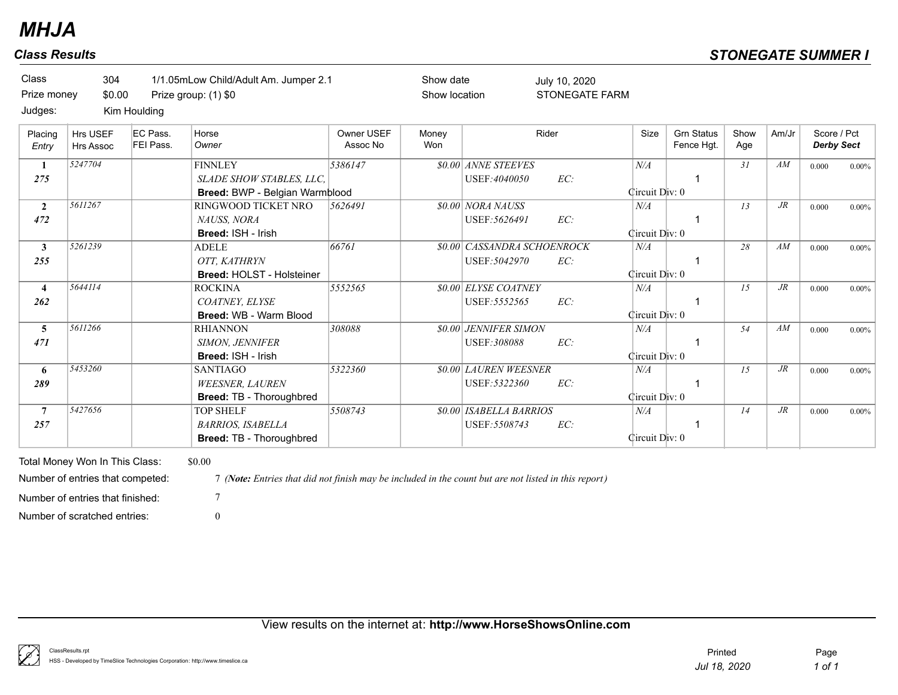# MHJA

## Class Results

## STONEGATE SUMMER I

Class 304 1/1.05mLow Child/Adult Am. Jumper 2.1
Prize money $0.00 Prize group: (1) $0
Judges: Kim Houlding

Show date July 10, 2020
Show location STONEGATE FARM

| Placing / Entry | Hrs USEF / Hrs Assoc | EC Pass. / FEI Pass. | Horse / Owner | Owner USEF / Assoc No | Money Won | Rider | Size | Grn Status / Fence Hgt. | Show Age | Am/Jr | Score / Pct / Derby Sect |
|---|---|---|---|---|---|---|---|---|---|---|---|
| 1 / 275 | 5247704 | | FINNLEY / SLADE SHOW STABLES, LLC, / **Breed:** BWP - Belgian Warmblood | 5386147 | $0.00 | ANNE STEEVES / USEF:4040050 EC: | N/A / Circuit Div: 0 | 1 | 31 | AM | 0.000 0.00% |
| 2 / 472 | 5611267 | | RINGWOOD TICKET NRO / NAUSS, NORA / **Breed:** ISH - Irish | 5626491 | $0.00 | NORA NAUSS / USEF:5626491 EC: | N/A / Circuit Div: 0 | 1 | 13 | JR | 0.000 0.00% |
| 3 / 255 | 5261239 | | ADELE / OTT, KATHRYN / **Breed:** HOLST - Holsteiner | 66761 | $0.00 | CASSANDRA SCHOENROCK / USEF:5042970 EC: | N/A / Circuit Div: 0 | 1 | 28 | AM | 0.000 0.00% |
| 4 / 262 | 5644114 | | ROCKINA / COATNEY, ELYSE / **Breed:** WB - Warm Blood | 5552565 | $0.00 | ELYSE COATNEY / USEF:5552565 EC: | N/A / Circuit Div: 0 | 1 | 15 | JR | 0.000 0.00% |
| 5 / 471 | 5611266 | | RHIANNON / SIMON, JENNIFER / **Breed:** ISH - Irish | 308088 | $0.00 | JENNIFER SIMON / USEF:308088 EC: | N/A / Circuit Div: 0 | 1 | 54 | AM | 0.000 0.00% |
| 6 / 289 | 5453260 | | SANTIAGO / WEESNER, LAUREN / **Breed:** TB - Thoroughbred | 5322360 | $0.00 | LAUREN WEESNER / USEF:5322360 EC: | N/A / Circuit Div: 0 | 1 | 15 | JR | 0.000 0.00% |
| 7 / 257 | 5427656 | | TOP SHELF / BARRIOS, ISABELLA / **Breed:** TB - Thoroughbred | 5508743 | $0.00 | ISABELLA BARRIOS / USEF:5508743 EC: | N/A / Circuit Div: 0 | 1 | 14 | JR | 0.000 0.00% |

Total Money Won In This Class: $0.00
Number of entries that competed: 7 *(**Note:** Entries that did not finish may be included in the count but are not listed in this report)*
Number of entries that finished: 7
Number of scratched entries: 0

View results on the internet at: **http://www.HorseShowsOnline.com**

ClassResults.rpt
HSS - Developed by TimeSlice Technologies Corporation: http://www.timeslice.ca

Printed Jul 18, 2020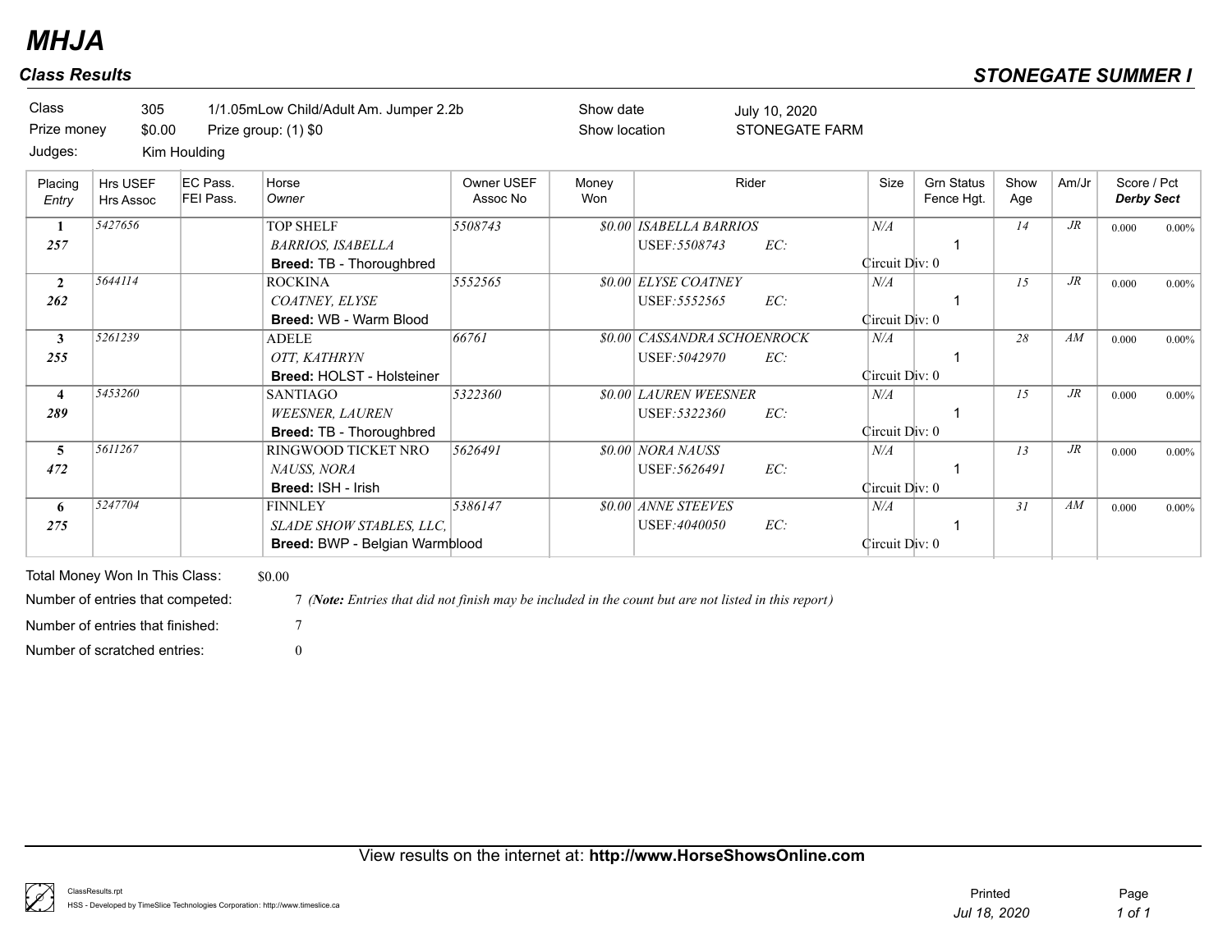# MHJA

## Class Results

**STONEGATE SUMMER I**

| | | | | | |
|---|---|---|---|---|---|
| Class | 305 | 1/1.05mLow Child/Adult Am. Jumper 2.2b | | Show date | July 10, 2020 |
| Prize money | $0.00 | Prize group: (1) $0 | | Show location | STONEGATE FARM |
| Judges: | Kim Houlding | | | | |

| Placing / *Entry* | Hrs USEF / Hrs Assoc | EC Pass. / FEI Pass. | Horse / *Owner* | Owner USEF / Assoc No | Money Won | Rider | Size | Grn Status / Fence Hgt. | Show Age | Am/Jr | Score / Pct / ***Derby Sect*** |
|---|---|---|---|---|---|---|---|---|---|---|---|
| **1** / ***257*** | *5427656* | | TOP SHELF / *BARRIOS, ISABELLA* / **Breed:** TB - Thoroughbred | *5508743* | *$0.00* | *ISABELLA BARRIOS* / USEF:*5508743* EC: | *N/A* / Circuit Div: 0 | 1 | *14* | *JR* | 0.000 0.00% |
| **2** / ***262*** | *5644114* | | ROCKINA / *COATNEY, ELYSE* / **Breed:** WB - Warm Blood | *5552565* | *$0.00* | *ELYSE COATNEY* / USEF:*5552565* EC: | *N/A* / Circuit Div: 0 | 1 | *15* | *JR* | 0.000 0.00% |
| **3** / ***255*** | *5261239* | | ADELE / *OTT, KATHRYN* / **Breed:** HOLST - Holsteiner | *66761* | *$0.00* | *CASSANDRA SCHOENROCK* / USEF:*5042970* EC: | *N/A* / Circuit Div: 0 | 1 | *28* | *AM* | 0.000 0.00% |
| **4** / ***289*** | *5453260* | | SANTIAGO / *WEESNER, LAUREN* / **Breed:** TB - Thoroughbred | *5322360* | *$0.00* | *LAUREN WEESNER* / USEF:*5322360* EC: | *N/A* / Circuit Div: 0 | 1 | *15* | *JR* | 0.000 0.00% |
| **5** / ***472*** | *5611267* | | RINGWOOD TICKET NRO / *NAUSS, NORA* / **Breed:** ISH - Irish | *5626491* | *$0.00* | *NORA NAUSS* / USEF:*5626491* EC: | *N/A* / Circuit Div: 0 | 1 | *13* | *JR* | 0.000 0.00% |
| **6** / ***275*** | *5247704* | | FINNLEY / *SLADE SHOW STABLES, LLC,* / **Breed:** BWP - Belgian Warmblood | *5386147* | *$0.00* | *ANNE STEEVES* / USEF:*4040050* EC: | *N/A* / Circuit Div: 0 | 1 | *31* | *AM* | 0.000 0.00% |

Total Money Won In This Class: $0.00

Number of entries that competed: 7 *(**Note:** Entries that did not finish may be included in the count but are not listed in this report)*

Number of entries that finished: 7

Number of scratched entries: 0

View results on the internet at: **http://www.HorseShowsOnline.com**

ClassResults.rpt
HSS - Developed by TimeSlice Technologies Corporation: http://www.timeslice.ca

Printed *Jul 18, 2020*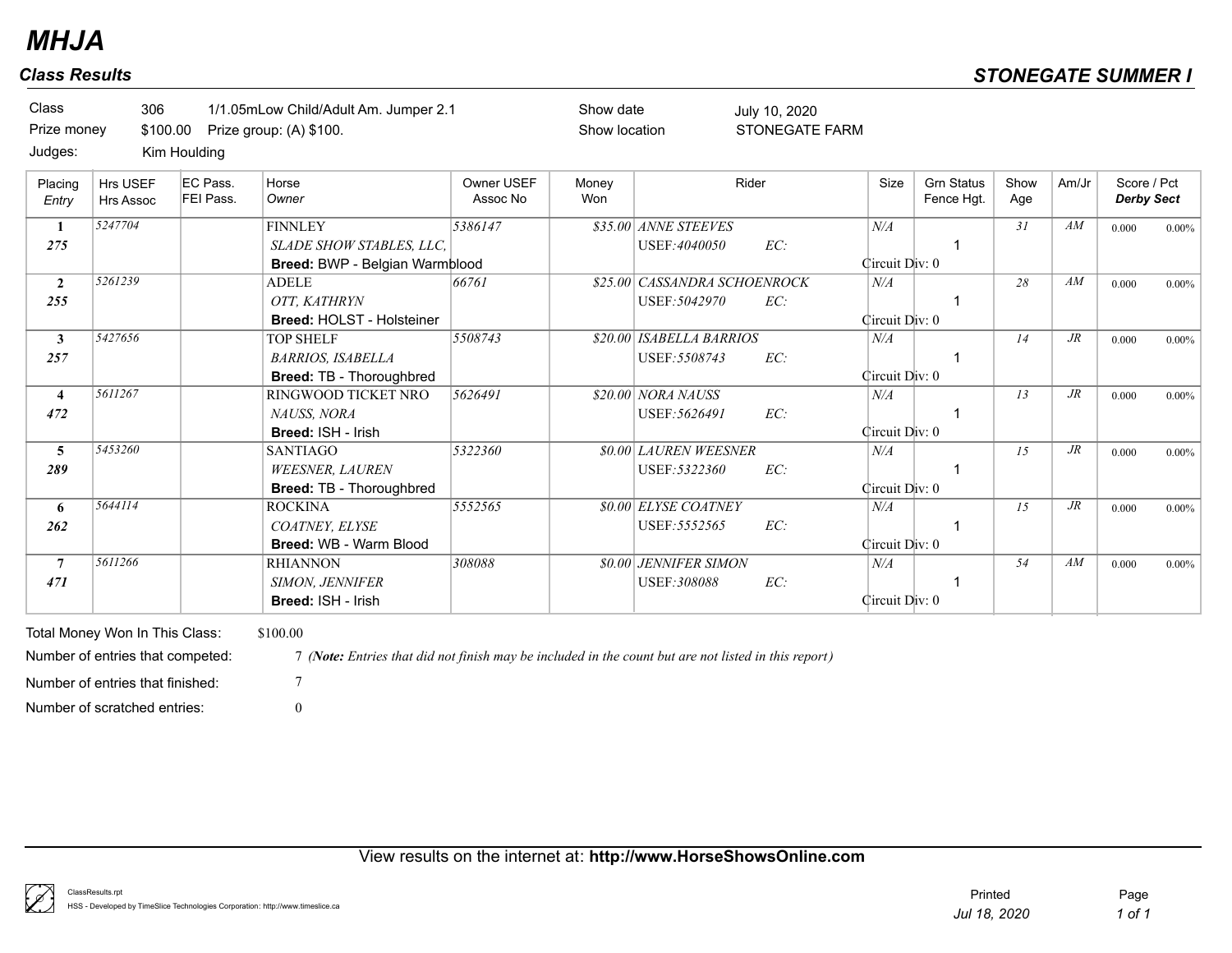# MHJA

## Class Results

**STONEGATE SUMMER I**

Class 306 1/1.05mLow Child/Adult Am. Jumper 2.1
Prize money $100.00 Prize group: (A) $100.
Judges: Kim Houlding

Show date July 10, 2020
Show location STONEGATE FARM

| Placing / Entry | Hrs USEF / Hrs Assoc | EC Pass. / FEI Pass. | Horse / Owner | Owner USEF / Assoc No | Money Won | Rider | Size | Grn Status / Fence Hgt. | Show Age | Am/Jr | Score / Pct / Derby Sect |
|---|---|---|---|---|---|---|---|---|---|---|---|
| 1 / 275 | 5247704 | | FINNLEY / SLADE SHOW STABLES, LLC, / **Breed:** BWP - Belgian Warmblood | 5386147 | $35.00 | ANNE STEEVES / USEF:4040050 EC: | N/A / Circuit Div: 0 | 1 | 31 | AM | 0.000 0.00% |
| 2 / 255 | 5261239 | | ADELE / OTT, KATHRYN / **Breed:** HOLST - Holsteiner | 66761 | $25.00 | CASSANDRA SCHOENROCK / USEF:5042970 EC: | N/A / Circuit Div: 0 | 1 | 28 | AM | 0.000 0.00% |
| 3 / 257 | 5427656 | | TOP SHELF / BARRIOS, ISABELLA / **Breed:** TB - Thoroughbred | 5508743 | $20.00 | ISABELLA BARRIOS / USEF:5508743 EC: | N/A / Circuit Div: 0 | 1 | 14 | JR | 0.000 0.00% |
| 4 / 472 | 5611267 | | RINGWOOD TICKET NRO / NAUSS, NORA / **Breed:** ISH - Irish | 5626491 | $20.00 | NORA NAUSS / USEF:5626491 EC: | N/A / Circuit Div: 0 | 1 | 13 | JR | 0.000 0.00% |
| 5 / 289 | 5453260 | | SANTIAGO / WEESNER, LAUREN / **Breed:** TB - Thoroughbred | 5322360 | $0.00 | LAUREN WEESNER / USEF:5322360 EC: | N/A / Circuit Div: 0 | 1 | 15 | JR | 0.000 0.00% |
| 6 / 262 | 5644114 | | ROCKINA / COATNEY, ELYSE / **Breed:** WB - Warm Blood | 5552565 | $0.00 | ELYSE COATNEY / USEF:5552565 EC: | N/A / Circuit Div: 0 | 1 | 15 | JR | 0.000 0.00% |
| 7 / 471 | 5611266 | | RHIANNON / SIMON, JENNIFER / **Breed:** ISH - Irish | 308088 | $0.00 | JENNIFER SIMON / USEF:308088 EC: | N/A / Circuit Div: 0 | 1 | 54 | AM | 0.000 0.00% |

Total Money Won In This Class: $100.00
Number of entries that competed: 7 *(**Note:** Entries that did not finish may be included in the count but are not listed in this report)*
Number of entries that finished: 7
Number of scratched entries: 0

View results on the internet at: **http://www.HorseShowsOnline.com**

ClassResults.rpt
HSS - Developed by TimeSlice Technologies Corporation: http://www.timeslice.ca

Printed Jul 18, 2020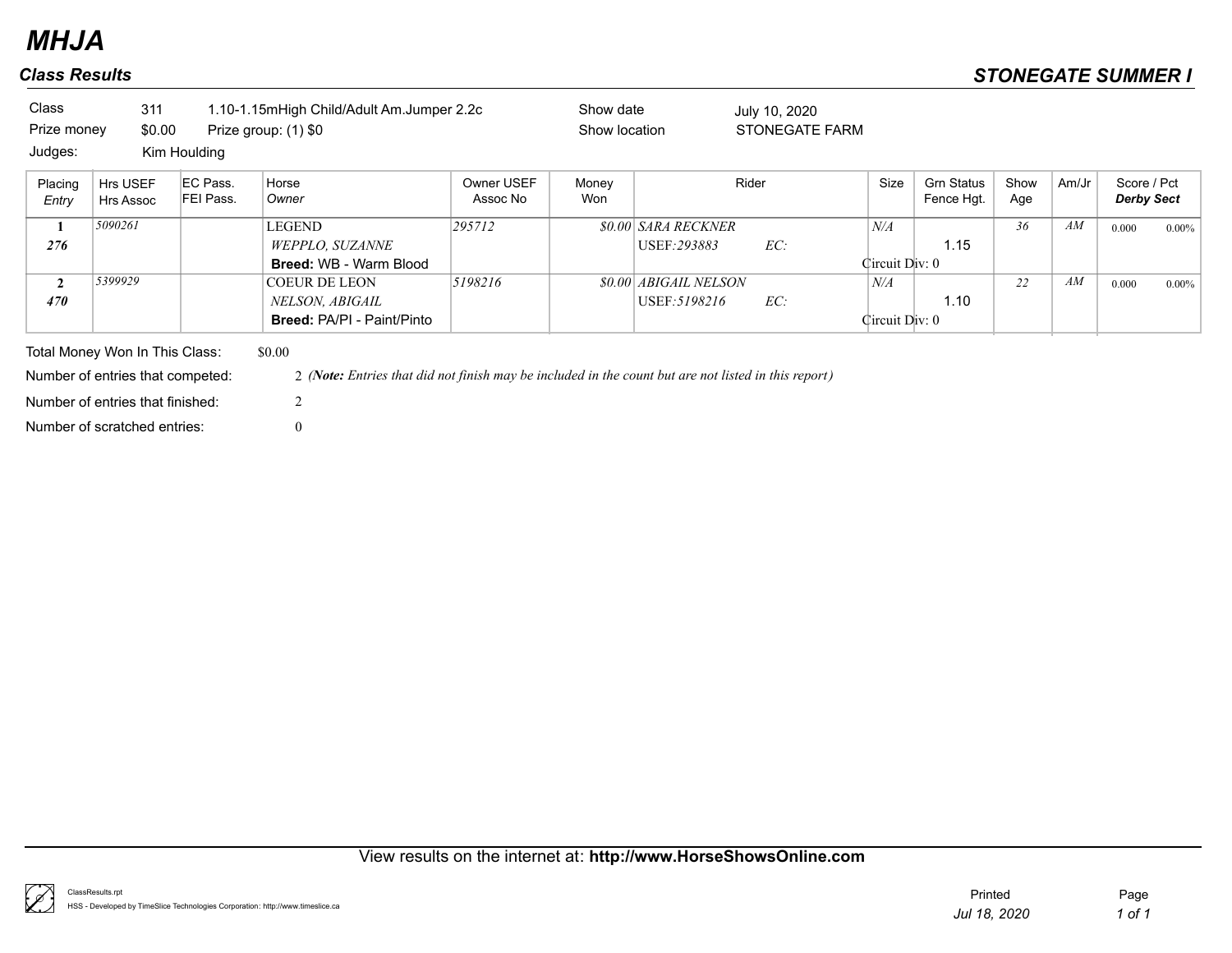# MHJA

## Class Results

**STONEGATE SUMMER I**

| | | | | |
|---|---|---|---|---|
| Class | 311 | 1.10-1.15mHigh Child/Adult Am.Jumper 2.2c | Show date | July 10, 2020 |
| Prize money | $0.00 | Prize group: (1) $0 | Show location | STONEGATE FARM |
| Judges: | Kim Houlding | | | |

| Placing / Entry | Hrs USEF / Hrs Assoc | EC Pass. / FEI Pass. | Horse / Owner | Owner USEF / Assoc No | Money Won | Rider | Size | Grn Status / Fence Hgt. | Show Age | Am/Jr | Score / Pct / Derby Sect |
|---|---|---|---|---|---|---|---|---|---|---|---|
| 1 / 276 | 5090261 | | LEGEND / WEPPLO, SUZANNE / **Breed:** WB - Warm Blood | 295712 | $0.00 | SARA RECKNER / USEF:293883 EC: | N/A / Circuit Div: 0 | 1.15 | 36 | AM | 0.000 0.00% |
| 2 / 470 | 5399929 | | COEUR DE LEON / NELSON, ABIGAIL / **Breed:** PA/PI - Paint/Pinto | 5198216 | $0.00 | ABIGAIL NELSON / USEF:5198216 EC: | N/A / Circuit Div: 0 | 1.10 | 22 | AM | 0.000 0.00% |

Total Money Won In This Class: $0.00

Number of entries that competed: 2 *(**Note:** Entries that did not finish may be included in the count but are not listed in this report)*

Number of entries that finished: 2

Number of scratched entries: 0

View results on the internet at: **http://www.HorseShowsOnline.com**

ClassResults.rpt
HSS - Developed by TimeSlice Technologies Corporation: http://www.timeslice.ca

Printed *Jul 18, 2020*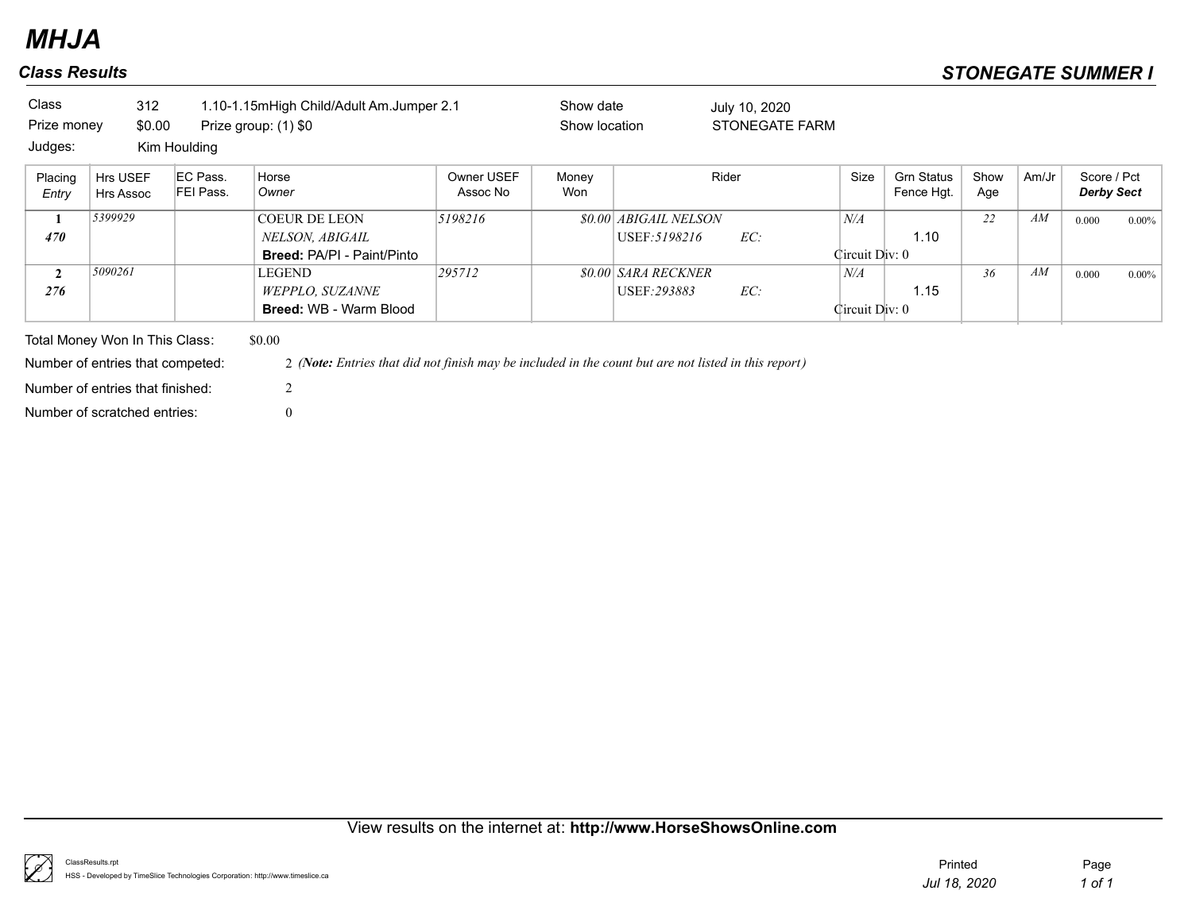# MHJA

## Class Results

## STONEGATE SUMMER I

| | | | | |
|---|---|---|---|---|
| Class | 312 | 1.10-1.15mHigh Child/Adult Am.Jumper 2.1 | Show date | July 10, 2020 |
| Prize money | $0.00 | Prize group: (1) $0 | Show location | STONEGATE FARM |
| Judges: | Kim Houlding | | | |

| Placing / *Entry* | Hrs USEF / Hrs Assoc | EC Pass. / FEI Pass. | Horse / *Owner* | Owner USEF / Assoc No | Money Won | Rider | Size | Grn Status / Fence Hgt. | Show Age | Am/Jr | Score / Pct / ***Derby Sect*** |
|---|---|---|---|---|---|---|---|---|---|---|---|
| **1** / ***470*** | *5399929* | | COEUR DE LEON / *NELSON, ABIGAIL* / **Breed:** PA/PI - Paint/Pinto | *5198216* | *$0.00* | *ABIGAIL NELSON* / USEF:*5198216* EC: / Circuit Div: 0 | *N/A* | 1.10 | *22* | *AM* | 0.000 0.00% |
| **2** / ***276*** | *5090261* | | LEGEND / *WEPPLO, SUZANNE* / **Breed:** WB - Warm Blood | *295712* | *$0.00* | *SARA RECKNER* / USEF:*293883* EC: / Circuit Div: 0 | *N/A* | 1.15 | *36* | *AM* | 0.000 0.00% |

Total Money Won In This Class: $0.00

Number of entries that competed: 2 (***Note:*** *Entries that did not finish may be included in the count but are not listed in this report)*

Number of entries that finished: 2

Number of scratched entries: 0

View results on the internet at: **http://www.HorseShowsOnline.com**

ClassResults.rpt
HSS - Developed by TimeSlice Technologies Corporation: http://www.timeslice.ca

Printed *Jul 18, 2020*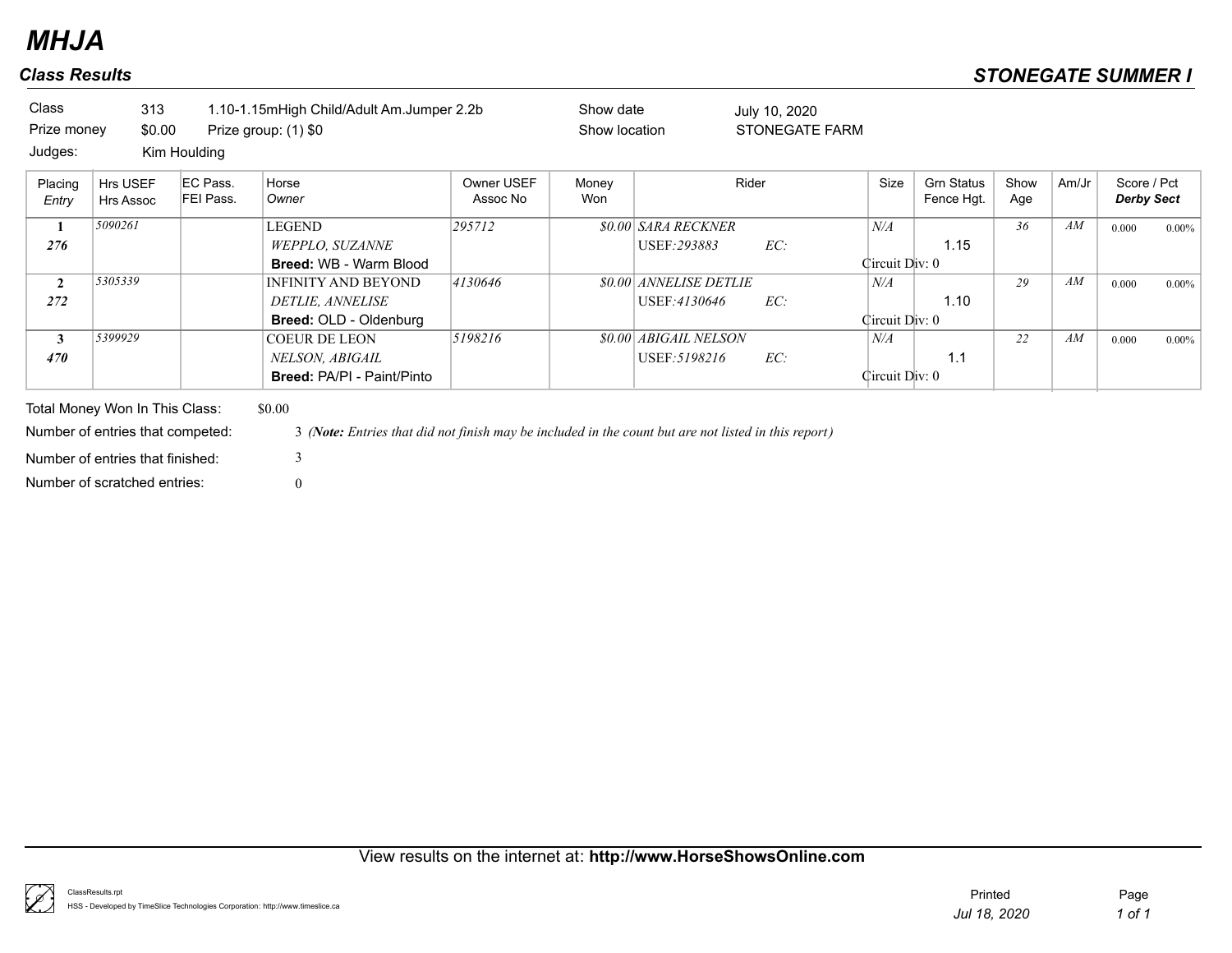# MHJA

## Class Results

## STONEGATE SUMMER I

Class 313 1.10-1.15mHigh Child/Adult Am.Jumper 2.2b

Prize money $0.00 Prize group: (1) $0

Judges: Kim Houlding

Show date July 10, 2020

Show location STONEGATE FARM

| Placing / *Entry* | Hrs USEF / Hrs Assoc | EC Pass. / FEI Pass. | Horse / *Owner* | Owner USEF / Assoc No | Money Won | Rider | Size | Grn Status / Fence Hgt. | Show Age | Am/Jr | Score / Pct / ***Derby Sect*** |
|---|---|---|---|---|---|---|---|---|---|---|---|
| **1** / ***276*** | *5090261* | | LEGEND / *WEPPLO, SUZANNE* / **Breed:** WB - Warm Blood | *295712* | *$0.00* | *SARA RECKNER* / USEF:*293883* EC: | *N/A* / Circuit Div: 0 | 1.15 | *36* | *AM* | 0.000 0.00% |
| **2** / ***272*** | *5305339* | | INFINITY AND BEYOND / *DETLIE, ANNELISE* / **Breed:** OLD - Oldenburg | *4130646* | *$0.00* | *ANNELISE DETLIE* / USEF:*4130646* EC: | *N/A* / Circuit Div: 0 | 1.10 | *29* | *AM* | 0.000 0.00% |
| **3** / ***470*** | *5399929* | | COEUR DE LEON / *NELSON, ABIGAIL* / **Breed:** PA/PI - Paint/Pinto | *5198216* | *$0.00* | *ABIGAIL NELSON* / USEF:*5198216* EC: | *N/A* / Circuit Div: 0 | 1.1 | *22* | *AM* | 0.000 0.00% |

Total Money Won In This Class: $0.00

Number of entries that competed: 3 *(**Note:** Entries that did not finish may be included in the count but are not listed in this report)*

Number of entries that finished: 3

Number of scratched entries: 0

View results on the internet at: **http://www.HorseShowsOnline.com**

ClassResults.rpt

HSS - Developed by TimeSlice Technologies Corporation: http://www.timeslice.ca

Printed *Jul 18, 2020*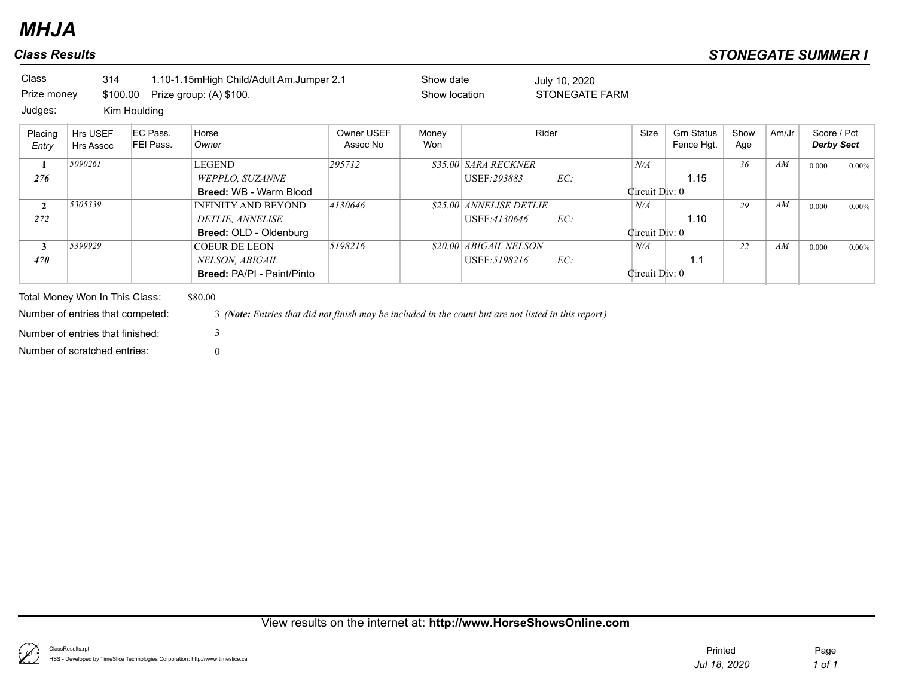# MHJA

## Class Results

## STONEGATE SUMMER I

| | | | |
|---|---|---|---|
| Class | 314 1.10-1.15mHigh Child/Adult Am.Jumper 2.1 | Show date | July 10, 2020 |
| Prize money | $100.00 Prize group: (A) $100. | Show location | STONEGATE FARM |
| Judges: | Kim Houlding | | |

| Placing / *Entry* | Hrs USEF / Hrs Assoc | EC Pass. / FEI Pass. | Horse / *Owner* | Owner USEF / Assoc No | Money Won | Rider | Size | Grn Status / Fence Hgt. | Show Age | Am/Jr | Score / Pct / ***Derby Sect*** |
|---|---|---|---|---|---|---|---|---|---|---|---|
| **1** / ***276*** | *5090261* | | LEGEND / *WEPPLO, SUZANNE* / **Breed:** WB - Warm Blood | *295712* | *$35.00* | *SARA RECKNER* / USEF:*293883* EC: | *N/A* / Circuit Div: 0 | 1.15 | *36* | *AM* | 0.000 0.00% |
| **2** / ***272*** | *5305339* | | INFINITY AND BEYOND / *DETLIE, ANNELISE* / **Breed:** OLD - Oldenburg | *4130646* | *$25.00* | *ANNELISE DETLIE* / USEF:*4130646* EC: | *N/A* / Circuit Div: 0 | 1.10 | *29* | *AM* | 0.000 0.00% |
| **3** / ***470*** | *5399929* | | COEUR DE LEON / *NELSON, ABIGAIL* / **Breed:** PA/PI - Paint/Pinto | *5198216* | *$20.00* | *ABIGAIL NELSON* / USEF:*5198216* EC: | *N/A* / Circuit Div: 0 | 1.1 | *22* | *AM* | 0.000 0.00% |

Total Money Won In This Class: $80.00

Number of entries that competed: 3 *(**Note:** Entries that did not finish may be included in the count but are not listed in this report)*

Number of entries that finished: 3

Number of scratched entries: 0

View results on the internet at: **http://www.HorseShowsOnline.com**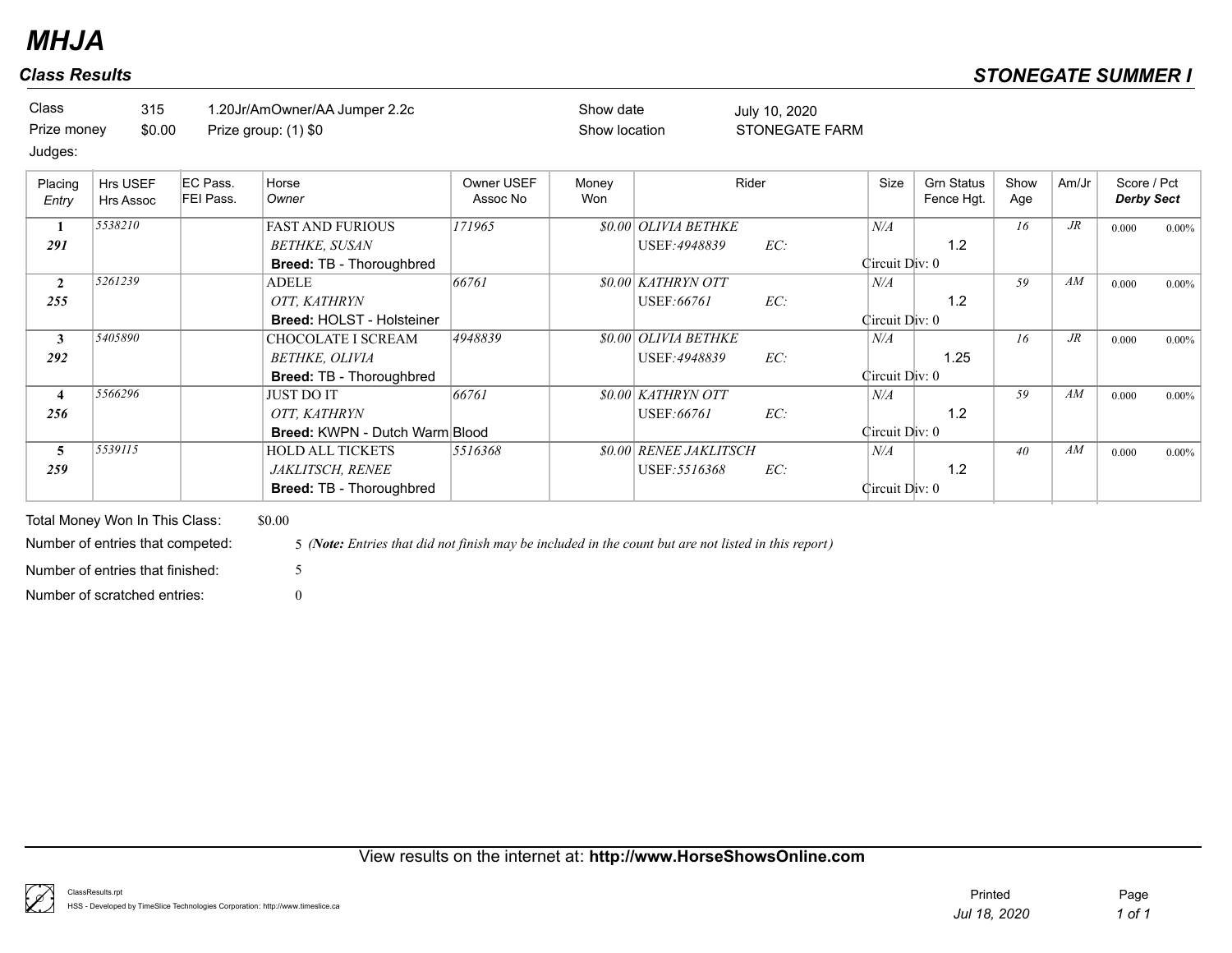# MHJA

## Class Results

## STONEGATE SUMMER I

Class 315 1.20Jr/AmOwner/AA Jumper 2.2c
Prize money $0.00 Prize group: (1) $0
Judges:

Show date July 10, 2020
Show location STONEGATE FARM

| Placing / *Entry* | Hrs USEF / Hrs Assoc | EC Pass. / FEI Pass. | Horse / *Owner* | Owner USEF / Assoc No | Money Won | Rider | Size | Grn Status / Fence Hgt. | Show Age | Am/Jr | Score / Pct / *Derby Sect* |
|---|---|---|---|---|---|---|---|---|---|---|---|
| **1** / ***291*** | *5538210* | | FAST AND FURIOUS / *BETHKE, SUSAN* / **Breed:** TB - Thoroughbred | *171965* | *$0.00* | *OLIVIA BETHKE* / USEF:*4948839* EC: | *N/A* / Circuit Div: 0 | 1.2 | *16* | *JR* | 0.000 0.00% |
| **2** / ***255*** | *5261239* | | ADELE / *OTT, KATHRYN* / **Breed:** HOLST - Holsteiner | *66761* | *$0.00* | *KATHRYN OTT* / USEF:*66761* EC: | *N/A* / Circuit Div: 0 | 1.2 | *59* | *AM* | 0.000 0.00% |
| **3** / ***292*** | *5405890* | | CHOCOLATE I SCREAM / *BETHKE, OLIVIA* / **Breed:** TB - Thoroughbred | *4948839* | *$0.00* | *OLIVIA BETHKE* / USEF:*4948839* EC: | *N/A* / Circuit Div: 0 | 1.25 | *16* | *JR* | 0.000 0.00% |
| **4** / ***256*** | *5566296* | | JUST DO IT / *OTT, KATHRYN* / **Breed:** KWPN - Dutch Warm Blood | *66761* | *$0.00* | *KATHRYN OTT* / USEF:*66761* EC: | *N/A* / Circuit Div: 0 | 1.2 | *59* | *AM* | 0.000 0.00% |
| **5** / ***259*** | *5539115* | | HOLD ALL TICKETS / *JAKLITSCH, RENEE* / **Breed:** TB - Thoroughbred | *5516368* | *$0.00* | *RENEE JAKLITSCH* / USEF:*5516368* EC: | *N/A* / Circuit Div: 0 | 1.2 | *40* | *AM* | 0.000 0.00% |

Total Money Won In This Class: $0.00

Number of entries that competed: 5 *(**Note:** Entries that did not finish may be included in the count but are not listed in this report)*

Number of entries that finished: 5

Number of scratched entries: 0

View results on the internet at: **http://www.HorseShowsOnline.com**

ClassResults.rpt
HSS - Developed by TimeSlice Technologies Corporation: http://www.timeslice.ca

Printed *Jul 18, 2020*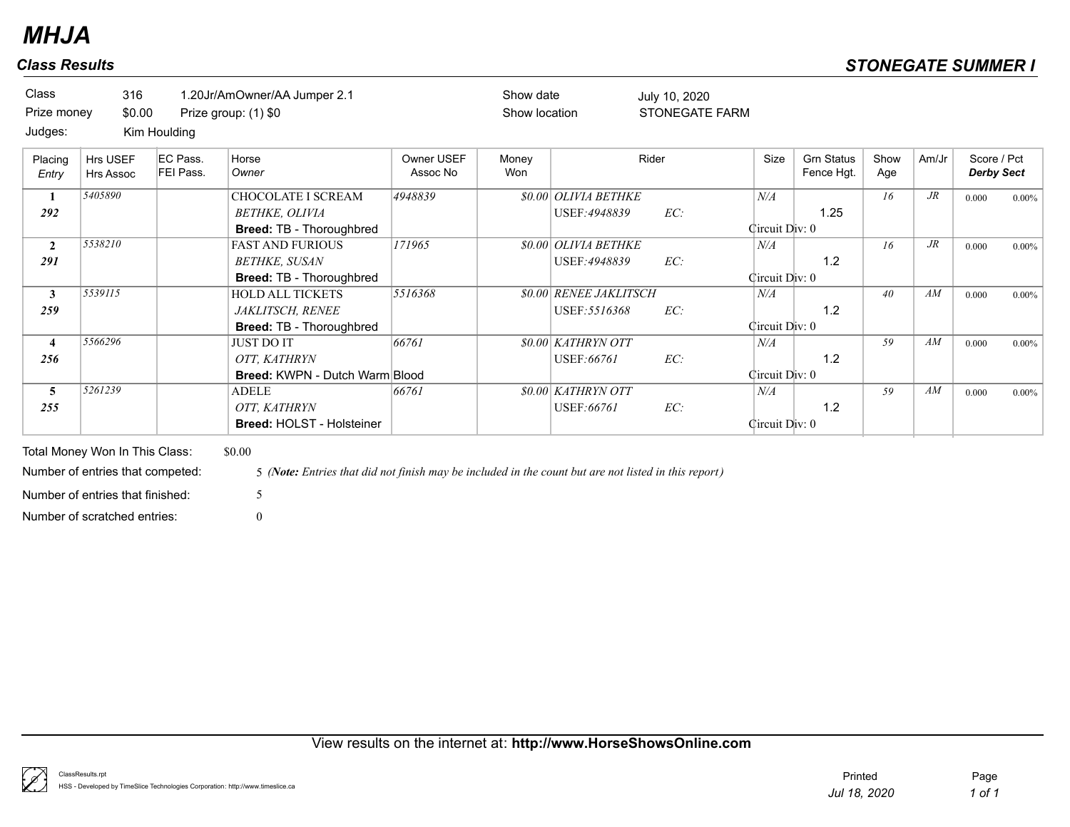# MHJA

## Class Results

## STONEGATE SUMMER I

| | | | | | |
|---|---|---|---|---|---|
| Class | 316 | 1.20Jr/AmOwner/AA Jumper 2.1 | | Show date | July 10, 2020 |
| Prize money | $0.00 | Prize group: (1) $0 | | Show location | STONEGATE FARM |
| Judges: | Kim Houlding | | | | |

| Placing / *Entry* | Hrs USEF / Hrs Assoc | EC Pass. / FEI Pass. | Horse / *Owner* | Owner USEF / Assoc No | Money Won | Rider | Size | Grn Status / Fence Hgt. | Show Age | Am/Jr | Score / Pct / ***Derby Sect*** |
|---|---|---|---|---|---|---|---|---|---|---|---|
| **1** / ***292*** | *5405890* | | CHOCOLATE I SCREAM / *BETHKE, OLIVIA* / **Breed:** TB - Thoroughbred | *4948839* | *$0.00* | *OLIVIA BETHKE* / USEF:*4948839* EC: | *N/A* / Circuit Div: 0 | 1.25 | *16* | *JR* | 0.000 0.00% |
| **2** / ***291*** | *5538210* | | FAST AND FURIOUS / *BETHKE, SUSAN* / **Breed:** TB - Thoroughbred | *171965* | *$0.00* | *OLIVIA BETHKE* / USEF:*4948839* EC: | *N/A* / Circuit Div: 0 | 1.2 | *16* | *JR* | 0.000 0.00% |
| **3** / ***259*** | *5539115* | | HOLD ALL TICKETS / *JAKLITSCH, RENEE* / **Breed:** TB - Thoroughbred | *5516368* | *$0.00* | *RENEE JAKLITSCH* / USEF:*5516368* EC: | *N/A* / Circuit Div: 0 | 1.2 | *40* | *AM* | 0.000 0.00% |
| **4** / ***256*** | *5566296* | | JUST DO IT / *OTT, KATHRYN* / **Breed:** KWPN - Dutch Warm Blood | *66761* | *$0.00* | *KATHRYN OTT* / USEF:*66761* EC: | *N/A* / Circuit Div: 0 | 1.2 | *59* | *AM* | 0.000 0.00% |
| **5** / ***255*** | *5261239* | | ADELE / *OTT, KATHRYN* / **Breed:** HOLST - Holsteiner | *66761* | *$0.00* | *KATHRYN OTT* / USEF:*66761* EC: | *N/A* / Circuit Div: 0 | 1.2 | *59* | *AM* | 0.000 0.00% |

Total Money Won In This Class: $0.00

Number of entries that competed: 5 *(**Note:** Entries that did not finish may be included in the count but are not listed in this report)*

Number of entries that finished: 5

Number of scratched entries: 0

View results on the internet at: **http://www.HorseShowsOnline.com**

ClassResults.rpt
HSS - Developed by TimeSlice Technologies Corporation: http://www.timeslice.ca

Printed *Jul 18, 2020*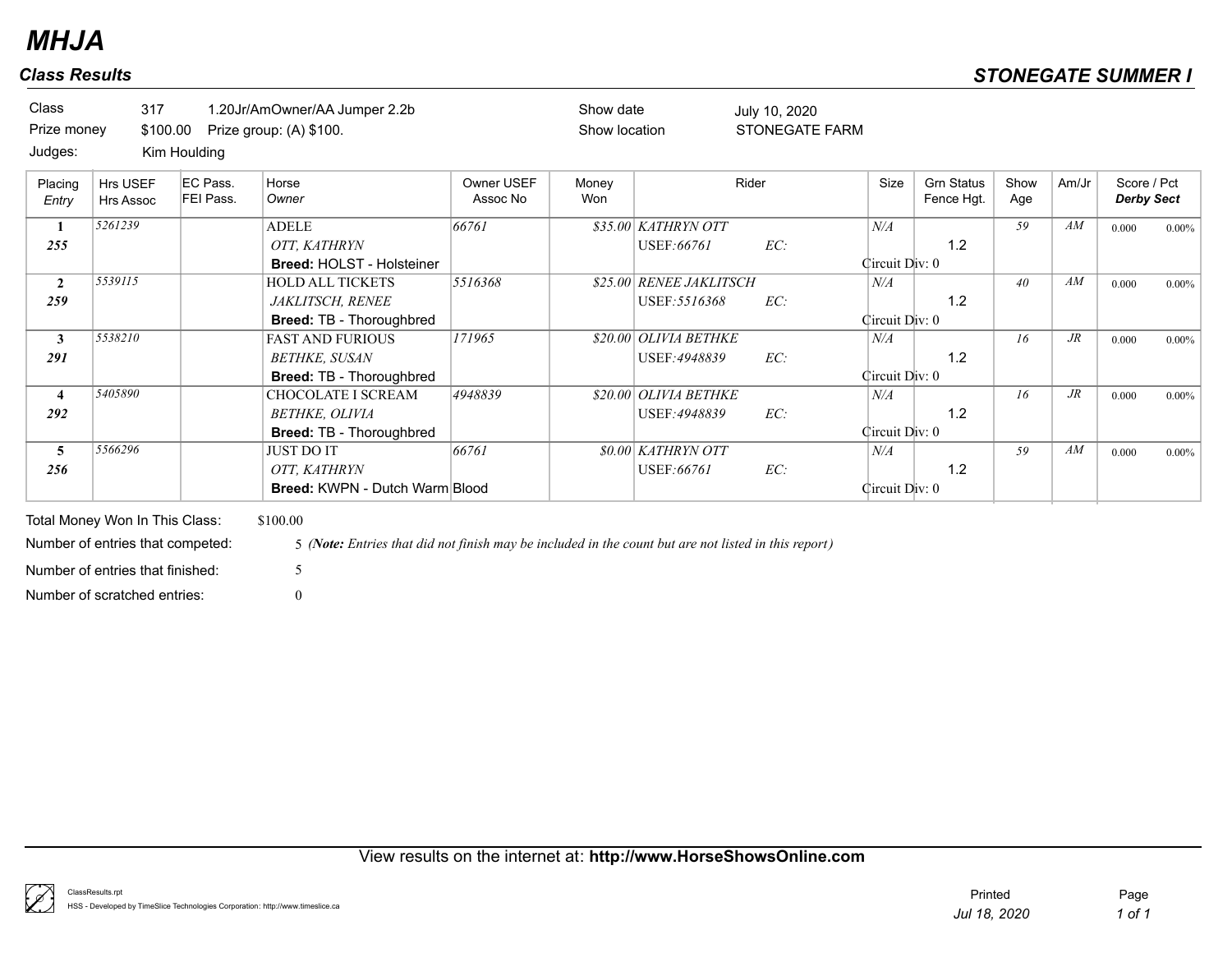# MHJA

## Class Results

## STONEGATE SUMMER I

| | | | | | |
|---|---|---|---|---|---|
| Class | 317 | 1.20Jr/AmOwner/AA Jumper 2.2b | | Show date | July 10, 2020 |
| Prize money | $100.00 | Prize group: (A) $100. | | Show location | STONEGATE FARM |
| Judges: | Kim Houlding | | | | |

| Placing / *Entry* | Hrs USEF / Hrs Assoc | EC Pass. / FEI Pass. | Horse / *Owner* | Owner USEF / Assoc No | Money Won | Rider | Size | Grn Status / Fence Hgt. | Show Age | Am/Jr | Score / Pct / ***Derby Sect*** |
|---|---|---|---|---|---|---|---|---|---|---|---|
| **1** / ***255*** | *5261239* | | ADELE / *OTT, KATHRYN* / **Breed:** HOLST - Holsteiner | *66761* | *$35.00* | *KATHRYN OTT* / USEF:*66761* EC: | *N/A* / Circuit Div: 0 | 1.2 | *59* | *AM* | 0.000 0.00% |
| **2** / ***259*** | *5539115* | | HOLD ALL TICKETS / *JAKLITSCH, RENEE* / **Breed:** TB - Thoroughbred | *5516368* | *$25.00* | *RENEE JAKLITSCH* / USEF:*5516368* EC: | *N/A* / Circuit Div: 0 | 1.2 | *40* | *AM* | 0.000 0.00% |
| **3** / ***291*** | *5538210* | | FAST AND FURIOUS / *BETHKE, SUSAN* / **Breed:** TB - Thoroughbred | *171965* | *$20.00* | *OLIVIA BETHKE* / USEF:*4948839* EC: | *N/A* / Circuit Div: 0 | 1.2 | *16* | *JR* | 0.000 0.00% |
| **4** / ***292*** | *5405890* | | CHOCOLATE I SCREAM / *BETHKE, OLIVIA* / **Breed:** TB - Thoroughbred | *4948839* | *$20.00* | *OLIVIA BETHKE* / USEF:*4948839* EC: | *N/A* / Circuit Div: 0 | 1.2 | *16* | *JR* | 0.000 0.00% |
| **5** / ***256*** | *5566296* | | JUST DO IT / *OTT, KATHRYN* / **Breed:** KWPN - Dutch Warm Blood | *66761* | *$0.00* | *KATHRYN OTT* / USEF:*66761* EC: | *N/A* / Circuit Div: 0 | 1.2 | *59* | *AM* | 0.000 0.00% |

Total Money Won In This Class: $100.00

Number of entries that competed: 5 *(**Note:** Entries that did not finish may be included in the count but are not listed in this report)*

Number of entries that finished: 5

Number of scratched entries: 0

View results on the internet at: **http://www.HorseShowsOnline.com**

ClassResults.rpt
HSS - Developed by TimeSlice Technologies Corporation: http://www.timeslice.ca

Printed *Jul 18, 2020*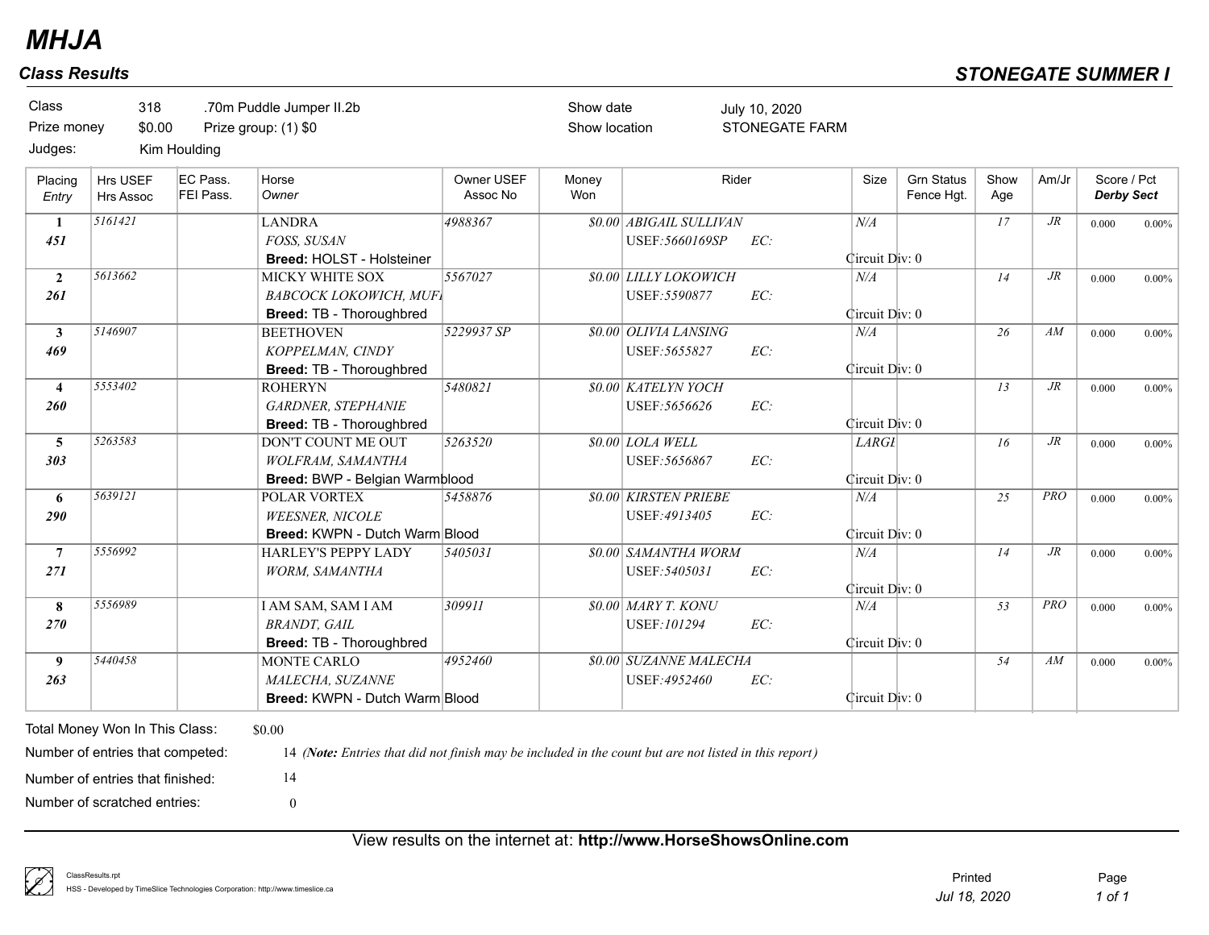# MHJA

## Class Results

**STONEGATE SUMMER I**

Class 318 .70m Puddle Jumper II.2b
Prize money $0.00 Prize group: (1) $0
Judges: Kim Houlding

Show date July 10, 2020
Show location STONEGATE FARM

| Placing / *Entry* | Hrs USEF / Hrs Assoc | EC Pass. / FEI Pass. | Horse / *Owner* | Owner USEF / Assoc No | Money Won | Rider | Size | Grn Status / Fence Hgt. | Show Age | Am/Jr | Score / Pct / ***Derby Sect*** |
|---|---|---|---|---|---|---|---|---|---|---|---|
| **1** / ***451*** | *5161421* | | LANDRA / *FOSS, SUSAN* / **Breed:** HOLST - Holsteiner | *4988367* | *$0.00* | *ABIGAIL SULLIVAN* / USEF:*5660169SP* EC: / Circuit Div: 0 | *N/A* | | *17* | *JR* | 0.000 0.00% |
| **2** / ***261*** | *5613662* | | MICKY WHITE SOX / *BABCOCK LOKOWICH, MUF* / **Breed:** TB - Thoroughbred | *5567027* | *$0.00* | *LILLY LOKOWICH* / USEF:*5590877* EC: / Circuit Div: 0 | *N/A* | | *14* | *JR* | 0.000 0.00% |
| **3** / ***469*** | *5146907* | | BEETHOVEN / *KOPPELMAN, CINDY* / **Breed:** TB - Thoroughbred | *5229937 SP* | *$0.00* | *OLIVIA LANSING* / USEF:*5655827* EC: / Circuit Div: 0 | *N/A* | | *26* | *AM* | 0.000 0.00% |
| **4** / ***260*** | *5553402* | | ROHERYN / *GARDNER, STEPHANIE* / **Breed:** TB - Thoroughbred | *5480821* | *$0.00* | *KATELYN YOCH* / USEF:*5656626* EC: / Circuit Div: 0 | | | *13* | *JR* | 0.000 0.00% |
| **5** / ***303*** | *5263583* | | DON'T COUNT ME OUT / *WOLFRAM, SAMANTHA* / **Breed:** BWP - Belgian Warmblood | *5263520* | *$0.00* | *LOLA WELL* / USEF:*5656867* EC: / Circuit Div: 0 | *LARGI* | | *16* | *JR* | 0.000 0.00% |
| **6** / ***290*** | *5639121* | | POLAR VORTEX / *WEESNER, NICOLE* / **Breed:** KWPN - Dutch Warm Blood | *5458876* | *$0.00* | *KIRSTEN PRIEBE* / USEF:*4913405* EC: / Circuit Div: 0 | *N/A* | | *25* | *PRO* | 0.000 0.00% |
| **7** / ***271*** | *5556992* | | HARLEY'S PEPPY LADY / *WORM, SAMANTHA* | *5405031* | *$0.00* | *SAMANTHA WORM* / USEF:*5405031* EC: / Circuit Div: 0 | *N/A* | | *14* | *JR* | 0.000 0.00% |
| **8** / ***270*** | *5556989* | | I AM SAM, SAM I AM / *BRANDT, GAIL* / **Breed:** TB - Thoroughbred | *309911* | *$0.00* | *MARY T. KONU* / USEF:*101294* EC: / Circuit Div: 0 | *N/A* | | *53* | *PRO* | 0.000 0.00% |
| **9** / ***263*** | *5440458* | | MONTE CARLO / *MALECHA, SUZANNE* / **Breed:** KWPN - Dutch Warm Blood | *4952460* | *$0.00* | *SUZANNE MALECHA* / USEF:*4952460* EC: / Circuit Div: 0 | | | *54* | *AM* | 0.000 0.00% |

Total Money Won In This Class: $0.00

Number of entries that competed: 14 *(**Note:** Entries that did not finish may be included in the count but are not listed in this report)*

Number of entries that finished: 14

Number of scratched entries: 0

View results on the internet at: **http://www.HorseShowsOnline.com**

ClassResults.rpt
HSS - Developed by TimeSlice Technologies Corporation: http://www.timeslice.ca

Printed *Jul 18, 2020*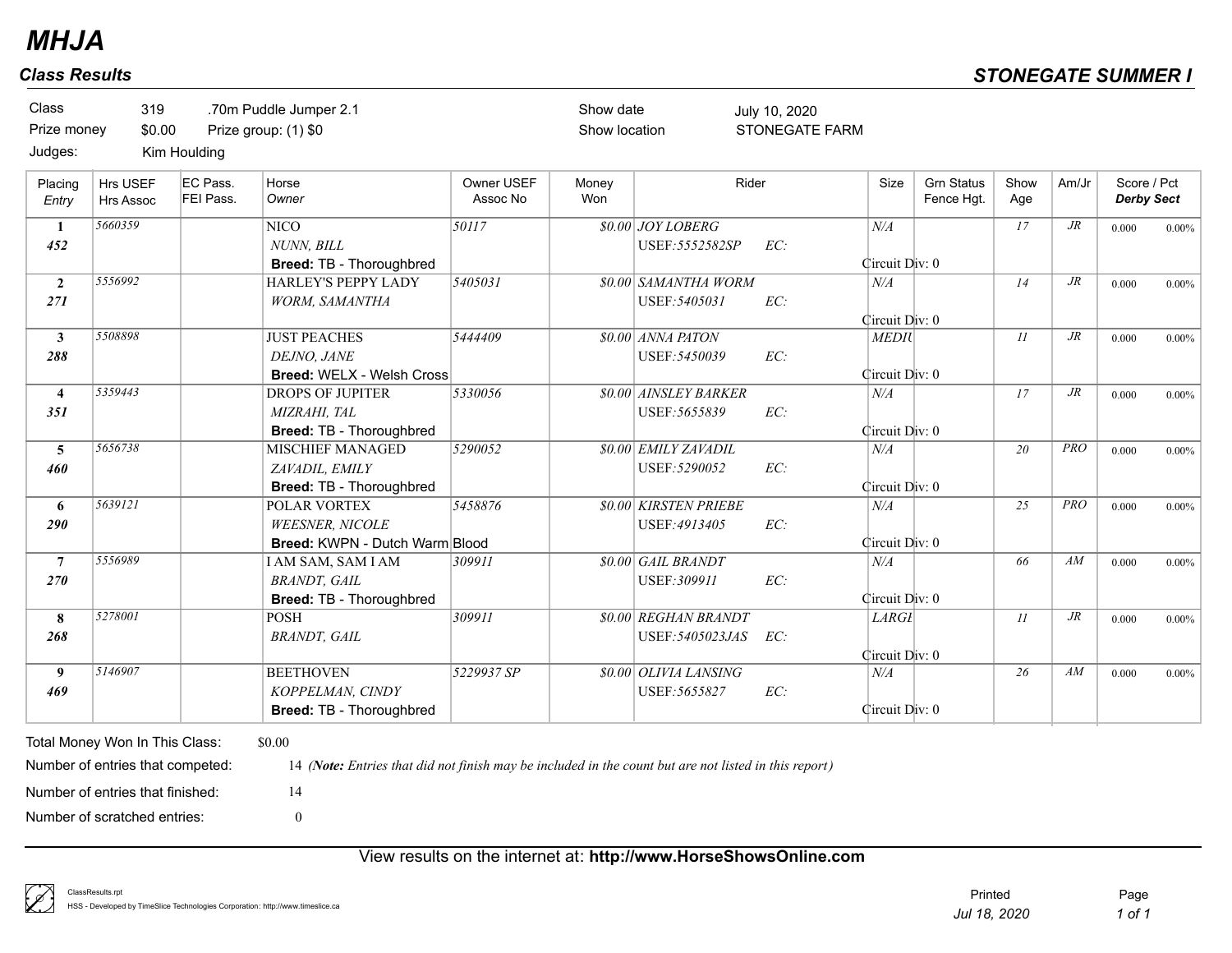# MHJA

## Class Results

## STONEGATE SUMMER I

| | | | | | |
|---|---|---|---|---|---|
| Class | 319 | .70m Puddle Jumper 2.1 | | Show date | July 10, 2020 |
| Prize money | $0.00 | Prize group: (1) $0 | | Show location | STONEGATE FARM |
| Judges: | Kim Houlding | | | | |

| Placing / *Entry* | Hrs USEF / Hrs Assoc | EC Pass. / FEI Pass. | Horse / *Owner* | Owner USEF / Assoc No | Money Won | Rider | Size | Grn Status / Fence Hgt. | Show Age | Am/Jr | Score / Pct / ***Derby Sect*** |
|---|---|---|---|---|---|---|---|---|---|---|---|
| **1** / ***452*** | *5660359* | | NICO / *NUNN, BILL* / **Breed:** TB - Thoroughbred | *50117* | *$0.00* | *JOY LOBERG* / *USEF:5552582SP EC:* | *N/A* / Circuit Div: 0 | | *17* | *JR* | 0.000 0.00% |
| **2** / ***271*** | *5556992* | | HARLEY'S PEPPY LADY / *WORM, SAMANTHA* | *5405031* | *$0.00* | *SAMANTHA WORM* / *USEF:5405031 EC:* | *N/A* / Circuit Div: 0 | | *14* | *JR* | 0.000 0.00% |
| **3** / ***288*** | *5508898* | | JUST PEACHES / *DEJNO, JANE* / **Breed:** WELX - Welsh Cross | *5444409* | *$0.00* | *ANNA PATON* / *USEF:5450039 EC:* | *MEDIU* / Circuit Div: 0 | | *11* | *JR* | 0.000 0.00% |
| **4** / ***351*** | *5359443* | | DROPS OF JUPITER / *MIZRAHI, TAL* / **Breed:** TB - Thoroughbred | *5330056* | *$0.00* | *AINSLEY BARKER* / *USEF:5655839 EC:* | *N/A* / Circuit Div: 0 | | *17* | *JR* | 0.000 0.00% |
| **5** / ***460*** | *5656738* | | MISCHIEF MANAGED / *ZAVADIL, EMILY* / **Breed:** TB - Thoroughbred | *5290052* | *$0.00* | *EMILY ZAVADIL* / *USEF:5290052 EC:* | *N/A* / Circuit Div: 0 | | *20* | *PRO* | 0.000 0.00% |
| **6** / ***290*** | *5639121* | | POLAR VORTEX / *WEESNER, NICOLE* / **Breed:** KWPN - Dutch Warm Blood | *5458876* | *$0.00* | *KIRSTEN PRIEBE* / *USEF:4913405 EC:* | *N/A* / Circuit Div: 0 | | *25* | *PRO* | 0.000 0.00% |
| **7** / ***270*** | *5556989* | | I AM SAM, SAM I AM / *BRANDT, GAIL* / **Breed:** TB - Thoroughbred | *309911* | *$0.00* | *GAIL BRANDT* / *USEF:309911 EC:* | *N/A* / Circuit Div: 0 | | *66* | *AM* | 0.000 0.00% |
| **8** / ***268*** | *5278001* | | POSH / *BRANDT, GAIL* | *309911* | *$0.00* | *REGHAN BRANDT* / *USEF:5405023JAS EC:* | *LARGE* / Circuit Div: 0 | | *11* | *JR* | 0.000 0.00% |
| **9** / ***469*** | *5146907* | | BEETHOVEN / *KOPPELMAN, CINDY* / **Breed:** TB - Thoroughbred | *5229937 SP* | *$0.00* | *OLIVIA LANSING* / *USEF:5655827 EC:* | *N/A* / Circuit Div: 0 | | *26* | *AM* | 0.000 0.00% |

Total Money Won In This Class: $0.00

Number of entries that competed: 14 *(**Note:** Entries that did not finish may be included in the count but are not listed in this report)*

Number of entries that finished: 14

Number of scratched entries: 0

View results on the internet at: **http://www.HorseShowsOnline.com**

ClassResults.rpt
HSS - Developed by TimeSlice Technologies Corporation: http://www.timeslice.ca

Printed *Jul 18, 2020*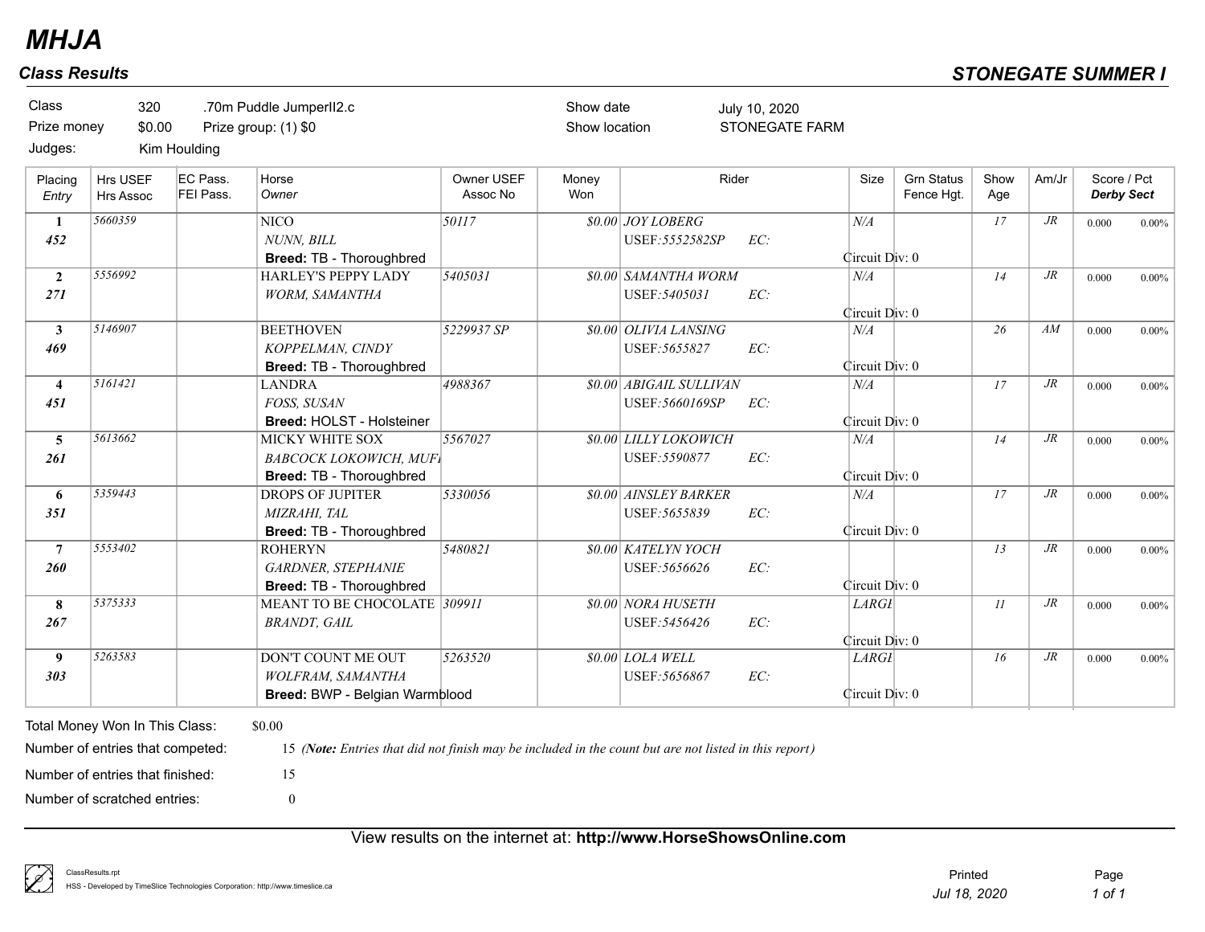# MHJA

## Class Results

**STONEGATE SUMMER I**

| | | | | | |
|---|---|---|---|---|---|
| Class | 320 | .70m Puddle JumperII2.c | | Show date | July 10, 2020 |
| Prize money | $0.00 | Prize group: (1) $0 | | Show location | STONEGATE FARM |
| Judges: | Kim Houlding | | | | |

| Placing / Entry | Hrs USEF / Hrs Assoc | EC Pass. / FEI Pass. | Horse / Owner | Owner USEF / Assoc No | Money Won | Rider | Size | Grn Status / Fence Hgt. | Show Age | Am/Jr | Score / Pct / Derby Sect |
|---|---|---|---|---|---|---|---|---|---|---|---|
| **1** / **452** | 5660359 | | NICO / NUNN, BILL / **Breed:** TB - Thoroughbred | 50117 | $0.00 | JOY LOBERG / USEF:5552582SP EC: | N/A / Circuit Div: 0 | | 17 | JR | 0.000 0.00% |
| **2** / **271** | 5556992 | | HARLEY'S PEPPY LADY / WORM, SAMANTHA | 5405031 | $0.00 | SAMANTHA WORM / USEF:5405031 EC: | N/A / Circuit Div: 0 | | 14 | JR | 0.000 0.00% |
| **3** / **469** | 5146907 | | BEETHOVEN / KOPPELMAN, CINDY / **Breed:** TB - Thoroughbred | 5229937 SP | $0.00 | OLIVIA LANSING / USEF:5655827 EC: | N/A / Circuit Div: 0 | | 26 | AM | 0.000 0.00% |
| **4** / **451** | 5161421 | | LANDRA / FOSS, SUSAN / **Breed:** HOLST - Holsteiner | 4988367 | $0.00 | ABIGAIL SULLIVAN / USEF:5660169SP EC: | N/A / Circuit Div: 0 | | 17 | JR | 0.000 0.00% |
| **5** / **261** | 5613662 | | MICKY WHITE SOX / BABCOCK LOKOWICH, MUF / **Breed:** TB - Thoroughbred | 5567027 | $0.00 | LILLY LOKOWICH / USEF:5590877 EC: | N/A / Circuit Div: 0 | | 14 | JR | 0.000 0.00% |
| **6** / **351** | 5359443 | | DROPS OF JUPITER / MIZRAHI, TAL / **Breed:** TB - Thoroughbred | 5330056 | $0.00 | AINSLEY BARKER / USEF:5655839 EC: | N/A / Circuit Div: 0 | | 17 | JR | 0.000 0.00% |
| **7** / **260** | 5553402 | | ROHERYN / GARDNER, STEPHANIE / **Breed:** TB - Thoroughbred | 5480821 | $0.00 | KATELYN YOCH / USEF:5656626 EC: | Circuit Div: 0 | | 13 | JR | 0.000 0.00% |
| **8** / **267** | 5375333 | | MEANT TO BE CHOCOLATE / BRANDT, GAIL | 309911 | $0.00 | NORA HUSETH / USEF:5456426 EC: | LARGE / Circuit Div: 0 | | 11 | JR | 0.000 0.00% |
| **9** / **303** | 5263583 | | DON'T COUNT ME OUT / WOLFRAM, SAMANTHA / **Breed:** BWP - Belgian Warmblood | 5263520 | $0.00 | LOLA WELL / USEF:5656867 EC: | LARGE / Circuit Div: 0 | | 16 | JR | 0.000 0.00% |

Total Money Won In This Class: $0.00

Number of entries that competed: 15 *(**Note:** Entries that did not finish may be included in the count but are not listed in this report)*

Number of entries that finished: 15

Number of scratched entries: 0

View results on the internet at: **http://www.HorseShowsOnline.com**

ClassResults.rpt
HSS - Developed by TimeSlice Technologies Corporation: http://www.timeslice.ca

Printed *Jul 18, 2020*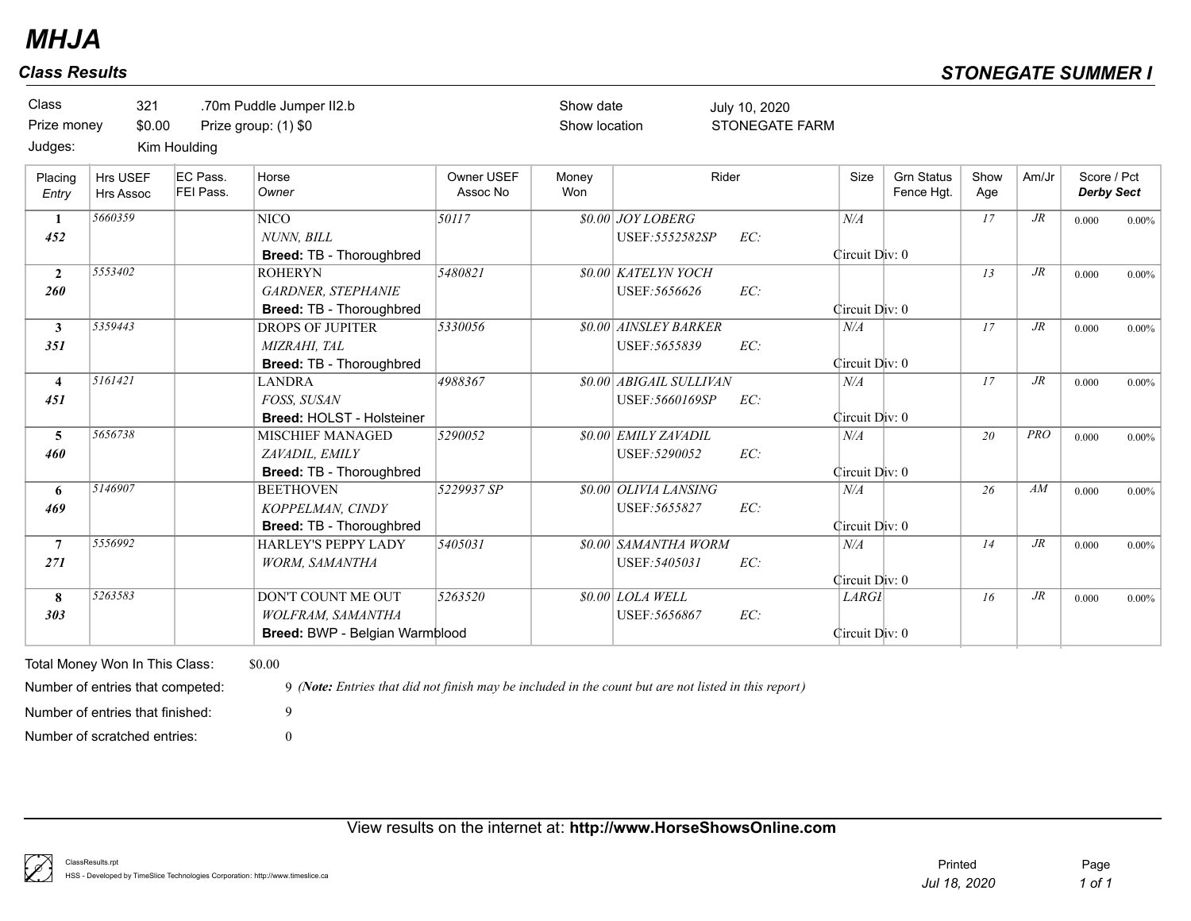# MHJA

## Class Results

## STONEGATE SUMMER I

| Class | 321 | .70m Puddle Jumper II2.b | Show date | July 10, 2020 |
|---|---|---|---|---|
| Prize money | $0.00 | Prize group: (1) $0 | Show location | STONEGATE FARM |
| Judges: | Kim Houlding | | | |

| Placing / *Entry* | Hrs USEF / Hrs Assoc | EC Pass. / FEI Pass. | Horse / *Owner* | Owner USEF / Assoc No | Money Won | Rider | Size | Grn Status / Fence Hgt. | Show Age | Am/Jr | Score / Pct / ***Derby Sect*** |
|---|---|---|---|---|---|---|---|---|---|---|---|
| **1** / ***452*** | *5660359* | | NICO / *NUNN, BILL* / **Breed:** TB - Thoroughbred | *50117* | *$0.00* | *JOY LOBERG* / USEF:*5552582SP* *EC:* | *N/A* / Circuit Div: 0 | | *17* | *JR* | 0.000 0.00% |
| **2** / ***260*** | *5553402* | | ROHERYN / *GARDNER, STEPHANIE* / **Breed:** TB - Thoroughbred | *5480821* | *$0.00* | *KATELYN YOCH* / USEF:*5656626* *EC:* | Circuit Div: 0 | | *13* | *JR* | 0.000 0.00% |
| **3** / ***351*** | *5359443* | | DROPS OF JUPITER / *MIZRAHI, TAL* / **Breed:** TB - Thoroughbred | *5330056* | *$0.00* | *AINSLEY BARKER* / USEF:*5655839* *EC:* | *N/A* / Circuit Div: 0 | | *17* | *JR* | 0.000 0.00% |
| **4** / ***451*** | *5161421* | | LANDRA / *FOSS, SUSAN* / **Breed:** HOLST - Holsteiner | *4988367* | *$0.00* | *ABIGAIL SULLIVAN* / USEF:*5660169SP* *EC:* | *N/A* / Circuit Div: 0 | | *17* | *JR* | 0.000 0.00% |
| **5** / ***460*** | *5656738* | | MISCHIEF MANAGED / *ZAVADIL, EMILY* / **Breed:** TB - Thoroughbred | *5290052* | *$0.00* | *EMILY ZAVADIL* / USEF:*5290052* *EC:* | *N/A* / Circuit Div: 0 | | *20* | *PRO* | 0.000 0.00% |
| **6** / ***469*** | *5146907* | | BEETHOVEN / *KOPPELMAN, CINDY* / **Breed:** TB - Thoroughbred | *5229937 SP* | *$0.00* | *OLIVIA LANSING* / USEF:*5655827* *EC:* | *N/A* / Circuit Div: 0 | | *26* | *AM* | 0.000 0.00% |
| **7** / ***271*** | *5556992* | | HARLEY'S PEPPY LADY / *WORM, SAMANTHA* | *5405031* | *$0.00* | *SAMANTHA WORM* / USEF:*5405031* *EC:* | *N/A* / Circuit Div: 0 | | *14* | *JR* | 0.000 0.00% |
| **8** / ***303*** | *5263583* | | DON'T COUNT ME OUT / *WOLFRAM, SAMANTHA* / **Breed:** BWP - Belgian Warmblood | *5263520* | *$0.00* | *LOLA WELL* / USEF:*5656867* *EC:* | *LARGE* / Circuit Div: 0 | | *16* | *JR* | 0.000 0.00% |

Total Money Won In This Class: $0.00

Number of entries that competed: 9 (***Note:*** *Entries that did not finish may be included in the count but are not listed in this report*)

Number of entries that finished: 9

Number of scratched entries: 0

View results on the internet at: **http://www.HorseShowsOnline.com**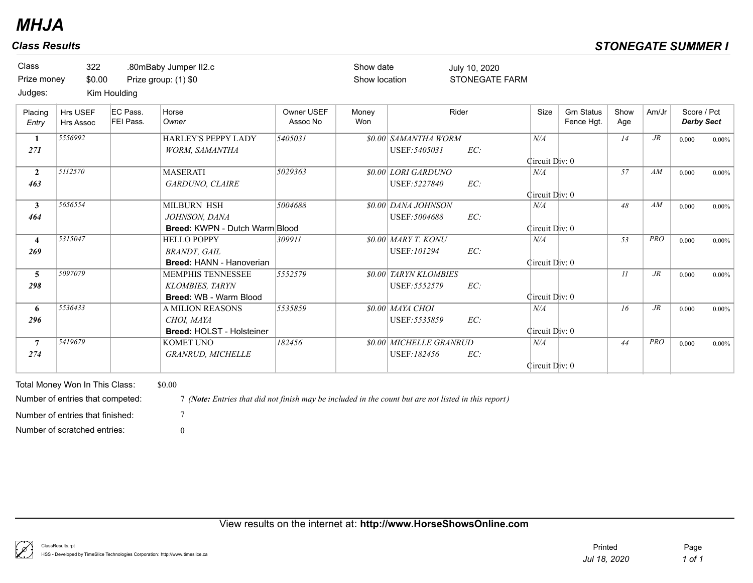# MHJA

## Class Results

## STONEGATE SUMMER I

| | | | | | |
|---|---|---|---|---|---|
| Class | 322 | .80mBaby Jumper II2.c | | Show date | July 10, 2020 |
| Prize money | $0.00 | Prize group: (1) $0 | | Show location | STONEGATE FARM |
| Judges: | Kim Houlding | | | | |

| Placing / *Entry* | Hrs USEF / Hrs Assoc | EC Pass. / FEI Pass. | Horse / *Owner* | Owner USEF / Assoc No | Money Won | Rider | Size | Grn Status / Fence Hgt. | Show Age | Am/Jr | Score / Pct / ***Derby Sect*** |
|---|---|---|---|---|---|---|---|---|---|---|---|
| **1** / ***271*** | *5556992* | | HARLEY'S PEPPY LADY / *WORM, SAMANTHA* | *5405031* | *$0.00* | *SAMANTHA WORM* / USEF:*5405031* EC: | *N/A* / Circuit Div: 0 | | *14* | *JR* | 0.000 0.00% |
| **2** / ***463*** | *5112570* | | MASERATI / *GARDUNO, CLAIRE* | *5029363* | *$0.00* | *LORI GARDUNO* / USEF:*5227840* EC: | *N/A* / Circuit Div: 0 | | *57* | *AM* | 0.000 0.00% |
| **3** / ***464*** | *5656554* | | MILBURN HSH / *JOHNSON, DANA* / **Breed:** KWPN - Dutch Warm Blood | *5004688* | *$0.00* | *DANA JOHNSON* / USEF:*5004688* EC: | *N/A* / Circuit Div: 0 | | *48* | *AM* | 0.000 0.00% |
| **4** / ***269*** | *5315047* | | HELLO POPPY / *BRANDT, GAIL* / **Breed:** HANN - Hanoverian | *309911* | *$0.00* | *MARY T. KONU* / USEF:*101294* EC: | *N/A* / Circuit Div: 0 | | *53* | *PRO* | 0.000 0.00% |
| **5** / ***298*** | *5097079* | | MEMPHIS TENNESSEE / *KLOMBIES, TARYN* / **Breed:** WB - Warm Blood | *5552579* | *$0.00* | *TARYN KLOMBIES* / USEF:*5552579* EC: | Circuit Div: 0 | | *11* | *JR* | 0.000 0.00% |
| **6** / ***296*** | *5536433* | | A MILION REASONS / *CHOI, MAYA* / **Breed:** HOLST - Holsteiner | *5535859* | *$0.00* | *MAYA CHOI* / USEF:*5535859* EC: | *N/A* / Circuit Div: 0 | | *16* | *JR* | 0.000 0.00% |
| **7** / ***274*** | *5419679* | | KOMET UNO / *GRANRUD, MICHELLE* | *182456* | *$0.00* | *MICHELLE GRANRUD* / USEF:*182456* EC: | *N/A* / Circuit Div: 0 | | *44* | *PRO* | 0.000 0.00% |

Total Money Won In This Class: $0.00

Number of entries that competed: 7 *(**Note:** Entries that did not finish may be included in the count but are not listed in this report)*

Number of entries that finished: 7

Number of scratched entries: 0

View results on the internet at: **http://www.HorseShowsOnline.com**

ClassResults.rpt
HSS - Developed by TimeSlice Technologies Corporation: http://www.timeslice.ca

Printed *Jul 18, 2020*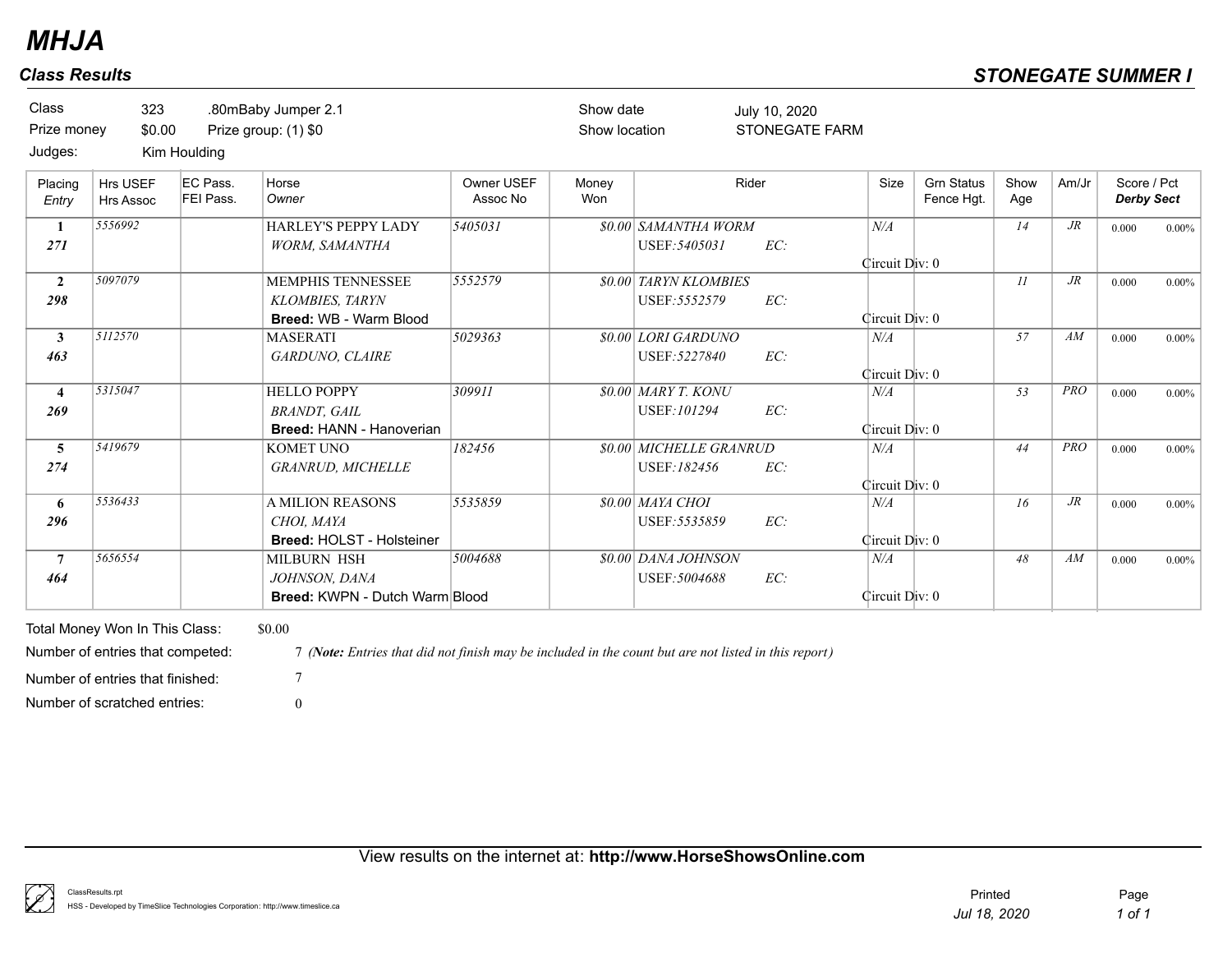# MHJA

## Class Results

## STONEGATE SUMMER I

| | | | | |
|---|---|---|---|---|
| Class | 323 | .80mBaby Jumper 2.1 | Show date | July 10, 2020 |
| Prize money | $0.00 | Prize group: (1) $0 | Show location | STONEGATE FARM |
| Judges: | Kim Houlding | | | |

| Placing / *Entry* | Hrs USEF / Hrs Assoc | EC Pass. / FEI Pass. | Horse / *Owner* | Owner USEF / Assoc No | Money Won | Rider | Size | Grn Status / Fence Hgt. | Show Age | Am/Jr | Score / Pct / ***Derby Sect*** |
|---|---|---|---|---|---|---|---|---|---|---|---|
| **1** / ***271*** | *5556992* | | HARLEY'S PEPPY LADY / *WORM, SAMANTHA* | *5405031* | *$0.00* | *SAMANTHA WORM* / USEF:*5405031* EC: | *N/A* / Circuit Div: 0 | | *14* | *JR* | 0.000 0.00% |
| **2** / ***298*** | *5097079* | | MEMPHIS TENNESSEE / *KLOMBIES, TARYN* / **Breed:** WB - Warm Blood | *5552579* | *$0.00* | *TARYN KLOMBIES* / USEF:*5552579* EC: | Circuit Div: 0 | | *11* | *JR* | 0.000 0.00% |
| **3** / ***463*** | *5112570* | | MASERATI / *GARDUNO, CLAIRE* | *5029363* | *$0.00* | *LORI GARDUNO* / USEF:*5227840* EC: | *N/A* / Circuit Div: 0 | | *57* | *AM* | 0.000 0.00% |
| **4** / ***269*** | *5315047* | | HELLO POPPY / *BRANDT, GAIL* / **Breed:** HANN - Hanoverian | *309911* | *$0.00* | *MARY T. KONU* / USEF:*101294* EC: | *N/A* / Circuit Div: 0 | | *53* | *PRO* | 0.000 0.00% |
| **5** / ***274*** | *5419679* | | KOMET UNO / *GRANRUD, MICHELLE* | *182456* | *$0.00* | *MICHELLE GRANRUD* / USEF:*182456* EC: | *N/A* / Circuit Div: 0 | | *44* | *PRO* | 0.000 0.00% |
| **6** / ***296*** | *5536433* | | A MILION REASONS / *CHOI, MAYA* / **Breed:** HOLST - Holsteiner | *5535859* | *$0.00* | *MAYA CHOI* / USEF:*5535859* EC: | *N/A* / Circuit Div: 0 | | *16* | *JR* | 0.000 0.00% |
| **7** / ***464*** | *5656554* | | MILBURN HSH / *JOHNSON, DANA* / **Breed:** KWPN - Dutch Warm Blood | *5004688* | *$0.00* | *DANA JOHNSON* / USEF:*5004688* EC: | *N/A* / Circuit Div: 0 | | *48* | *AM* | 0.000 0.00% |

Total Money Won In This Class: $0.00

Number of entries that competed: 7 *(**Note:** Entries that did not finish may be included in the count but are not listed in this report)*

Number of entries that finished: 7

Number of scratched entries: 0

View results on the internet at: **http://www.HorseShowsOnline.com**

ClassResults.rpt
HSS - Developed by TimeSlice Technologies Corporation: http://www.timeslice.ca

Printed *Jul 18, 2020*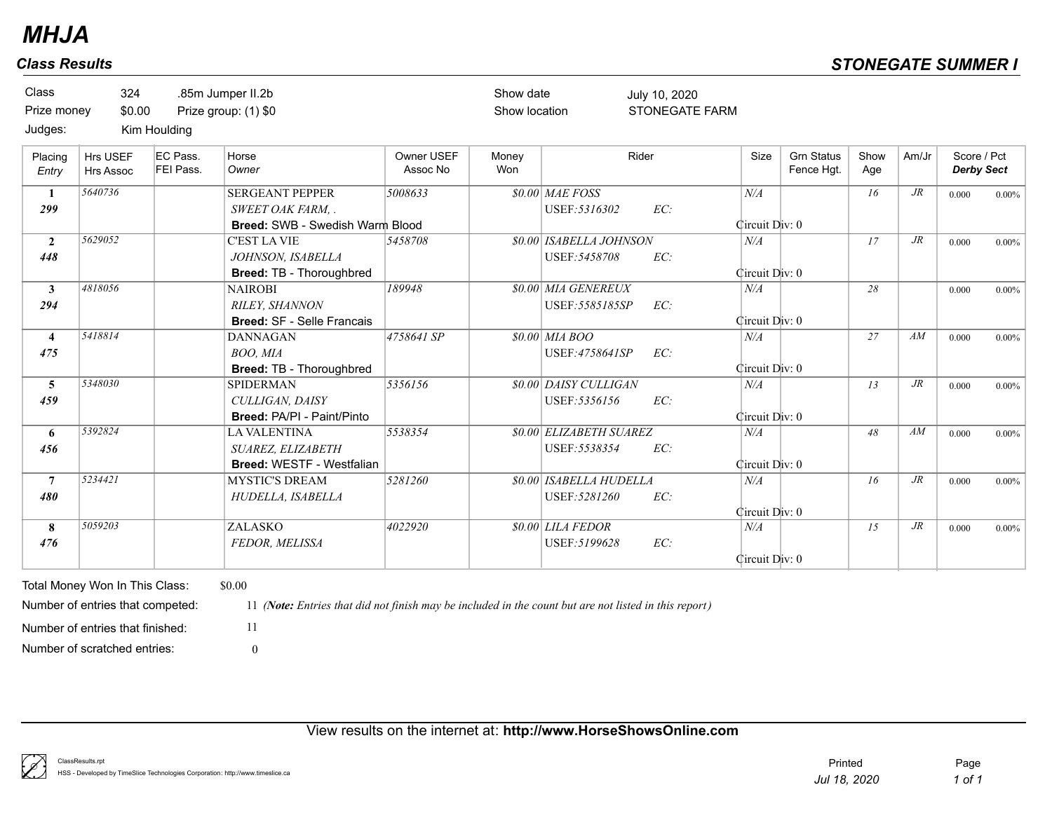# MHJA

## Class Results

## STONEGATE SUMMER I

| | | | | | |
|---|---|---|---|---|---|
| Class | 324 | .85m Jumper II.2b | | Show date | July 10, 2020 |
| Prize money | $0.00 | Prize group: (1) $0 | | Show location | STONEGATE FARM |
| Judges: | Kim Houlding | | | | |

| Placing / *Entry* | Hrs USEF / Hrs Assoc | EC Pass. / FEI Pass. | Horse / *Owner* | Owner USEF / Assoc No | Money Won | Rider | Size | Grn Status / Fence Hgt. | Show Age | Am/Jr | Score / Pct / ***Derby Sect*** |
|---|---|---|---|---|---|---|---|---|---|---|---|
| **1** / ***299*** | *5640736* | | SERGEANT PEPPER / *SWEET OAK FARM, .* / **Breed:** SWB - Swedish Warm Blood | *5008633* | *$0.00* | *MAE FOSS* / USEF:*5316302* EC: / Circuit Div: 0 | *N/A* | | *16* | *JR* | 0.000 0.00% |
| **2** / ***448*** | *5629052* | | C'EST LA VIE / *JOHNSON, ISABELLA* / **Breed:** TB - Thoroughbred | *5458708* | *$0.00* | *ISABELLA JOHNSON* / USEF:*5458708* EC: / Circuit Div: 0 | *N/A* | | *17* | *JR* | 0.000 0.00% |
| **3** / ***294*** | *4818056* | | NAIROBI / *RILEY, SHANNON* / **Breed:** SF - Selle Francais | *189948* | *$0.00* | *MIA GENEREUX* / USEF:*5585185SP* EC: / Circuit Div: 0 | *N/A* | | *28* | | 0.000 0.00% |
| **4** / ***475*** | *5418814* | | DANNAGAN / *BOO, MIA* / **Breed:** TB - Thoroughbred | *4758641 SP* | *$0.00* | *MIA BOO* / USEF:*4758641SP* EC: / Circuit Div: 0 | *N/A* | | *27* | *AM* | 0.000 0.00% |
| **5** / ***459*** | *5348030* | | SPIDERMAN / *CULLIGAN, DAISY* / **Breed:** PA/PI - Paint/Pinto | *5356156* | *$0.00* | *DAISY CULLIGAN* / USEF:*5356156* EC: / Circuit Div: 0 | *N/A* | | *13* | *JR* | 0.000 0.00% |
| **6** / ***456*** | *5392824* | | LA VALENTINA / *SUAREZ, ELIZABETH* / **Breed:** WESTF - Westfalian | *5538354* | *$0.00* | *ELIZABETH SUAREZ* / USEF:*5538354* EC: / Circuit Div: 0 | *N/A* | | *48* | *AM* | 0.000 0.00% |
| **7** / ***480*** | *5234421* | | MYSTIC'S DREAM / *HUDELLA, ISABELLA* | *5281260* | *$0.00* | *ISABELLA HUDELLA* / USEF:*5281260* EC: / Circuit Div: 0 | *N/A* | | *16* | *JR* | 0.000 0.00% |
| **8** / ***476*** | *5059203* | | ZALASKO / *FEDOR, MELISSA* | *4022920* | *$0.00* | *LILA FEDOR* / USEF:*5199628* EC: / Circuit Div: 0 | *N/A* | | *15* | *JR* | 0.000 0.00% |

Total Money Won In This Class: $0.00

Number of entries that competed: 11 *(**Note:** Entries that did not finish may be included in the count but are not listed in this report)*

Number of entries that finished: 11

Number of scratched entries: 0

View results on the internet at: **http://www.HorseShowsOnline.com**

ClassResults.rpt

HSS - Developed by TimeSlice Technologies Corporation: http://www.timeslice.ca

Printed *Jul 18, 2020*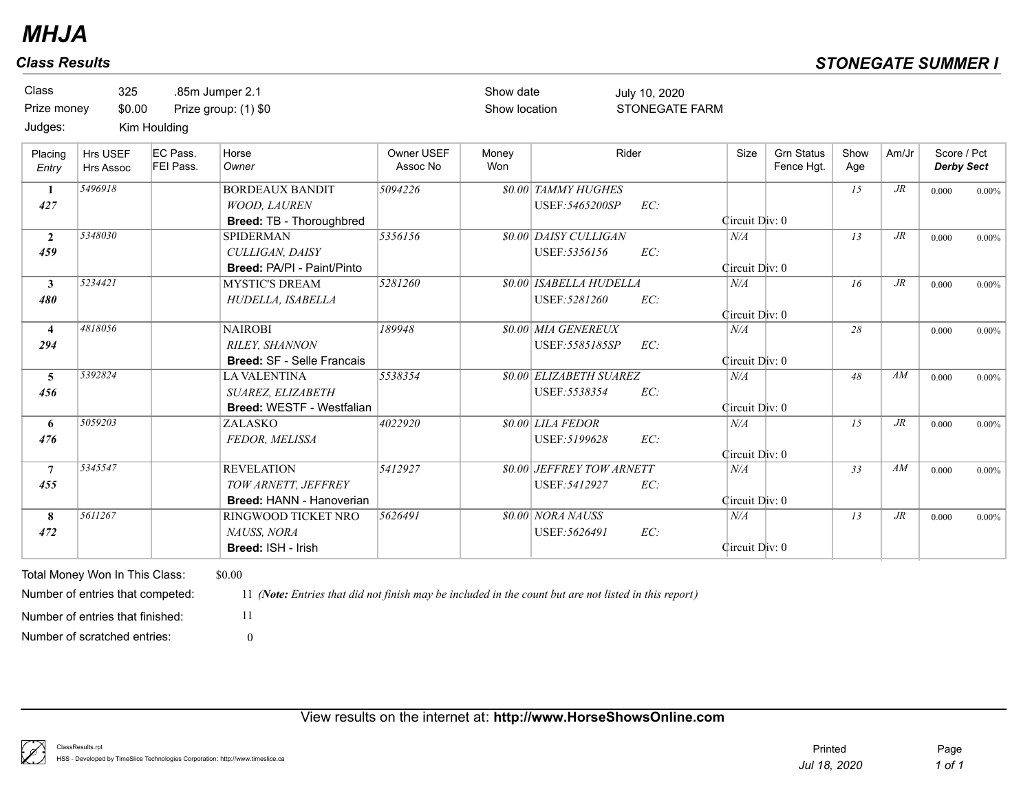# MHJA

## Class Results

## STONEGATE SUMMER I

| | | | | |
|---|---|---|---|---|
| Class | 325 | .85m Jumper 2.1 | Show date | July 10, 2020 |
| Prize money | $0.00 | Prize group: (1) $0 | Show location | STONEGATE FARM |
| Judges: | Kim Houlding | | | |

| Placing *Entry* | Hrs USEF Hrs Assoc | EC Pass. FEI Pass. | Horse *Owner* | Owner USEF Assoc No | Money Won | Rider | Size | Grn Status Fence Hgt. | Show Age | Am/Jr | Score / Pct *Derby Sect* |
|---|---|---|---|---|---|---|---|---|---|---|---|
| **1** ***427*** | *5496918* | | BORDEAUX BANDIT *WOOD, LAUREN* **Breed:** TB - Thoroughbred | *5094226* | *$0.00* | *TAMMY HUGHES* USEF:*5465200SP* EC: Circuit Div: 0 | | | *15* | *JR* | 0.000 0.00% |
| **2** ***459*** | *5348030* | | SPIDERMAN *CULLIGAN, DAISY* **Breed:** PA/PI - Paint/Pinto | *5356156* | *$0.00* | *DAISY CULLIGAN* USEF:*5356156* EC: Circuit Div: 0 | *N/A* | | *13* | *JR* | 0.000 0.00% |
| **3** ***480*** | *5234421* | | MYSTIC'S DREAM *HUDELLA, ISABELLA* | *5281260* | *$0.00* | *ISABELLA HUDELLA* USEF:*5281260* EC: Circuit Div: 0 | *N/A* | | *16* | *JR* | 0.000 0.00% |
| **4** ***294*** | *4818056* | | NAIROBI *RILEY, SHANNON* **Breed:** SF - Selle Francais | *189948* | *$0.00* | *MIA GENEREUX* USEF:*5585185SP* EC: Circuit Div: 0 | *N/A* | | *28* | | 0.000 0.00% |
| **5** ***456*** | *5392824* | | LA VALENTINA *SUAREZ, ELIZABETH* **Breed:** WESTF - Westfalian | *5538354* | *$0.00* | *ELIZABETH SUAREZ* USEF:*5538354* EC: Circuit Div: 0 | *N/A* | | *48* | *AM* | 0.000 0.00% |
| **6** ***476*** | *5059203* | | ZALASKO *FEDOR, MELISSA* | *4022920* | *$0.00* | *LILA FEDOR* USEF:*5199628* EC: Circuit Div: 0 | *N/A* | | *15* | *JR* | 0.000 0.00% |
| **7** ***455*** | *5345547* | | REVELATION *TOW ARNETT, JEFFREY* **Breed:** HANN - Hanoverian | *5412927* | *$0.00* | *JEFFREY TOW ARNETT* USEF:*5412927* EC: Circuit Div: 0 | *N/A* | | *33* | *AM* | 0.000 0.00% |
| **8** ***472*** | *5611267* | | RINGWOOD TICKET NRO *NAUSS, NORA* **Breed:** ISH - Irish | *5626491* | *$0.00* | *NORA NAUSS* USEF:*5626491* EC: Circuit Div: 0 | *N/A* | | *13* | *JR* | 0.000 0.00% |

Total Money Won In This Class: $0.00

Number of entries that competed: 11 *(**Note:** Entries that did not finish may be included in the count but are not listed in this report)*

Number of entries that finished: 11

Number of scratched entries: 0

View results on the internet at: **http://www.HorseShowsOnline.com**

ClassResults.rpt
HSS - Developed by TimeSlice Technologies Corporation: http://www.timeslice.ca

Printed *Jul 18, 2020*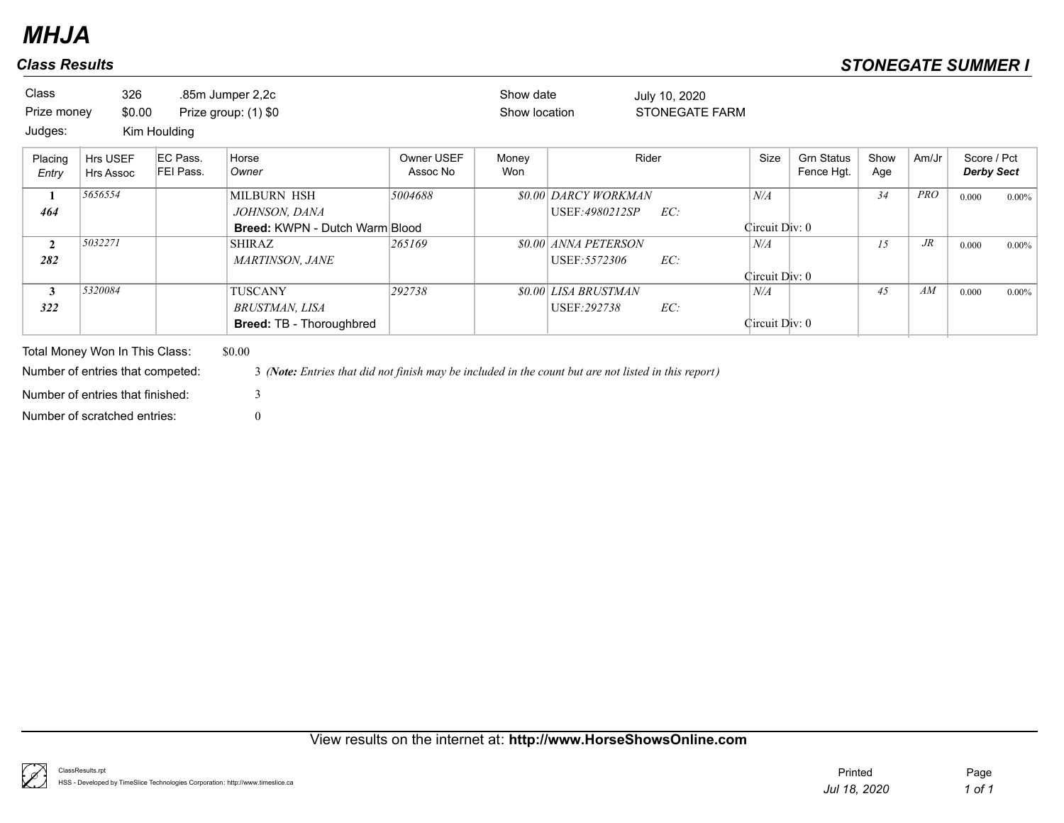# MJHA

## Class Results

**STONEGATE SUMMER I**

| | | | | | |
|---|---|---|---|---|---|
| Class | 326 | .85m Jumper 2,2c | | Show date | July 10, 2020 |
| Prize money | $0.00 | Prize group: (1) $0 | | Show location | STONEGATE FARM |
| Judges: | Kim Houlding | | | | |

| Placing / *Entry* | Hrs USEF / Hrs Assoc | EC Pass. / FEI Pass. | Horse / *Owner* | Owner USEF / Assoc No | Money Won | Rider | Size | Grn Status / Fence Hgt. | Show Age | Am/Jr | Score / Pct / ***Derby Sect*** |
|---|---|---|---|---|---|---|---|---|---|---|---|
| **1** / ***464*** | *5656554* | | MILBURN HSH / *JOHNSON, DANA* / **Breed:** KWPN - Dutch Warm Blood | *5004688* | *$0.00* | *DARCY WORKMAN* / USEF:*4980212SP* EC: / Circuit Div: 0 | *N/A* | | *34* | *PRO* | 0.000 0.00% |
| **2** / ***282*** | *5032271* | | SHIRAZ / *MARTINSON, JANE* | *265169* | *$0.00* | *ANNA PETERSON* / USEF:*5572306* EC: / Circuit Div: 0 | *N/A* | | *15* | *JR* | 0.000 0.00% |
| **3** / ***322*** | *5320084* | | TUSCANY / *BRUSTMAN, LISA* / **Breed:** TB - Thoroughbred | *292738* | *$0.00* | *LISA BRUSTMAN* / USEF:*292738* EC: / Circuit Div: 0 | *N/A* | | *45* | *AM* | 0.000 0.00% |

Total Money Won In This Class: $0.00

Number of entries that competed: 3 *(**Note:** Entries that did not finish may be included in the count but are not listed in this report)*

Number of entries that finished: 3

Number of scratched entries: 0

View results on the internet at: **http://www.HorseShowsOnline.com**

ClassResults.rpt
HSS - Developed by TimeSlice Technologies Corporation: http://www.timeslice.ca

Printed *Jul 18, 2020*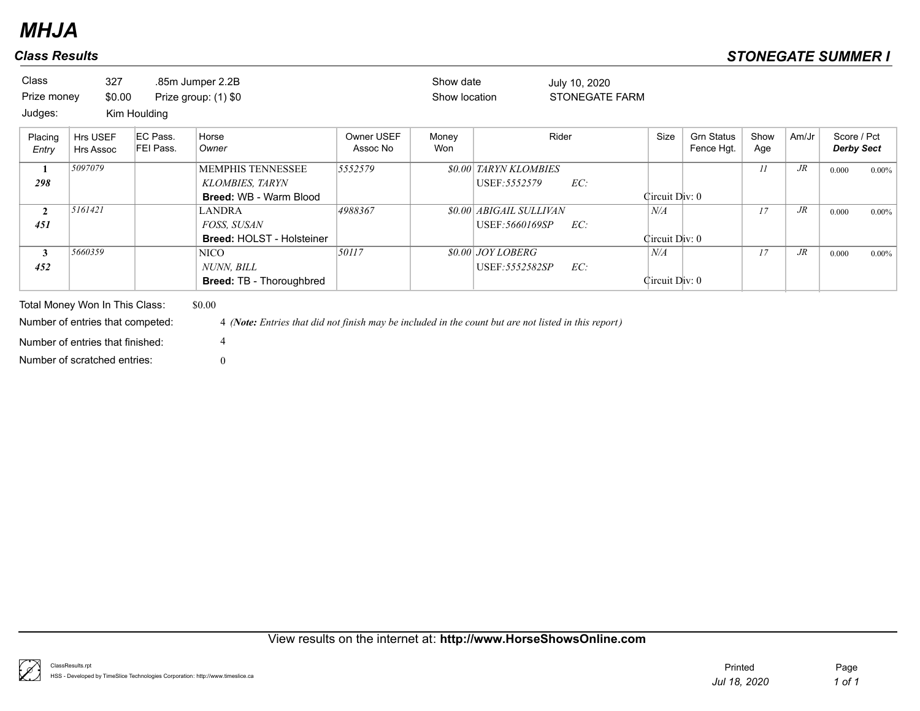# MHJA

## Class Results

**STONEGATE SUMMER I**

| | | | | |
|---|---|---|---|---|
| Class | 327 | .85m Jumper 2.2B | Show date | July 10, 2020 |
| Prize money | $0.00 | Prize group: (1) $0 | Show location | STONEGATE FARM |
| Judges: | Kim Houlding | | | |

| Placing *Entry* | Hrs USEF Hrs Assoc | EC Pass. FEI Pass. | Horse *Owner* | Owner USEF Assoc No | Money Won | Rider | Size | Grn Status Fence Hgt. | Show Age | Am/Jr | Score / Pct ***Derby Sect*** |
|---|---|---|---|---|---|---|---|---|---|---|---|
| **1** ***298*** | *5097079* | | MEMPHIS TENNESSEE *KLOMBIES, TARYN* **Breed:** WB - Warm Blood | *5552579* | *$0.00* | *TARYN KLOMBIES* USEF:*5552579* *EC:* Circuit Div: 0 | | | *11* | *JR* | 0.000 0.00% |
| **2** ***451*** | *5161421* | | LANDRA *FOSS, SUSAN* **Breed:** HOLST - Holsteiner | *4988367* | *$0.00* | *ABIGAIL SULLIVAN* USEF:*5660169SP* *EC:* Circuit Div: 0 | *N/A* | | *17* | *JR* | 0.000 0.00% |
| **3** ***452*** | *5660359* | | NICO *NUNN, BILL* **Breed:** TB - Thoroughbred | *50117* | *$0.00* | *JOY LOBERG* USEF:*5552582SP* *EC:* Circuit Div: 0 | *N/A* | | *17* | *JR* | 0.000 0.00% |

Total Money Won In This Class: $0.00

Number of entries that competed: 4 ***(Note:*** *Entries that did not finish may be included in the count but are not listed in this report)*

Number of entries that finished: 4

Number of scratched entries: 0

View results on the internet at: **http://www.HorseShowsOnline.com**

ClassResults.rpt
HSS - Developed by TimeSlice Technologies Corporation: http://www.timeslice.ca

Printed *Jul 18, 2020*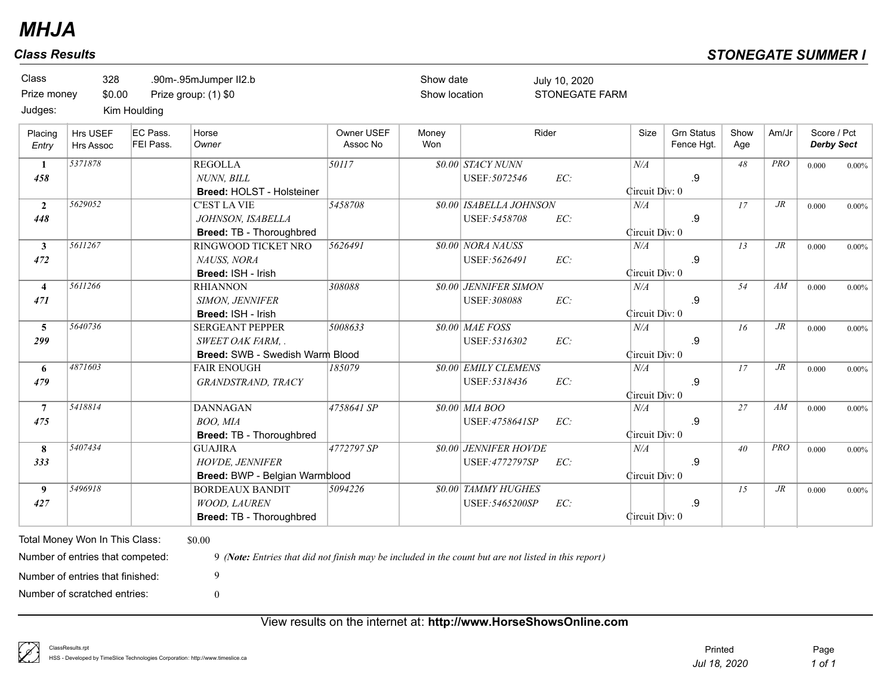# MHJA

## Class Results

## STONEGATE SUMMER I

| | | | | |
|---|---|---|---|---|
| Class | 328 | .90m-.95mJumper II2.b | Show date | July 10, 2020 |
| Prize money | $0.00 | Prize group: (1) $0 | Show location | STONEGATE FARM |
| Judges: | Kim Houlding | | | |

| Placing / *Entry* | Hrs USEF / Hrs Assoc | EC Pass. / FEI Pass. | Horse / *Owner* | Owner USEF / Assoc No | Money Won | Rider | Size | Grn Status / Fence Hgt. | Show Age | Am/Jr | Score / Pct / ***Derby Sect*** |
|---|---|---|---|---|---|---|---|---|---|---|---|
| **1** / ***458*** | *5371878* | | REGOLLA / *NUNN, BILL* / **Breed:** HOLST - Holsteiner | *50117* | *$0.00* | *STACY NUNN* / *USEF:5072546* *EC:* | *N/A* / Circuit Div: 0 | .9 | *48* | *PRO* | 0.000 0.00% |
| **2** / ***448*** | *5629052* | | C'EST LA VIE / *JOHNSON, ISABELLA* / **Breed:** TB - Thoroughbred | *5458708* | *$0.00* | *ISABELLA JOHNSON* / *USEF:5458708* *EC:* | *N/A* / Circuit Div: 0 | .9 | *17* | *JR* | 0.000 0.00% |
| **3** / ***472*** | *5611267* | | RINGWOOD TICKET NRO / *NAUSS, NORA* / **Breed:** ISH - Irish | *5626491* | *$0.00* | *NORA NAUSS* / *USEF:5626491* *EC:* | *N/A* / Circuit Div: 0 | .9 | *13* | *JR* | 0.000 0.00% |
| **4** / ***471*** | *5611266* | | RHIANNON / *SIMON, JENNIFER* / **Breed:** ISH - Irish | *308088* | *$0.00* | *JENNIFER SIMON* / *USEF:308088* *EC:* | *N/A* / Circuit Div: 0 | .9 | *54* | *AM* | 0.000 0.00% |
| **5** / ***299*** | *5640736* | | SERGEANT PEPPER / *SWEET OAK FARM, .* / **Breed:** SWB - Swedish Warm Blood | *5008633* | *$0.00* | *MAE FOSS* / *USEF:5316302* *EC:* | *N/A* / Circuit Div: 0 | .9 | *16* | *JR* | 0.000 0.00% |
| **6** / ***479*** | *4871603* | | FAIR ENOUGH / *GRANDSTRAND, TRACY* | *185079* | *$0.00* | *EMILY CLEMENS* / *USEF:5318436* *EC:* | *N/A* / Circuit Div: 0 | .9 | *17* | *JR* | 0.000 0.00% |
| **7** / ***475*** | *5418814* | | DANNAGAN / *BOO, MIA* / **Breed:** TB - Thoroughbred | *4758641 SP* | *$0.00* | *MIA BOO* / *USEF:4758641SP* *EC:* | *N/A* / Circuit Div: 0 | .9 | *27* | *AM* | 0.000 0.00% |
| **8** / ***333*** | *5407434* | | GUAJIRA / *HOVDE, JENNIFER* / **Breed:** BWP - Belgian Warmblood | *4772797 SP* | *$0.00* | *JENNIFER HOVDE* / *USEF:4772797SP* *EC:* | *N/A* / Circuit Div: 0 | .9 | *40* | *PRO* | 0.000 0.00% |
| **9** / ***427*** | *5496918* | | BORDEAUX BANDIT / *WOOD, LAUREN* / **Breed:** TB - Thoroughbred | *5094226* | *$0.00* | *TAMMY HUGHES* / *USEF:5465200SP* *EC:* | Circuit Div: 0 | .9 | *15* | *JR* | 0.000 0.00% |

Total Money Won In This Class: $0.00

Number of entries that competed: 9 *(**Note:** Entries that did not finish may be included in the count but are not listed in this report)*

Number of entries that finished: 9

Number of scratched entries: 0

View results on the internet at: **http://www.HorseShowsOnline.com**

ClassResults.rpt
HSS - Developed by TimeSlice Technologies Corporation: http://www.timeslice.ca

Printed *Jul 18, 2020*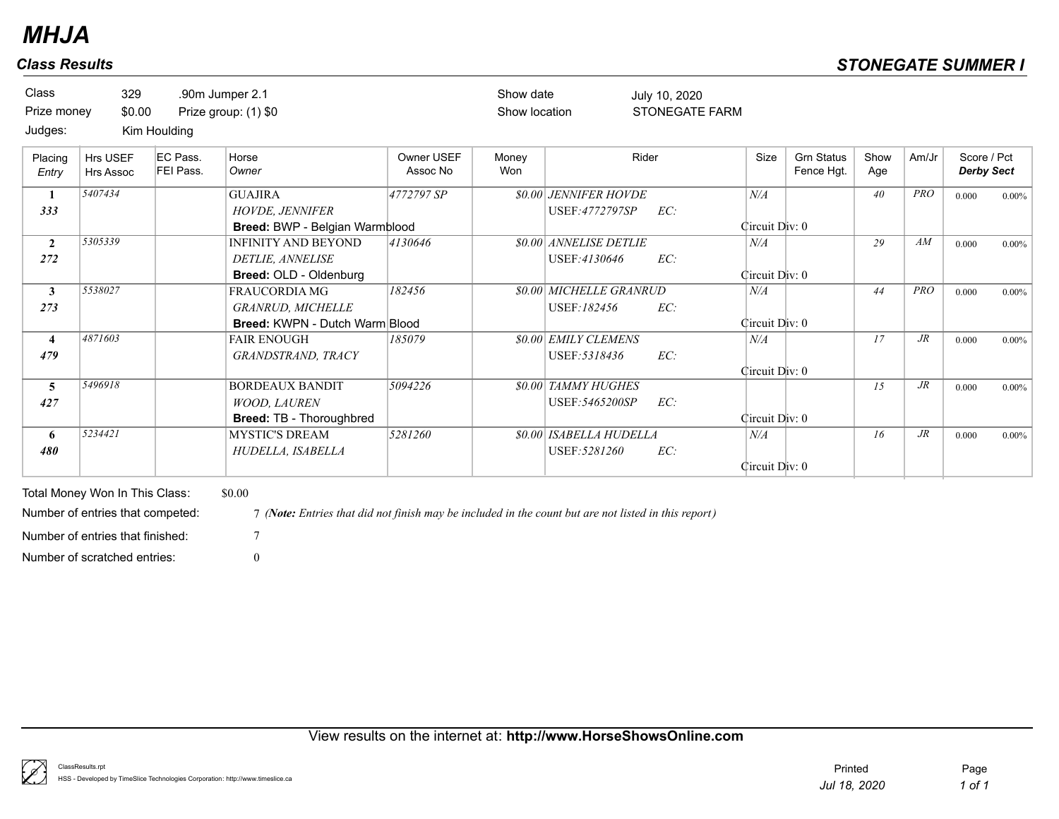# MHJA

## Class Results

## STONEGATE SUMMER I

| | | | | | |
|---|---|---|---|---|---|
| Class | 329 | .90m Jumper 2.1 | Show date | July 10, 2020 | |
| Prize money | $0.00 | Prize group: (1) $0 | Show location | STONEGATE FARM | |
| Judges: | Kim Houlding | | | | |

| Placing / Entry | Hrs USEF / Hrs Assoc | EC Pass. / FEI Pass. | Horse / Owner | Owner USEF / Assoc No | Money Won | Rider | Size | Grn Status / Fence Hgt. | Show Age | Am/Jr | Score / Pct / Derby Sect |
|---|---|---|---|---|---|---|---|---|---|---|---|
| 1 / 333 | 5407434 | | GUAJIRA / HOVDE, JENNIFER / **Breed:** BWP - Belgian Warmblood | 4772797 SP | $0.00 | JENNIFER HOVDE / USEF:4772797SP EC: | N/A / Circuit Div: 0 | | 40 | PRO | 0.000 0.00% |
| 2 / 272 | 5305339 | | INFINITY AND BEYOND / DETLIE, ANNELISE / **Breed:** OLD - Oldenburg | 4130646 | $0.00 | ANNELISE DETLIE / USEF:4130646 EC: | N/A / Circuit Div: 0 | | 29 | AM | 0.000 0.00% |
| 3 / 273 | 5538027 | | FRAUCORDIA MG / GRANRUD, MICHELLE / **Breed:** KWPN - Dutch Warm Blood | 182456 | $0.00 | MICHELLE GRANRUD / USEF:182456 EC: | N/A / Circuit Div: 0 | | 44 | PRO | 0.000 0.00% |
| 4 / 479 | 4871603 | | FAIR ENOUGH / GRANDSTRAND, TRACY | 185079 | $0.00 | EMILY CLEMENS / USEF:5318436 EC: | N/A / Circuit Div: 0 | | 17 | JR | 0.000 0.00% |
| 5 / 427 | 5496918 | | BORDEAUX BANDIT / WOOD, LAUREN / **Breed:** TB - Thoroughbred | 5094226 | $0.00 | TAMMY HUGHES / USEF:5465200SP EC: | Circuit Div: 0 | | 15 | JR | 0.000 0.00% |
| 6 / 480 | 5234421 | | MYSTIC'S DREAM / HUDELLA, ISABELLA | 5281260 | $0.00 | ISABELLA HUDELLA / USEF:5281260 EC: | N/A / Circuit Div: 0 | | 16 | JR | 0.000 0.00% |

Total Money Won In This Class: $0.00

Number of entries that competed: 7 (***Note:** Entries that did not finish may be included in the count but are not listed in this report*)

Number of entries that finished: 7

Number of scratched entries: 0

View results on the internet at: **http://www.HorseShowsOnline.com**

ClassResults.rpt
HSS - Developed by TimeSlice Technologies Corporation: http://www.timeslice.ca

Printed *Jul 18, 2020*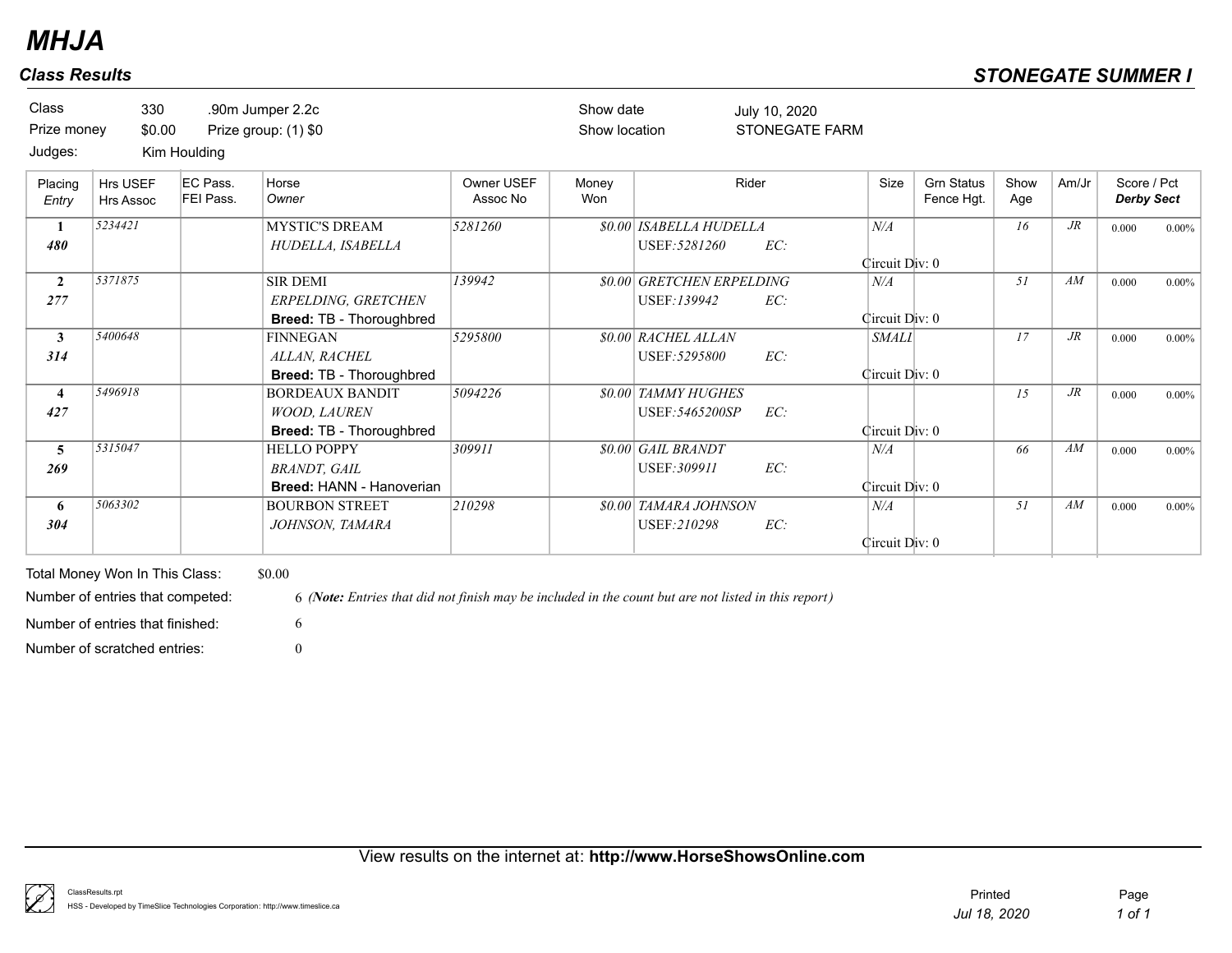# MHJA

## Class Results

**STONEGATE SUMMER I**

| | | | | |
|---|---|---|---|---|
| Class | 330 | .90m Jumper 2.2c | Show date | July 10, 2020 |
| Prize money | $0.00 | Prize group: (1) $0 | Show location | STONEGATE FARM |
| Judges: | Kim Houlding | | | |

| Placing / Entry | Hrs USEF / Hrs Assoc | EC Pass. / FEI Pass. | Horse / Owner | Owner USEF / Assoc No | Money Won | Rider | Size | Grn Status / Fence Hgt. | Show Age | Am/Jr | Score / Pct (Derby Sect) |
|---|---|---|---|---|---|---|---|---|---|---|---|
| **1** / **480** | 5234421 | | MYSTIC'S DREAM / *HUDELLA, ISABELLA* | 5281260 | $0.00 | ISABELLA HUDELLA / USEF:5281260 EC: / Circuit Div: 0 | N/A | | 16 | JR | 0.000 0.00% |
| **2** / **277** | 5371875 | | SIR DEMI / *ERPELDING, GRETCHEN* / **Breed:** TB - Thoroughbred | 139942 | $0.00 | GRETCHEN ERPELDING / USEF:139942 EC: / Circuit Div: 0 | N/A | | 51 | AM | 0.000 0.00% |
| **3** / **314** | 5400648 | | FINNEGAN / *ALLAN, RACHEL* / **Breed:** TB - Thoroughbred | 5295800 | $0.00 | RACHEL ALLAN / USEF:5295800 EC: / Circuit Div: 0 | SMALL | | 17 | JR | 0.000 0.00% |
| **4** / **427** | 5496918 | | BORDEAUX BANDIT / *WOOD, LAUREN* / **Breed:** TB - Thoroughbred | 5094226 | $0.00 | TAMMY HUGHES / USEF:5465200SP EC: / Circuit Div: 0 | | | 15 | JR | 0.000 0.00% |
| **5** / **269** | 5315047 | | HELLO POPPY / *BRANDT, GAIL* / **Breed:** HANN - Hanoverian | 309911 | $0.00 | GAIL BRANDT / USEF:309911 EC: / Circuit Div: 0 | N/A | | 66 | AM | 0.000 0.00% |
| **6** / **304** | 5063302 | | BOURBON STREET / *JOHNSON, TAMARA* | 210298 | $0.00 | TAMARA JOHNSON / USEF:210298 EC: / Circuit Div: 0 | N/A | | 51 | AM | 0.000 0.00% |

Total Money Won In This Class: $0.00

Number of entries that competed: 6 *(**Note:** Entries that did not finish may be included in the count but are not listed in this report)*

Number of entries that finished: 6

Number of scratched entries: 0

View results on the internet at: **http://www.HorseShowsOnline.com**

ClassResults.rpt
HSS - Developed by TimeSlice Technologies Corporation: http://www.timeslice.ca

Printed *Jul 18, 2020*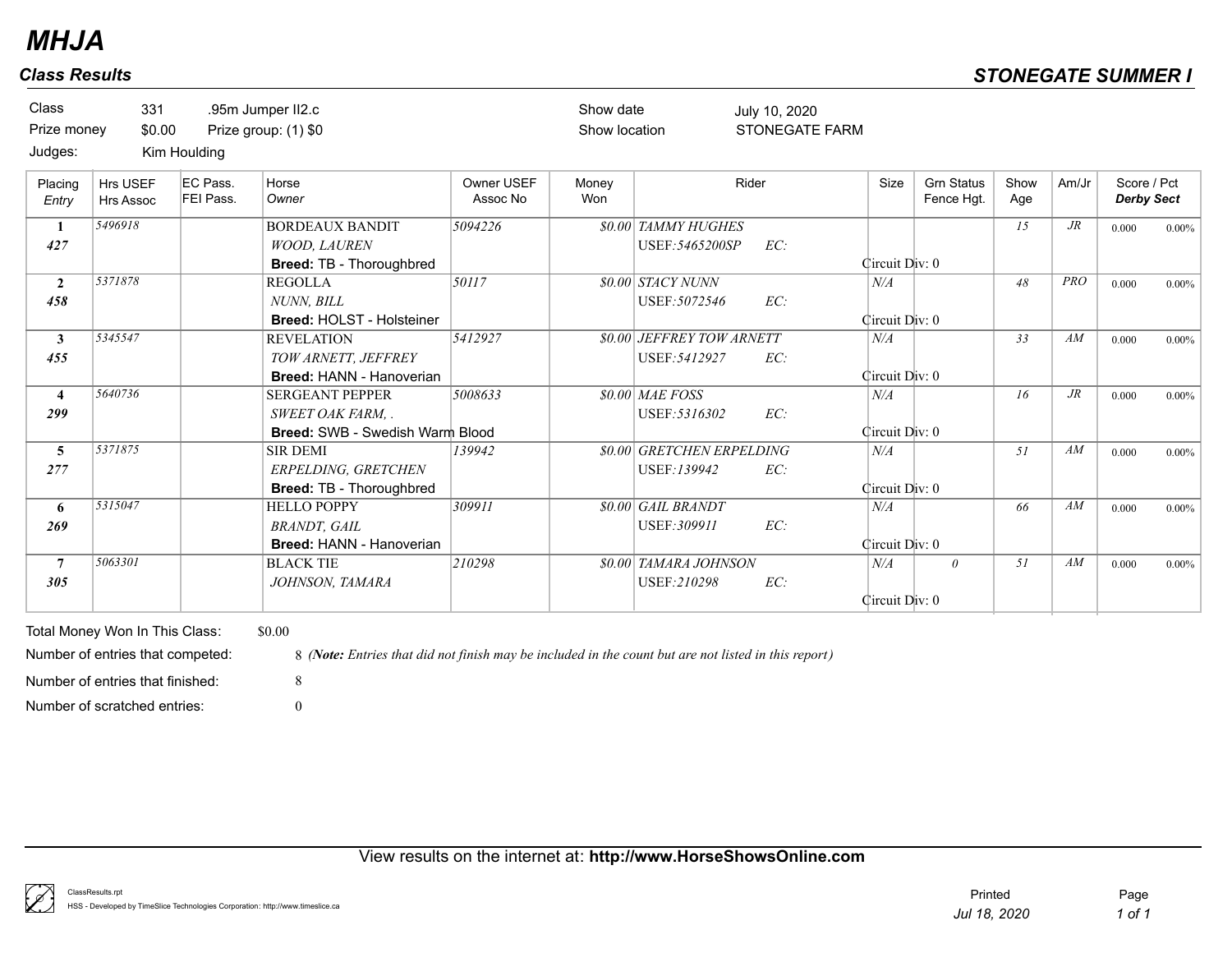# MHJA

## Class Results

## STONEGATE SUMMER I

| | | | | |
|---|---|---|---|---|
| Class | 331 | .95m Jumper II2.c | Show date | July 10, 2020 |
| Prize money | $0.00 | Prize group: (1) $0 | Show location | STONEGATE FARM |
| Judges: | Kim Houlding | | | |

| Placing / *Entry* | Hrs USEF / Hrs Assoc | EC Pass. / FEI Pass. | Horse / *Owner* | Owner USEF / Assoc No | Money Won | Rider | Size | Grn Status / Fence Hgt. | Show Age | Am/Jr | Score / Pct / ***Derby Sect*** |
|---|---|---|---|---|---|---|---|---|---|---|---|
| **1** / ***427*** | *5496918* | | BORDEAUX BANDIT / *WOOD, LAUREN* / **Breed:** TB - Thoroughbred | *5094226* | *$0.00* | *TAMMY HUGHES* / USEF:*5465200SP* EC: / Circuit Div: 0 | | | *15* | *JR* | 0.000 0.00% |
| **2** / ***458*** | *5371878* | | REGOLLA / *NUNN, BILL* / **Breed:** HOLST - Holsteiner | *50117* | *$0.00* | *STACY NUNN* / USEF:*5072546* EC: / Circuit Div: 0 | *N/A* | | *48* | *PRO* | 0.000 0.00% |
| **3** / ***455*** | *5345547* | | REVELATION / *TOW ARNETT, JEFFREY* / **Breed:** HANN - Hanoverian | *5412927* | *$0.00* | *JEFFREY TOW ARNETT* / USEF:*5412927* EC: / Circuit Div: 0 | *N/A* | | *33* | *AM* | 0.000 0.00% |
| **4** / ***299*** | *5640736* | | SERGEANT PEPPER / *SWEET OAK FARM, .* / **Breed:** SWB - Swedish Warm Blood | *5008633* | *$0.00* | *MAE FOSS* / USEF:*5316302* EC: / Circuit Div: 0 | *N/A* | | *16* | *JR* | 0.000 0.00% |
| **5** / ***277*** | *5371875* | | SIR DEMI / *ERPELDING, GRETCHEN* / **Breed:** TB - Thoroughbred | *139942* | *$0.00* | *GRETCHEN ERPELDING* / USEF:*139942* EC: / Circuit Div: 0 | *N/A* | | *51* | *AM* | 0.000 0.00% |
| **6** / ***269*** | *5315047* | | HELLO POPPY / *BRANDT, GAIL* / **Breed:** HANN - Hanoverian | *309911* | *$0.00* | *GAIL BRANDT* / USEF:*309911* EC: / Circuit Div: 0 | *N/A* | | *66* | *AM* | 0.000 0.00% |
| **7** / ***305*** | *5063301* | | BLACK TIE / *JOHNSON, TAMARA* | *210298* | *$0.00* | *TAMARA JOHNSON* / USEF:*210298* EC: / Circuit Div: 0 | *N/A* | *0* | *51* | *AM* | 0.000 0.00% |

Total Money Won In This Class: $0.00

Number of entries that competed: 8 *(**Note:** Entries that did not finish may be included in the count but are not listed in this report)*

Number of entries that finished: 8

Number of scratched entries: 0

View results on the internet at: **http://www.HorseShowsOnline.com**

ClassResults.rpt
HSS - Developed by TimeSlice Technologies Corporation: http://www.timeslice.ca

Printed *Jul 18, 2020*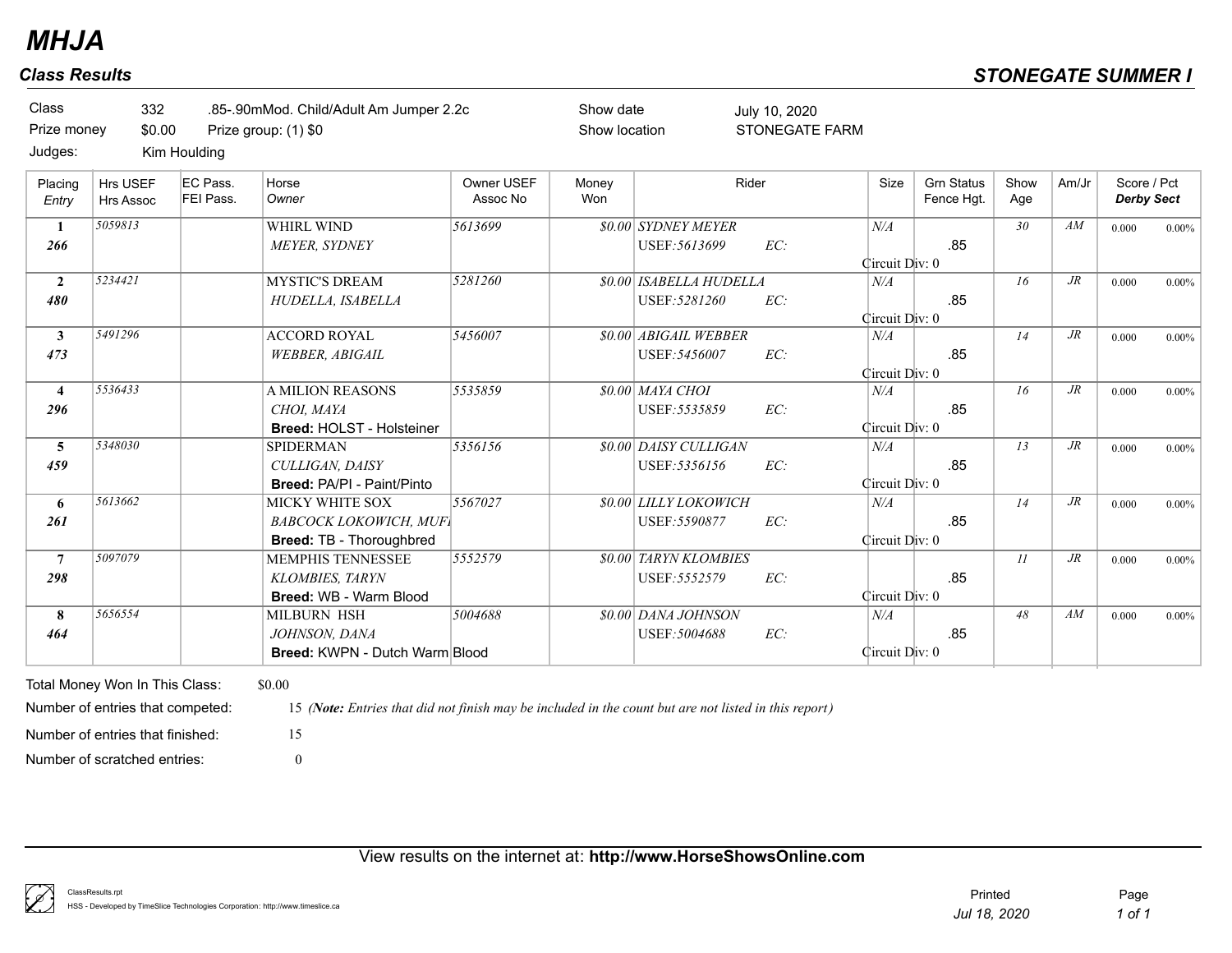# MHJA

## Class Results

**STONEGATE SUMMER I**

| | | | | |
|---|---|---|---|---|
| Class | 332 | .85-.90mMod. Child/Adult Am Jumper 2.2c | Show date | July 10, 2020 |
| Prize money | $0.00 | Prize group: (1) $0 | Show location | STONEGATE FARM |
| Judges: | Kim Houlding | | | |

| Placing / Entry | Hrs USEF / Hrs Assoc | EC Pass. / FEI Pass. | Horse / Owner | Owner USEF / Assoc No | Money Won | Rider | Size | Grn Status / Fence Hgt. | Show Age | Am/Jr | Score / Pct / Derby Sect |
|---|---|---|---|---|---|---|---|---|---|---|---|
| 1 / 266 | 5059813 | | WHIRL WIND / MEYER, SYDNEY | 5613699 | $0.00 | SYDNEY MEYER / USEF:5613699 EC: | N/A | .85 / Circuit Div: 0 | 30 | AM | 0.000 0.00% |
| 2 / 480 | 5234421 | | MYSTIC'S DREAM / HUDELLA, ISABELLA | 5281260 | $0.00 | ISABELLA HUDELLA / USEF:5281260 EC: | N/A | .85 / Circuit Div: 0 | 16 | JR | 0.000 0.00% |
| 3 / 473 | 5491296 | | ACCORD ROYAL / WEBBER, ABIGAIL | 5456007 | $0.00 | ABIGAIL WEBBER / USEF:5456007 EC: | N/A | .85 / Circuit Div: 0 | 14 | JR | 0.000 0.00% |
| 4 / 296 | 5536433 | | A MILION REASONS / CHOI, MAYA / **Breed:** HOLST - Holsteiner | 5535859 | $0.00 | MAYA CHOI / USEF:5535859 EC: | N/A | .85 / Circuit Div: 0 | 16 | JR | 0.000 0.00% |
| 5 / 459 | 5348030 | | SPIDERMAN / CULLIGAN, DAISY / **Breed:** PA/PI - Paint/Pinto | 5356156 | $0.00 | DAISY CULLIGAN / USEF:5356156 EC: | N/A | .85 / Circuit Div: 0 | 13 | JR | 0.000 0.00% |
| 6 / 261 | 5613662 | | MICKY WHITE SOX / BABCOCK LOKOWICH, MUFI / **Breed:** TB - Thoroughbred | 5567027 | $0.00 | LILLY LOKOWICH / USEF:5590877 EC: | N/A | .85 / Circuit Div: 0 | 14 | JR | 0.000 0.00% |
| 7 / 298 | 5097079 | | MEMPHIS TENNESSEE / KLOMBIES, TARYN / **Breed:** WB - Warm Blood | 5552579 | $0.00 | TARYN KLOMBIES / USEF:5552579 EC: | | .85 / Circuit Div: 0 | 11 | JR | 0.000 0.00% |
| 8 / 464 | 5656554 | | MILBURN HSH / JOHNSON, DANA / **Breed:** KWPN - Dutch Warm Blood | 5004688 | $0.00 | DANA JOHNSON / USEF:5004688 EC: | N/A | .85 / Circuit Div: 0 | 48 | AM | 0.000 0.00% |

Total Money Won In This Class: $0.00

Number of entries that competed: 15 (*Note: Entries that did not finish may be included in the count but are not listed in this report*)

Number of entries that finished: 15

Number of scratched entries: 0

View results on the internet at: **http://www.HorseShowsOnline.com**

ClassResults.rpt
HSS - Developed by TimeSlice Technologies Corporation: http://www.timeslice.ca

Printed Jul 18, 2020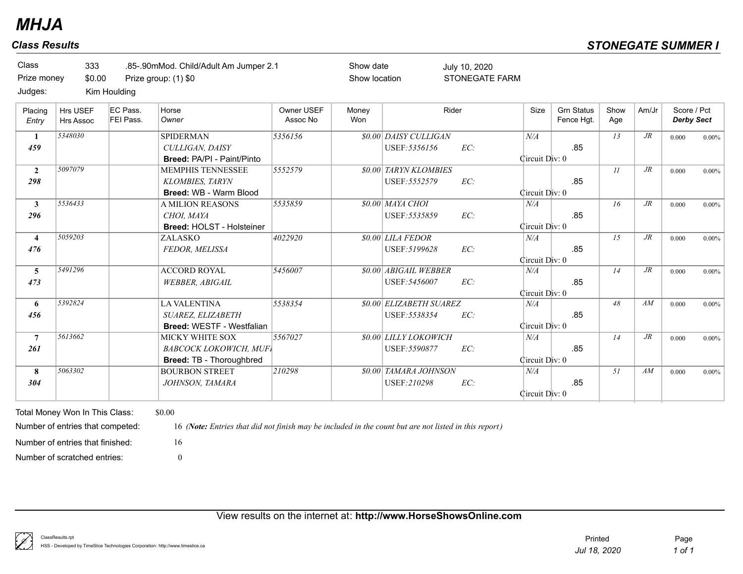# MHJA

## Class Results

**STONEGATE SUMMER I**

| | | | | |
|---|---|---|---|---|
| Class | 333 | .85-.90mMod. Child/Adult Am Jumper 2.1 | Show date | July 10, 2020 |
| Prize money | $0.00 | Prize group: (1) $0 | Show location | STONEGATE FARM |
| Judges: | Kim Houlding | | | |

| Placing / *Entry* | Hrs USEF / Hrs Assoc | EC Pass. / FEI Pass. | Horse / *Owner* | Owner USEF / Assoc No | Money Won | Rider | Size | Grn Status / Fence Hgt. | Show Age | Am/Jr | Score / Pct / *Derby Sect* |
|---|---|---|---|---|---|---|---|---|---|---|---|
| **1** / ***459*** | *5348030* | | SPIDERMAN / *CULLIGAN, DAISY* / **Breed:** PA/PI - Paint/Pinto | *5356156* | *$0.00* | *DAISY CULLIGAN* / USEF:*5356156* EC: | *N/A* / Circuit Div: 0 | .85 | *13* | *JR* | 0.000 0.00% |
| **2** / ***298*** | *5097079* | | MEMPHIS TENNESSEE / *KLOMBIES, TARYN* / **Breed:** WB - Warm Blood | *5552579* | *$0.00* | *TARYN KLOMBIES* / USEF:*5552579* EC: | Circuit Div: 0 | .85 | *11* | *JR* | 0.000 0.00% |
| **3** / ***296*** | *5536433* | | A MILION REASONS / *CHOI, MAYA* / **Breed:** HOLST - Holsteiner | *5535859* | *$0.00* | *MAYA CHOI* / USEF:*5535859* EC: | *N/A* / Circuit Div: 0 | .85 | *16* | *JR* | 0.000 0.00% |
| **4** / ***476*** | *5059203* | | ZALASKO / *FEDOR, MELISSA* | *4022920* | *$0.00* | *LILA FEDOR* / USEF:*5199628* EC: | *N/A* / Circuit Div: 0 | .85 | *15* | *JR* | 0.000 0.00% |
| **5** / ***473*** | *5491296* | | ACCORD ROYAL / *WEBBER, ABIGAIL* | *5456007* | *$0.00* | *ABIGAIL WEBBER* / USEF:*5456007* EC: | *N/A* / Circuit Div: 0 | .85 | *14* | *JR* | 0.000 0.00% |
| **6** / ***456*** | *5392824* | | LA VALENTINA / *SUAREZ, ELIZABETH* / **Breed:** WESTF - Westfalian | *5538354* | *$0.00* | *ELIZABETH SUAREZ* / USEF:*5538354* EC: | *N/A* / Circuit Div: 0 | .85 | *48* | *AM* | 0.000 0.00% |
| **7** / ***261*** | *5613662* | | MICKY WHITE SOX / *BABCOCK LOKOWICH, MUFI* / **Breed:** TB - Thoroughbred | *5567027* | *$0.00* | *LILLY LOKOWICH* / USEF:*5590877* EC: | *N/A* / Circuit Div: 0 | .85 | *14* | *JR* | 0.000 0.00% |
| **8** / ***304*** | *5063302* | | BOURBON STREET / *JOHNSON, TAMARA* | *210298* | *$0.00* | *TAMARA JOHNSON* / USEF:*210298* EC: | *N/A* / Circuit Div: 0 | .85 | *51* | *AM* | 0.000 0.00% |

Total Money Won In This Class: $0.00

Number of entries that competed: 16 *(**Note:** Entries that did not finish may be included in the count but are not listed in this report)*

Number of entries that finished: 16

Number of scratched entries: 0

View results on the internet at: **http://www.HorseShowsOnline.com**

ClassResults.rpt
HSS - Developed by TimeSlice Technologies Corporation: http://www.timeslice.ca

Printed *Jul 18, 2020*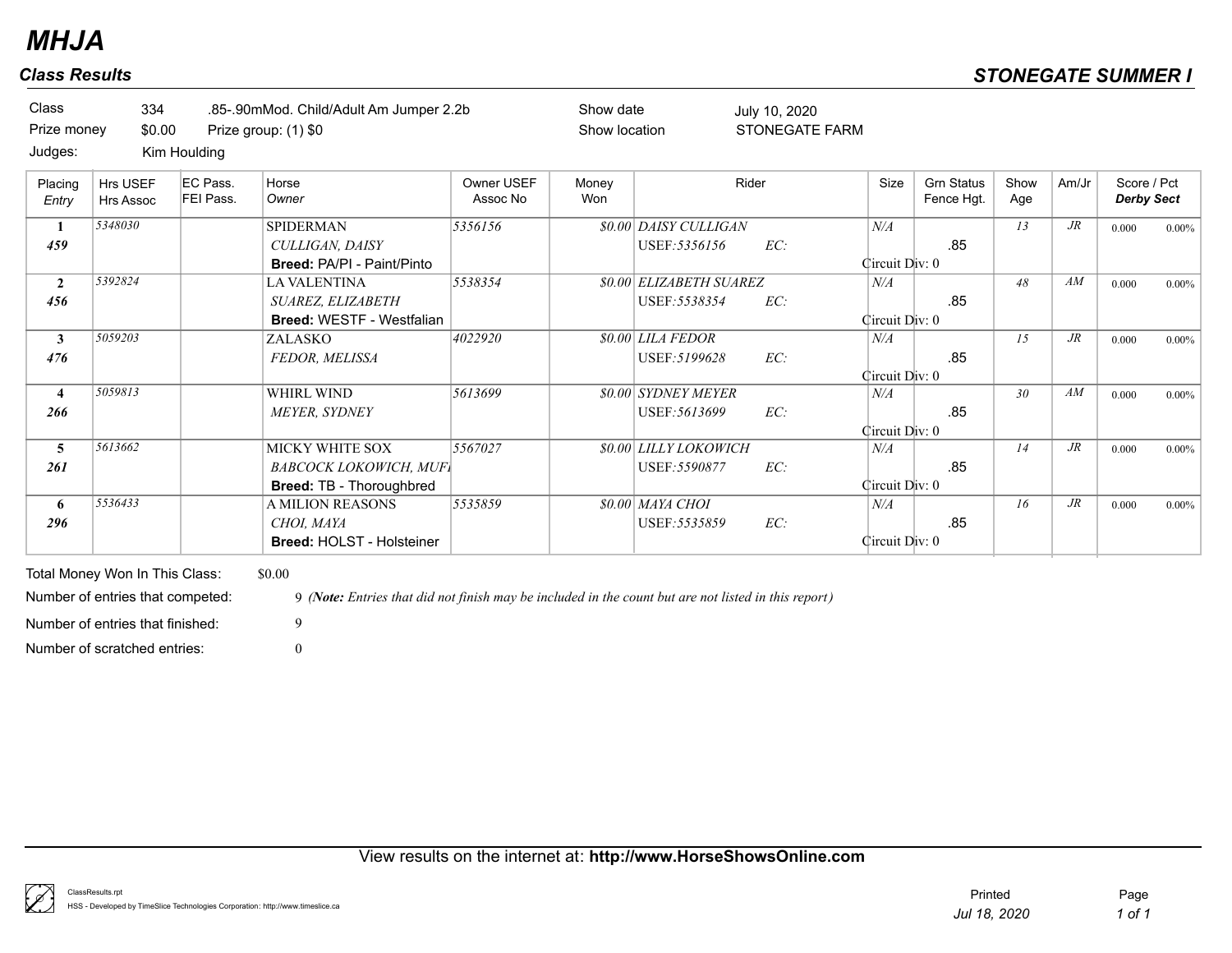# MHJA

## Class Results

**STONEGATE SUMMER I**

| | | | | | |
|---|---|---|---|---|---|
| Class | 334 | .85-.90mMod. Child/Adult Am Jumper 2.2b | | Show date | July 10, 2020 |
| Prize money | $0.00 | Prize group: (1) $0 | | Show location | STONEGATE FARM |
| Judges: | Kim Houlding | | | | |

| Placing *Entry* | Hrs USEF Hrs Assoc | EC Pass. FEI Pass. | Horse *Owner* | Owner USEF Assoc No | Money Won | Rider | Size | Grn Status Fence Hgt. | Show Age | Am/Jr | Score / Pct ***Derby Sect*** |
|---|---|---|---|---|---|---|---|---|---|---|---|
| **1** ***459*** | *5348030* | | SPIDERMAN *CULLIGAN, DAISY* **Breed:** PA/PI - Paint/Pinto | *5356156* | *$0.00* | *DAISY CULLIGAN* USEF:*5356156* EC: | *N/A* Circuit Div: 0 | .85 | *13* | *JR* | 0.000 0.00% |
| **2** ***456*** | *5392824* | | LA VALENTINA *SUAREZ, ELIZABETH* **Breed:** WESTF - Westfalian | *5538354* | *$0.00* | *ELIZABETH SUAREZ* USEF:*5538354* EC: | *N/A* Circuit Div: 0 | .85 | *48* | *AM* | 0.000 0.00% |
| **3** ***476*** | *5059203* | | ZALASKO *FEDOR, MELISSA* | *4022920* | *$0.00* | *LILA FEDOR* USEF:*5199628* EC: | *N/A* Circuit Div: 0 | .85 | *15* | *JR* | 0.000 0.00% |
| **4** ***266*** | *5059813* | | WHIRL WIND *MEYER, SYDNEY* | *5613699* | *$0.00* | *SYDNEY MEYER* USEF:*5613699* EC: | *N/A* Circuit Div: 0 | .85 | *30* | *AM* | 0.000 0.00% |
| **5** ***261*** | *5613662* | | MICKY WHITE SOX *BABCOCK LOKOWICH, MUFI* **Breed:** TB - Thoroughbred | *5567027* | *$0.00* | *LILLY LOKOWICH* USEF:*5590877* EC: | *N/A* Circuit Div: 0 | .85 | *14* | *JR* | 0.000 0.00% |
| **6** ***296*** | *5536433* | | A MILION REASONS *CHOI, MAYA* **Breed:** HOLST - Holsteiner | *5535859* | *$0.00* | *MAYA CHOI* USEF:*5535859* EC: | *N/A* Circuit Div: 0 | .85 | *16* | *JR* | 0.000 0.00% |

Total Money Won In This Class: $0.00

Number of entries that competed: 9 *(**Note:** Entries that did not finish may be included in the count but are not listed in this report)*

Number of entries that finished: 9

Number of scratched entries: 0

View results on the internet at: **http://www.HorseShowsOnline.com**

ClassResults.rpt
HSS - Developed by TimeSlice Technologies Corporation: http://www.timeslice.ca

Printed *Jul 18, 2020*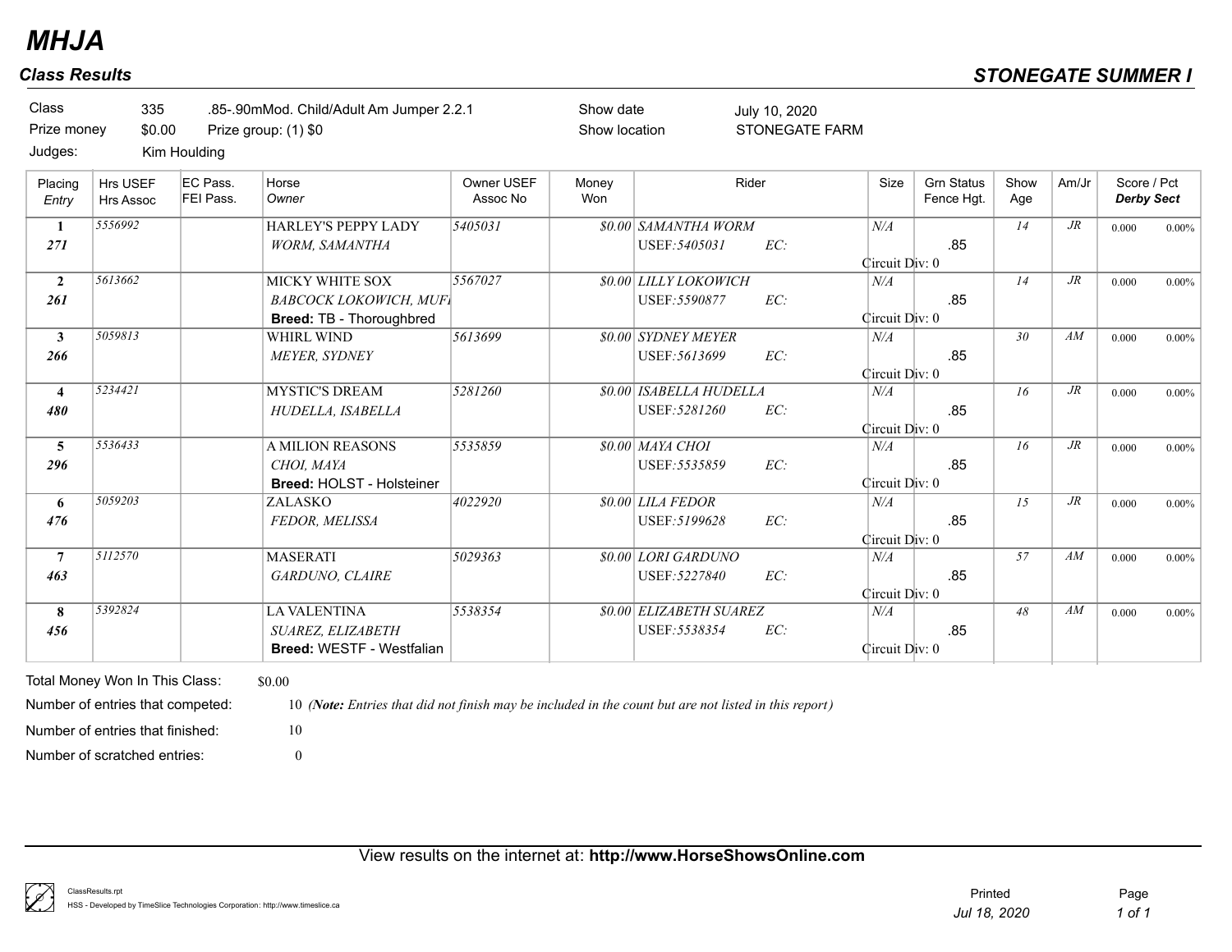# MHJA

## Class Results

## STONEGATE SUMMER I

| | | | | |
|---|---|---|---|---|
| Class | 335 | .85-.90mMod. Child/Adult Am Jumper 2.2.1 | Show date | July 10, 2020 |
| Prize money | $0.00 | Prize group: (1) $0 | Show location | STONEGATE FARM |
| Judges: | Kim Houlding | | | |

| Placing *Entry* | Hrs USEF Hrs Assoc | EC Pass. FEI Pass. | Horse *Owner* | Owner USEF Assoc No | Money Won | Rider | Size | Grn Status Fence Hgt. | Show Age | Am/Jr | Score / Pct ***Derby Sect*** |
|---|---|---|---|---|---|---|---|---|---|---|---|
| **1** ***271*** | 5556992 | | HARLEY'S PEPPY LADY *WORM, SAMANTHA* | 5405031 | $0.00 | SAMANTHA WORM USEF:5405031 EC: | N/A Circuit Div: 0 | .85 | 14 | JR | 0.000 0.00% |
| **2** ***261*** | 5613662 | | MICKY WHITE SOX *BABCOCK LOKOWICH, MUF* **Breed:** TB - Thoroughbred | 5567027 | $0.00 | LILLY LOKOWICH USEF:5590877 EC: | N/A Circuit Div: 0 | .85 | 14 | JR | 0.000 0.00% |
| **3** ***266*** | 5059813 | | WHIRL WIND *MEYER, SYDNEY* | 5613699 | $0.00 | SYDNEY MEYER USEF:5613699 EC: | N/A Circuit Div: 0 | .85 | 30 | AM | 0.000 0.00% |
| **4** ***480*** | 5234421 | | MYSTIC'S DREAM *HUDELLA, ISABELLA* | 5281260 | $0.00 | ISABELLA HUDELLA USEF:5281260 EC: | N/A Circuit Div: 0 | .85 | 16 | JR | 0.000 0.00% |
| **5** ***296*** | 5536433 | | A MILION REASONS *CHOI, MAYA* **Breed:** HOLST - Holsteiner | 5535859 | $0.00 | MAYA CHOI USEF:5535859 EC: | N/A Circuit Div: 0 | .85 | 16 | JR | 0.000 0.00% |
| **6** ***476*** | 5059203 | | ZALASKO *FEDOR, MELISSA* | 4022920 | $0.00 | LILA FEDOR USEF:5199628 EC: | N/A Circuit Div: 0 | .85 | 15 | JR | 0.000 0.00% |
| **7** ***463*** | 5112570 | | MASERATI *GARDUNO, CLAIRE* | 5029363 | $0.00 | LORI GARDUNO USEF:5227840 EC: | N/A Circuit Div: 0 | .85 | 57 | AM | 0.000 0.00% |
| **8** ***456*** | 5392824 | | LA VALENTINA *SUAREZ, ELIZABETH* **Breed:** WESTF - Westfalian | 5538354 | $0.00 | ELIZABETH SUAREZ USEF:5538354 EC: | N/A Circuit Div: 0 | .85 | 48 | AM | 0.000 0.00% |

Total Money Won In This Class: $0.00

Number of entries that competed: 10 (***Note:*** *Entries that did not finish may be included in the count but are not listed in this report)*

Number of entries that finished: 10

Number of scratched entries: 0

View results on the internet at: **http://www.HorseShowsOnline.com**

ClassResults.rpt
HSS - Developed by TimeSlice Technologies Corporation: http://www.timeslice.ca

Printed *Jul 18, 2020*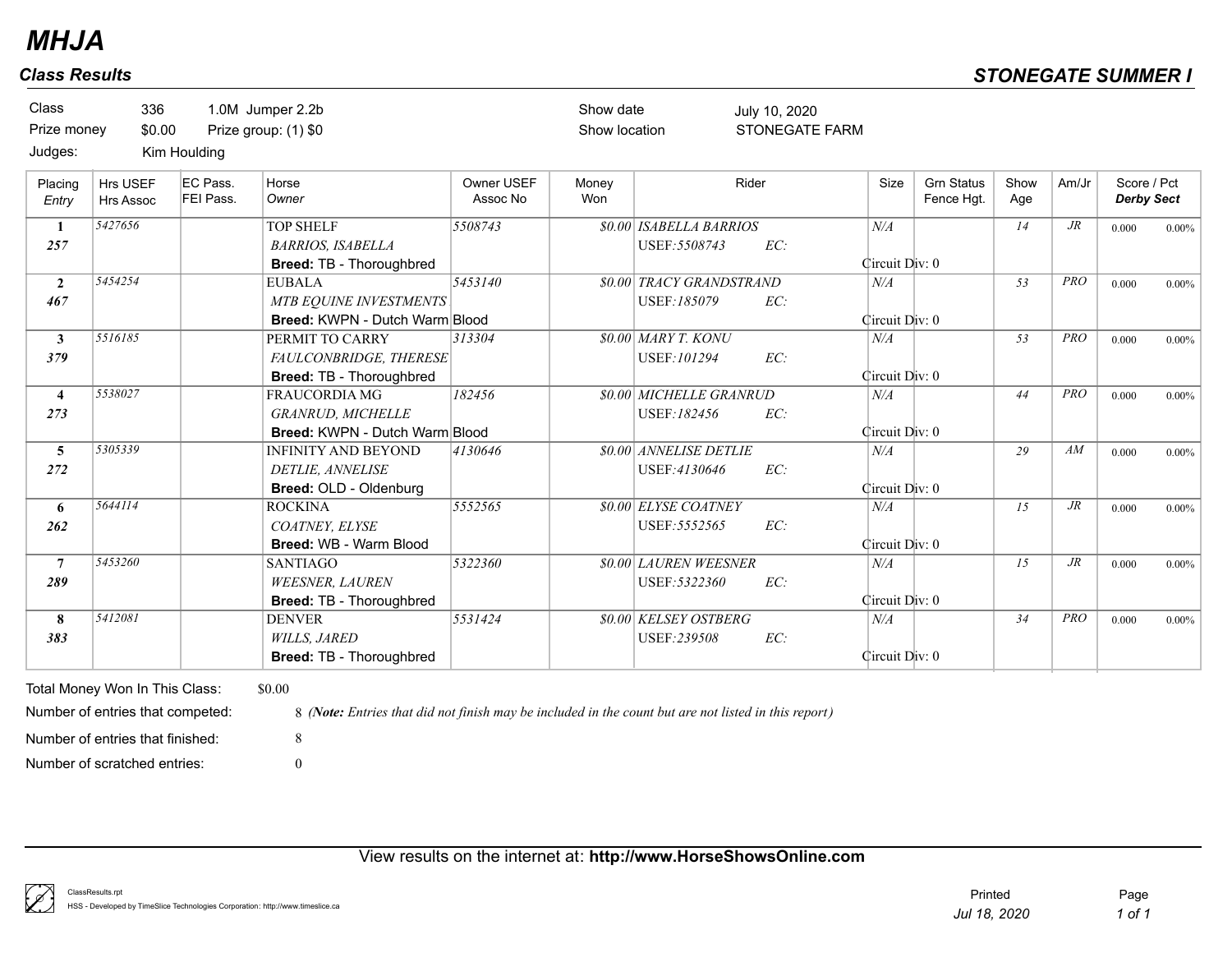# MHJA

## Class Results

## STONEGATE SUMMER I

| | | | | | |
|---|---|---|---|---|---|
| Class | 336 | 1.0M Jumper 2.2b | | Show date | July 10, 2020 |
| Prize money | $0.00 | Prize group: (1) $0 | | Show location | STONEGATE FARM |
| Judges: | Kim Houlding | | | | |

| Placing / *Entry* | Hrs USEF / Hrs Assoc | EC Pass. / FEI Pass. | Horse / *Owner* | Owner USEF / Assoc No | Money Won | Rider | Size | Grn Status / Fence Hgt. | Show Age | Am/Jr | Score / Pct / ***Derby Sect*** |
|---|---|---|---|---|---|---|---|---|---|---|---|
| **1** / ***257*** | *5427656* | | TOP SHELF / *BARRIOS, ISABELLA* / **Breed:** TB - Thoroughbred | *5508743* | *$0.00* | *ISABELLA BARRIOS* / USEF:*5508743* *EC:* | *N/A* / Circuit Div: 0 | | *14* | *JR* | 0.000 0.00% |
| **2** / ***467*** | *5454254* | | EUBALA / *MTB EQUINE INVESTMENTS* / **Breed:** KWPN - Dutch Warm Blood | *5453140* | *$0.00* | *TRACY GRANDSTRAND* / USEF:*185079* *EC:* | *N/A* / Circuit Div: 0 | | *53* | *PRO* | 0.000 0.00% |
| **3** / ***379*** | *5516185* | | PERMIT TO CARRY / *FAULCONBRIDGE, THERESE* / **Breed:** TB - Thoroughbred | *313304* | *$0.00* | *MARY T. KONU* / USEF:*101294* *EC:* | *N/A* / Circuit Div: 0 | | *53* | *PRO* | 0.000 0.00% |
| **4** / ***273*** | *5538027* | | FRAUCORDIA MG / *GRANRUD, MICHELLE* / **Breed:** KWPN - Dutch Warm Blood | *182456* | *$0.00* | *MICHELLE GRANRUD* / USEF:*182456* *EC:* | *N/A* / Circuit Div: 0 | | *44* | *PRO* | 0.000 0.00% |
| **5** / ***272*** | *5305339* | | INFINITY AND BEYOND / *DETLIE, ANNELISE* / **Breed:** OLD - Oldenburg | *4130646* | *$0.00* | *ANNELISE DETLIE* / USEF:*4130646* *EC:* | *N/A* / Circuit Div: 0 | | *29* | *AM* | 0.000 0.00% |
| **6** / ***262*** | *5644114* | | ROCKINA / *COATNEY, ELYSE* / **Breed:** WB - Warm Blood | *5552565* | *$0.00* | *ELYSE COATNEY* / USEF:*5552565* *EC:* | *N/A* / Circuit Div: 0 | | *15* | *JR* | 0.000 0.00% |
| **7** / ***289*** | *5453260* | | SANTIAGO / *WEESNER, LAUREN* / **Breed:** TB - Thoroughbred | *5322360* | *$0.00* | *LAUREN WEESNER* / USEF:*5322360* *EC:* | *N/A* / Circuit Div: 0 | | *15* | *JR* | 0.000 0.00% |
| **8** / ***383*** | *5412081* | | DENVER / *WILLS, JARED* / **Breed:** TB - Thoroughbred | *5531424* | *$0.00* | *KELSEY OSTBERG* / USEF:*239508* *EC:* | *N/A* / Circuit Div: 0 | | *34* | *PRO* | 0.000 0.00% |

Total Money Won In This Class: $0.00

Number of entries that competed: 8 *(**Note:** Entries that did not finish may be included in the count but are not listed in this report)*

Number of entries that finished: 8

Number of scratched entries: 0

View results on the internet at: **http://www.HorseShowsOnline.com**

ClassResults.rpt
HSS - Developed by TimeSlice Technologies Corporation: http://www.timeslice.ca

Printed *Jul 18, 2020*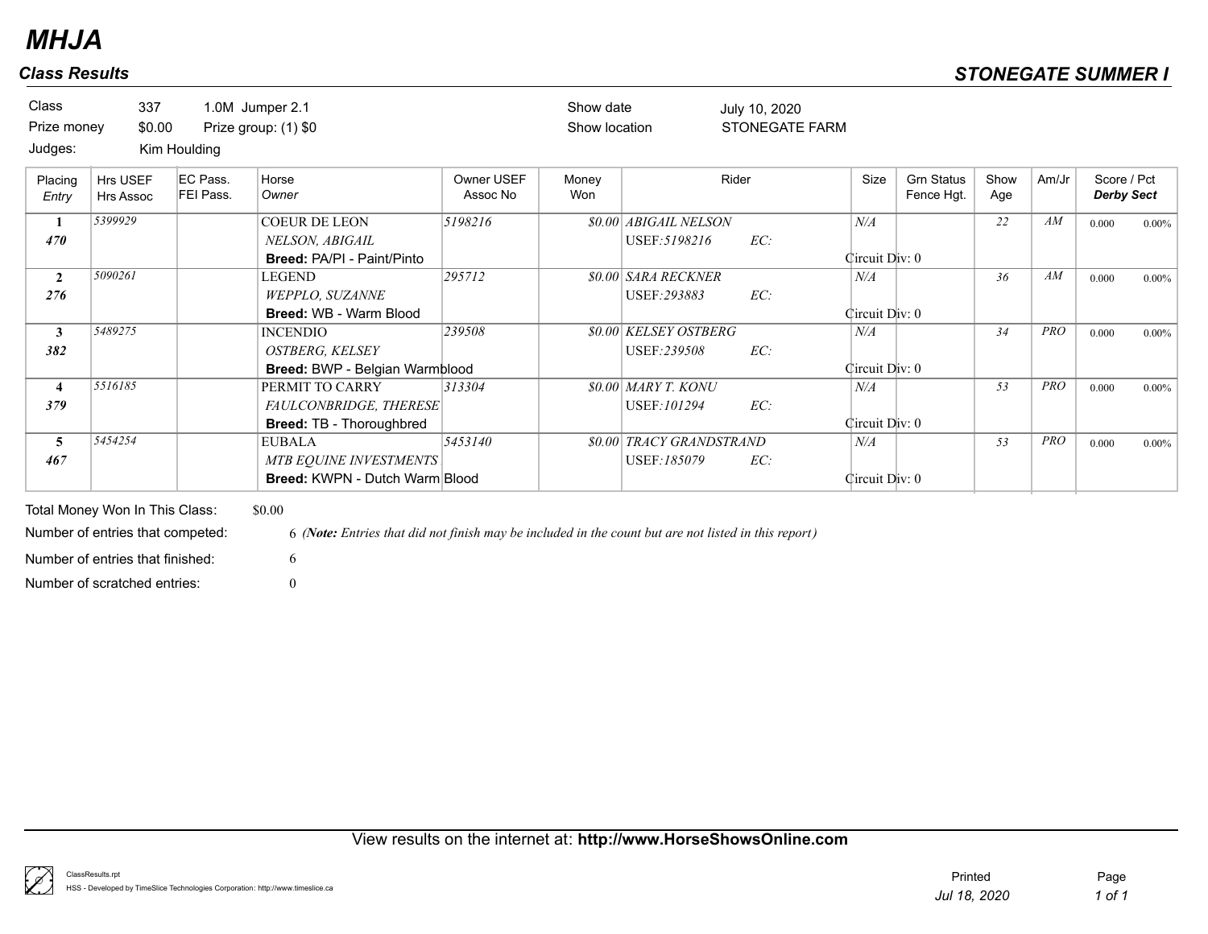# MHJA

## Class Results

## STONEGATE SUMMER I

| | | | | |
|---|---|---|---|---|
| Class | 337 | 1.0M Jumper 2.1 | Show date | July 10, 2020 |
| Prize money | $0.00 | Prize group: (1) $0 | Show location | STONEGATE FARM |
| Judges: | Kim Houlding | | | |

| Placing / *Entry* | Hrs USEF / Hrs Assoc | EC Pass. / FEI Pass. | Horse / *Owner* | Owner USEF / Assoc No | Money Won | Rider | Size | Grn Status / Fence Hgt. | Show Age | Am/Jr | Score / Pct / ***Derby Sect*** |
|---|---|---|---|---|---|---|---|---|---|---|---|
| **1** / ***470*** | *5399929* | | COEUR DE LEON / *NELSON, ABIGAIL* / **Breed:** PA/PI - Paint/Pinto | *5198216* | *$0.00* | *ABIGAIL NELSON* / USEF:*5198216* EC: / Circuit Div: 0 | *N/A* | | *22* | *AM* | 0.000 0.00% |
| **2** / ***276*** | *5090261* | | LEGEND / *WEPPLO, SUZANNE* / **Breed:** WB - Warm Blood | *295712* | *$0.00* | *SARA RECKNER* / USEF:*293883* EC: / Circuit Div: 0 | *N/A* | | *36* | *AM* | 0.000 0.00% |
| **3** / ***382*** | *5489275* | | INCENDIO / *OSTBERG, KELSEY* / **Breed:** BWP - Belgian Warmblood | *239508* | *$0.00* | *KELSEY OSTBERG* / USEF:*239508* EC: / Circuit Div: 0 | *N/A* | | *34* | *PRO* | 0.000 0.00% |
| **4** / ***379*** | *5516185* | | PERMIT TO CARRY / *FAULCONBRIDGE, THERESE* / **Breed:** TB - Thoroughbred | *313304* | *$0.00* | *MARY T. KONU* / USEF:*101294* EC: / Circuit Div: 0 | *N/A* | | *53* | *PRO* | 0.000 0.00% |
| **5** / ***467*** | *5454254* | | EUBALA / *MTB EQUINE INVESTMENTS* / **Breed:** KWPN - Dutch Warm Blood | *5453140* | *$0.00* | *TRACY GRANDSTRAND* / USEF:*185079* EC: / Circuit Div: 0 | *N/A* | | *53* | *PRO* | 0.000 0.00% |

Total Money Won In This Class: $0.00

Number of entries that competed: 6 ***(Note:** Entries that did not finish may be included in the count but are not listed in this report)*

Number of entries that finished: 6

Number of scratched entries: 0

View results on the internet at: **http://www.HorseShowsOnline.com**

ClassResults.rpt
HSS - Developed by TimeSlice Technologies Corporation: http://www.timeslice.ca

Printed *Jul 18, 2020*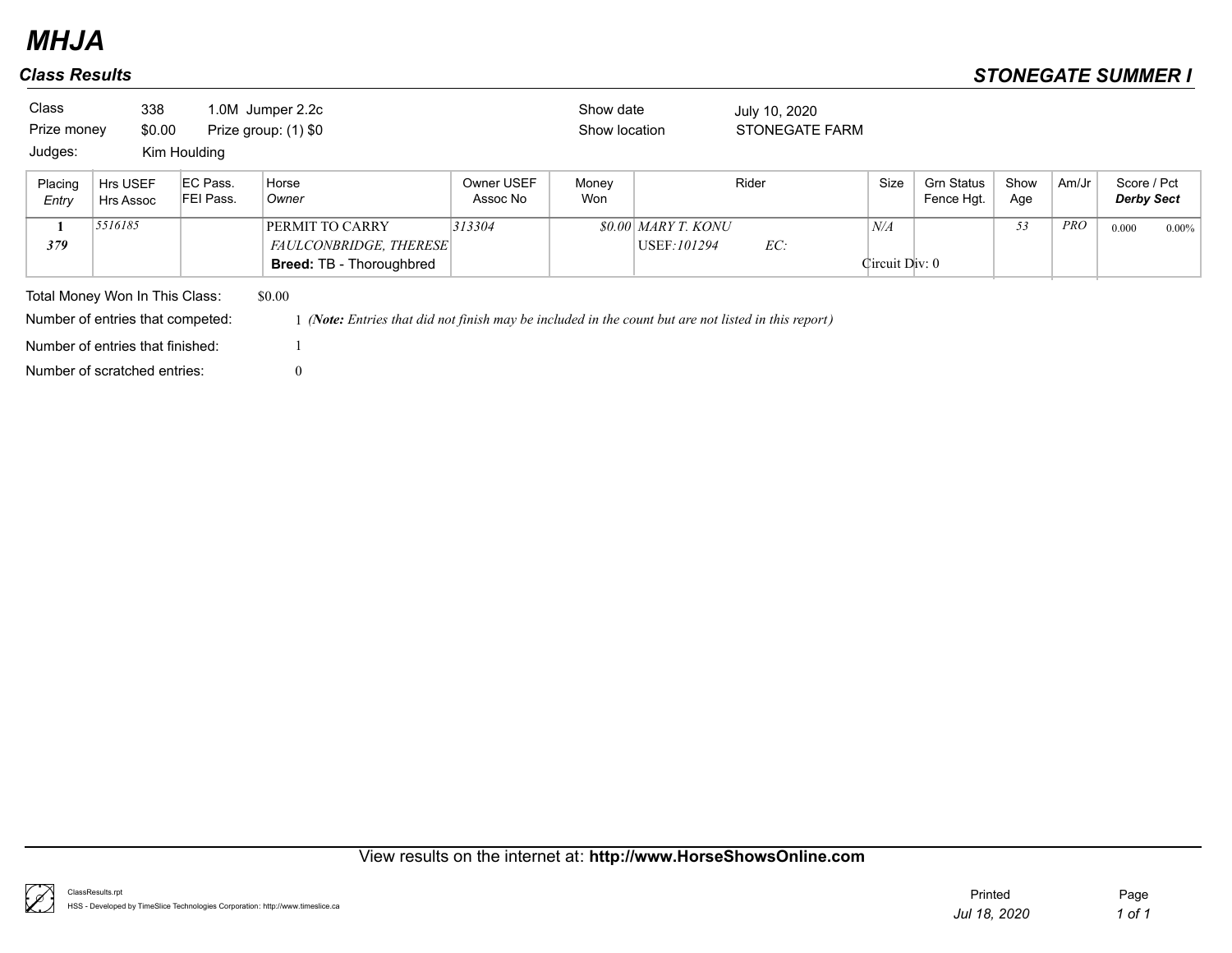# MHJA

## Class Results

## STONEGATE SUMMER I

| | | | | | |
|---|---|---|---|---|---|
| Class | 338 | 1.0M Jumper 2.2c | | Show date | July 10, 2020 |
| Prize money | $0.00 | Prize group: (1) $0 | | Show location | STONEGATE FARM |
| Judges: | Kim Houlding | | | | |

| Placing *Entry* | Hrs USEF Hrs Assoc | EC Pass. FEI Pass. | Horse *Owner* | Owner USEF Assoc No | Money Won | Rider | Size | Grn Status Fence Hgt. | Show Age | Am/Jr | Score / Pct ***Derby Sect*** |
|---|---|---|---|---|---|---|---|---|---|---|---|
| **1** ***379*** | *5516185* | | PERMIT TO CARRY *FAULCONBRIDGE, THERESE* **Breed:** TB - Thoroughbred | *313304* | *$0.00* | *MARY T. KONU* USEF:*101294* *EC:* | *N/A* Circuit Div: 0 | | *53* | *PRO* | 0.000 0.00% |

Total Money Won In This Class: $0.00

Number of entries that competed: 1 *(**Note:** Entries that did not finish may be included in the count but are not listed in this report)*

Number of entries that finished: 1

Number of scratched entries: 0

View results on the internet at: **http://www.HorseShowsOnline.com**

ClassResults.rpt
HSS - Developed by TimeSlice Technologies Corporation: http://www.timeslice.ca

Printed *Jul 18, 2020*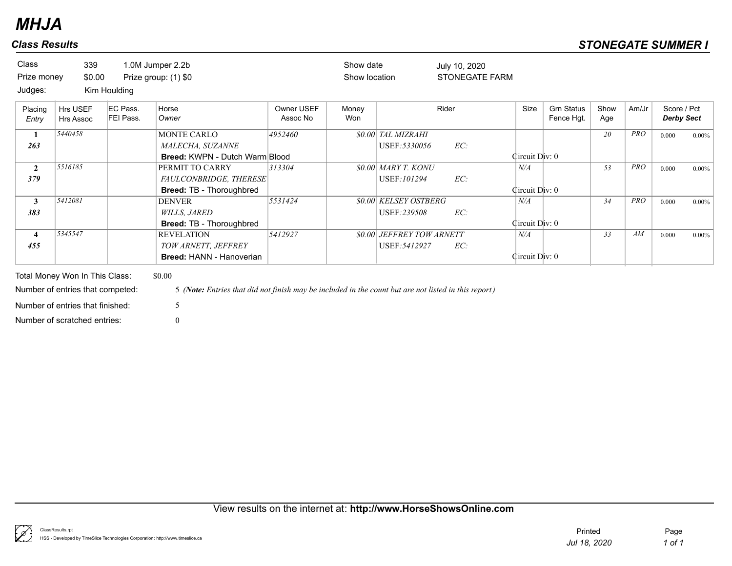# MHJA

## Class Results

## STONEGATE SUMMER I

Class 339 1.0M Jumper 2.2b
Prize money $0.00 Prize group: (1) $0
Judges: Kim Houlding

Show date July 10, 2020
Show location STONEGATE FARM

| Placing / Entry | Hrs USEF / Hrs Assoc | EC Pass. / FEI Pass. | Horse / Owner | Owner USEF / Assoc No | Money Won | Rider | Size | Grn Status / Fence Hgt. | Show Age | Am/Jr | Score / Pct / Derby Sect |
|---|---|---|---|---|---|---|---|---|---|---|---|
| 1 / 263 | 5440458 | | MONTE CARLO / MALECHA, SUZANNE / **Breed:** KWPN - Dutch Warm Blood | 4952460 | $0.00 | TAL MIZRAHI / USEF:5330056 EC: | Circuit Div: 0 | | 20 | PRO | 0.000 0.00% |
| 2 / 379 | 5516185 | | PERMIT TO CARRY / FAULCONBRIDGE, THERESE / **Breed:** TB - Thoroughbred | 313304 | $0.00 | MARY T. KONU / USEF:101294 EC: | N/A / Circuit Div: 0 | | 53 | PRO | 0.000 0.00% |
| 3 / 383 | 5412081 | | DENVER / WILLS, JARED / **Breed:** TB - Thoroughbred | 5531424 | $0.00 | KELSEY OSTBERG / USEF:239508 EC: | N/A / Circuit Div: 0 | | 34 | PRO | 0.000 0.00% |
| 4 / 455 | 5345547 | | REVELATION / TOW ARNETT, JEFFREY / **Breed:** HANN - Hanoverian | 5412927 | $0.00 | JEFFREY TOW ARNETT / USEF:5412927 EC: | N/A / Circuit Div: 0 | | 33 | AM | 0.000 0.00% |

Total Money Won In This Class: $0.00

Number of entries that competed: 5 (*Note:* Entries that did not finish may be included in the count but are not listed in this report)

Number of entries that finished: 5

Number of scratched entries: 0

View results on the internet at: **http://www.HorseShowsOnline.com**

ClassResults.rpt
HSS - Developed by TimeSlice Technologies Corporation: http://www.timeslice.ca

Printed Jul 18, 2020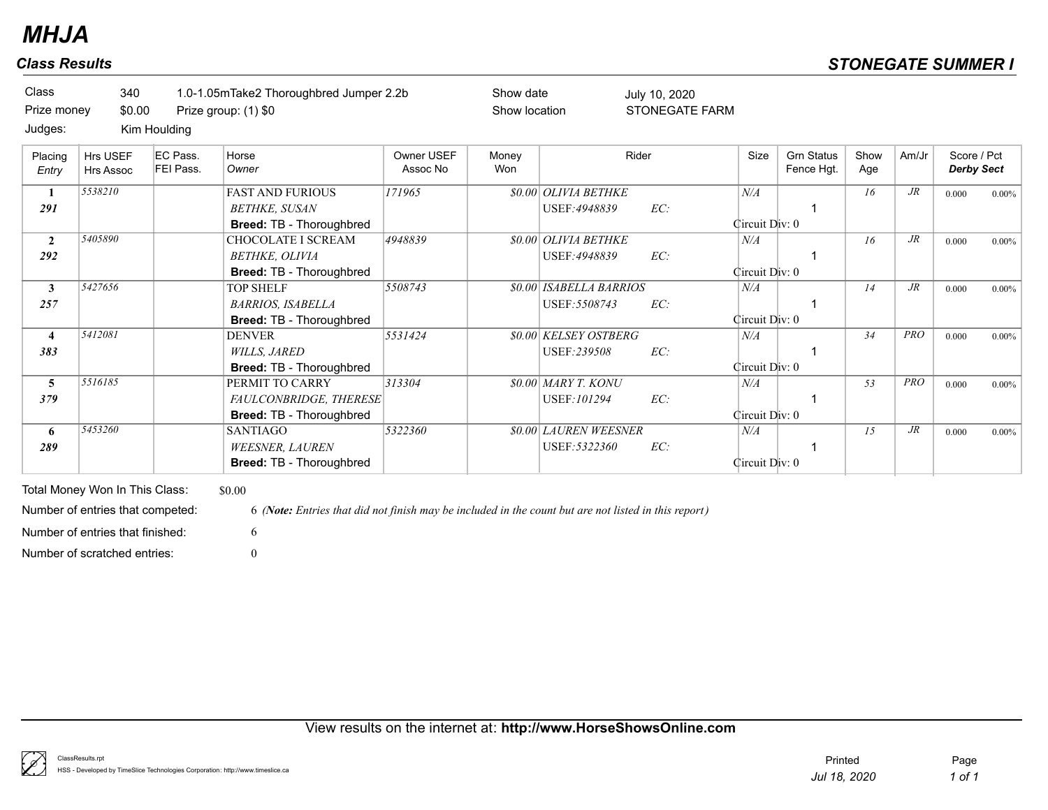# MHJA

## Class Results

## STONEGATE SUMMER I

| | | | | |
|---|---|---|---|---|
| Class | 340 | 1.0-1.05mTake2 Thoroughbred Jumper 2.2b | Show date | July 10, 2020 |
| Prize money | $0.00 | Prize group: (1) $0 | Show location | STONEGATE FARM |
| Judges: | Kim Houlding | | | |

| Placing *Entry* | Hrs USEF Hrs Assoc | EC Pass. FEI Pass. | Horse *Owner* | Owner USEF Assoc No | Money Won | Rider | Size | Grn Status Fence Hgt. | Show Age | Am/Jr | Score / Pct ***Derby Sect*** |
|---|---|---|---|---|---|---|---|---|---|---|---|
| **1** ***291*** | *5538210* | | FAST AND FURIOUS *BETHKE, SUSAN* **Breed:** TB - Thoroughbred | *171965* | *$0.00* | *OLIVIA BETHKE* USEF:*4948839* *EC:* | *N/A* Circuit Div: 0 | 1 | *16* | *JR* | 0.000 0.00% |
| **2** ***292*** | *5405890* | | CHOCOLATE I SCREAM *BETHKE, OLIVIA* **Breed:** TB - Thoroughbred | *4948839* | *$0.00* | *OLIVIA BETHKE* USEF:*4948839* *EC:* | *N/A* Circuit Div: 0 | 1 | *16* | *JR* | 0.000 0.00% |
| **3** ***257*** | *5427656* | | TOP SHELF *BARRIOS, ISABELLA* **Breed:** TB - Thoroughbred | *5508743* | *$0.00* | *ISABELLA BARRIOS* USEF:*5508743* *EC:* | *N/A* Circuit Div: 0 | 1 | *14* | *JR* | 0.000 0.00% |
| **4** ***383*** | *5412081* | | DENVER *WILLS, JARED* **Breed:** TB - Thoroughbred | *5531424* | *$0.00* | *KELSEY OSTBERG* USEF:*239508* *EC:* | *N/A* Circuit Div: 0 | 1 | *34* | *PRO* | 0.000 0.00% |
| **5** ***379*** | *5516185* | | PERMIT TO CARRY *FAULCONBRIDGE, THERESE* **Breed:** TB - Thoroughbred | *313304* | *$0.00* | *MARY T. KONU* USEF:*101294* *EC:* | *N/A* Circuit Div: 0 | 1 | *53* | *PRO* | 0.000 0.00% |
| **6** ***289*** | *5453260* | | SANTIAGO *WEESNER, LAUREN* **Breed:** TB - Thoroughbred | *5322360* | *$0.00* | *LAUREN WEESNER* USEF:*5322360* *EC:* | *N/A* Circuit Div: 0 | 1 | *15* | *JR* | 0.000 0.00% |

Total Money Won In This Class: $0.00

Number of entries that competed: 6 *(**Note:** Entries that did not finish may be included in the count but are not listed in this report)*

Number of entries that finished: 6

Number of scratched entries: 0

View results on the internet at: **http://www.HorseShowsOnline.com**

ClassResults.rpt
HSS - Developed by TimeSlice Technologies Corporation: http://www.timeslice.ca

Printed *Jul 18, 2020*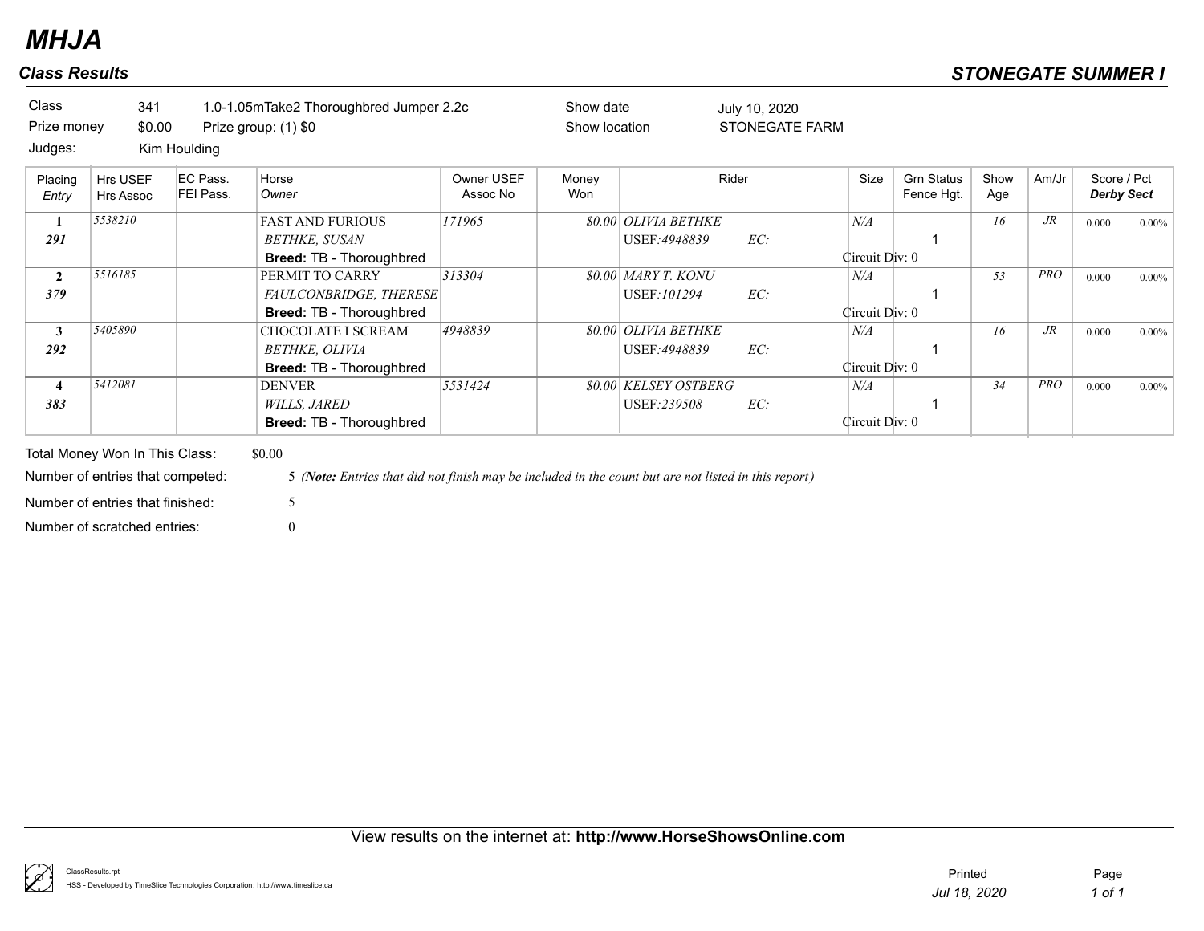# MHJA

## Class Results

**STONEGATE SUMMER I**

| | | | | | |
|---|---|---|---|---|---|
| Class | 341 | 1.0-1.05mTake2 Thoroughbred Jumper 2.2c | | Show date | July 10, 2020 |
| Prize money | $0.00 | Prize group: (1) $0 | | Show location | STONEGATE FARM |
| Judges: | Kim Houlding | | | | |

| Placing *Entry* | Hrs USEF Hrs Assoc | EC Pass. FEI Pass. | Horse *Owner* | Owner USEF Assoc No | Money Won | Rider | Size | Grn Status Fence Hgt. | Show Age | Am/Jr | Score / Pct ***Derby Sect*** |
|---|---|---|---|---|---|---|---|---|---|---|---|
| **1** ***291*** | *5538210* | | FAST AND FURIOUS *BETHKE, SUSAN* **Breed:** TB - Thoroughbred | *171965* | *$0.00* | *OLIVIA BETHKE* USEF:*4948839* *EC:* | *N/A* Circuit Div: 0 | 1 | *16* | *JR* | 0.000 0.00% |
| **2** ***379*** | *5516185* | | PERMIT TO CARRY *FAULCONBRIDGE, THERESE* **Breed:** TB - Thoroughbred | *313304* | *$0.00* | *MARY T. KONU* USEF:*101294* *EC:* | *N/A* Circuit Div: 0 | 1 | *53* | *PRO* | 0.000 0.00% |
| **3** ***292*** | *5405890* | | CHOCOLATE I SCREAM *BETHKE, OLIVIA* **Breed:** TB - Thoroughbred | *4948839* | *$0.00* | *OLIVIA BETHKE* USEF:*4948839* *EC:* | *N/A* Circuit Div: 0 | 1 | *16* | *JR* | 0.000 0.00% |
| **4** ***383*** | *5412081* | | DENVER *WILLS, JARED* **Breed:** TB - Thoroughbred | *5531424* | *$0.00* | *KELSEY OSTBERG* USEF:*239508* *EC:* | *N/A* Circuit Div: 0 | 1 | *34* | *PRO* | 0.000 0.00% |

Total Money Won In This Class: $0.00

Number of entries that competed: 5 *(**Note:** Entries that did not finish may be included in the count but are not listed in this report)*

Number of entries that finished: 5

Number of scratched entries: 0

View results on the internet at: **http://www.HorseShowsOnline.com**

ClassResults.rpt
HSS - Developed by TimeSlice Technologies Corporation: http://www.timeslice.ca

Printed *Jul 18, 2020*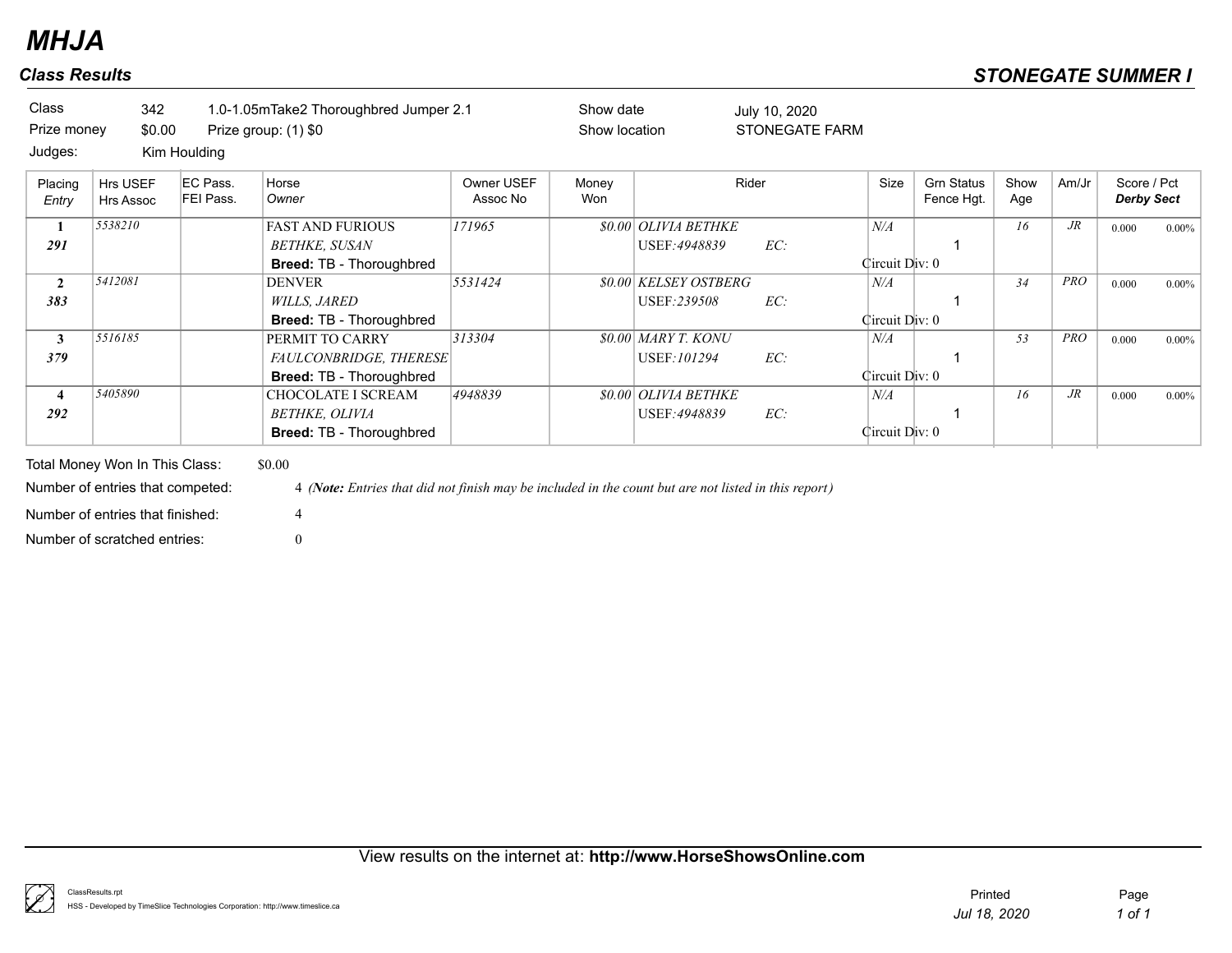# MHJA

## Class Results

## STONEGATE SUMMER I

| | | | | |
|---|---|---|---|---|
| Class | 342 | 1.0-1.05mTake2 Thoroughbred Jumper 2.1 | Show date | July 10, 2020 |
| Prize money | $0.00 | Prize group: (1) $0 | Show location | STONEGATE FARM |
| Judges: | Kim Houlding | | | |

| Placing / Entry | Hrs USEF / Hrs Assoc | EC Pass. / FEI Pass. | Horse / Owner | Owner USEF / Assoc No | Money Won | Rider | Size | Grn Status / Fence Hgt. | Show Age | Am/Jr | Score / Pct / Derby Sect |
|---|---|---|---|---|---|---|---|---|---|---|---|
| 1 / 291 | 5538210 | | FAST AND FURIOUS / BETHKE, SUSAN / **Breed:** TB - Thoroughbred | 171965 | $0.00 | OLIVIA BETHKE / USEF:4948839 EC: | N/A / Circuit Div: 0 | 1 | 16 | JR | 0.000 0.00% |
| 2 / 383 | 5412081 | | DENVER / WILLS, JARED / **Breed:** TB - Thoroughbred | 5531424 | $0.00 | KELSEY OSTBERG / USEF:239508 EC: | N/A / Circuit Div: 0 | 1 | 34 | PRO | 0.000 0.00% |
| 3 / 379 | 5516185 | | PERMIT TO CARRY / FAULCONBRIDGE, THERESE / **Breed:** TB - Thoroughbred | 313304 | $0.00 | MARY T. KONU / USEF:101294 EC: | N/A / Circuit Div: 0 | 1 | 53 | PRO | 0.000 0.00% |
| 4 / 292 | 5405890 | | CHOCOLATE I SCREAM / BETHKE, OLIVIA / **Breed:** TB - Thoroughbred | 4948839 | $0.00 | OLIVIA BETHKE / USEF:4948839 EC: | N/A / Circuit Div: 0 | 1 | 16 | JR | 0.000 0.00% |

Total Money Won In This Class: $0.00

Number of entries that competed: 4 *(**Note:** Entries that did not finish may be included in the count but are not listed in this report)*

Number of entries that finished: 4

Number of scratched entries: 0

View results on the internet at: **http://www.HorseShowsOnline.com**

ClassResults.rpt

HSS - Developed by TimeSlice Technologies Corporation: http://www.timeslice.ca

Printed *Jul 18, 2020*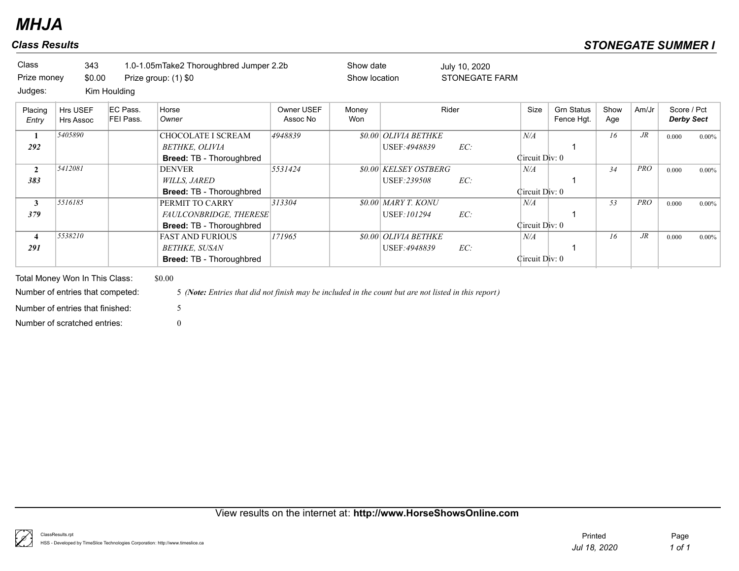# MHJA

## Class Results

## STONEGATE SUMMER I

| | | | | |
|---|---|---|---|---|
| Class | 343 | 1.0-1.05mTake2 Thoroughbred Jumper 2.2b | Show date | July 10, 2020 |
| Prize money | $0.00 | Prize group: (1) $0 | Show location | STONEGATE FARM |
| Judges: | Kim Houlding | | | |

| Placing / Entry | Hrs USEF / Hrs Assoc | EC Pass. / FEI Pass. | Horse / Owner | Owner USEF / Assoc No | Money Won | Rider | Size | Grn Status / Fence Hgt. | Show Age | Am/Jr | Score / Pct / Derby Sect |
|---|---|---|---|---|---|---|---|---|---|---|---|
| 1 / 292 | 5405890 | | CHOCOLATE I SCREAM / BETHKE, OLIVIA / **Breed:** TB - Thoroughbred | 4948839 | $0.00 | OLIVIA BETHKE / USEF:4948839 EC: | N/A / Circuit Div: 0 | 1 | 16 | JR | 0.000 0.00% |
| 2 / 383 | 5412081 | | DENVER / WILLS, JARED / **Breed:** TB - Thoroughbred | 5531424 | $0.00 | KELSEY OSTBERG / USEF:239508 EC: | N/A / Circuit Div: 0 | 1 | 34 | PRO | 0.000 0.00% |
| 3 / 379 | 5516185 | | PERMIT TO CARRY / FAULCONBRIDGE, THERESE / **Breed:** TB - Thoroughbred | 313304 | $0.00 | MARY T. KONU / USEF:101294 EC: | N/A / Circuit Div: 0 | 1 | 53 | PRO | 0.000 0.00% |
| 4 / 291 | 5538210 | | FAST AND FURIOUS / BETHKE, SUSAN / **Breed:** TB - Thoroughbred | 171965 | $0.00 | OLIVIA BETHKE / USEF:4948839 EC: | N/A / Circuit Div: 0 | 1 | 16 | JR | 0.000 0.00% |

Total Money Won In This Class: $0.00

Number of entries that competed: 5 *(**Note:** Entries that did not finish may be included in the count but are not listed in this report)*

Number of entries that finished: 5

Number of scratched entries: 0

View results on the internet at: **http://www.HorseShowsOnline.com**

ClassResults.rpt
HSS - Developed by TimeSlice Technologies Corporation: http://www.timeslice.ca

Printed Jul 18, 2020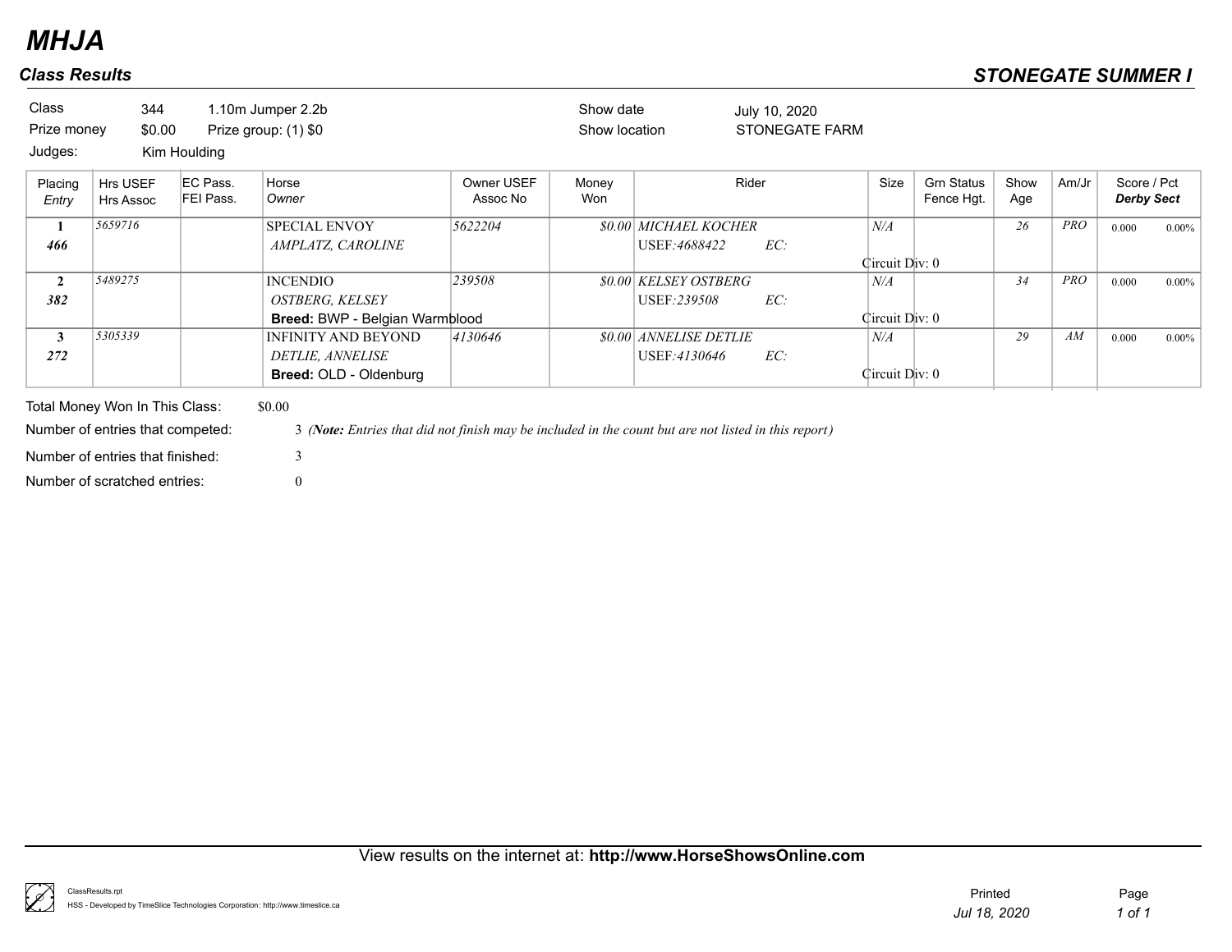# MHJA

## Class Results

**STONEGATE SUMMER I**

| | | | | | |
|---|---|---|---|---|---|
| Class | 344 | 1.10m Jumper 2.2b | Show date | July 10, 2020 | |
| Prize money | $0.00 | Prize group: (1) $0 | Show location | STONEGATE FARM | |
| Judges: | Kim Houlding | | | | |

| Placing / *Entry* | Hrs USEF / Hrs Assoc | EC Pass. / FEI Pass. | Horse / *Owner* | Owner USEF / Assoc No | Money Won | Rider | Size | Grn Status / Fence Hgt. | Show Age | Am/Jr | Score / Pct / ***Derby Sect*** |
|---|---|---|---|---|---|---|---|---|---|---|---|
| **1** / ***466*** | *5659716* | | SPECIAL ENVOY / *AMPLATZ, CAROLINE* | *5622204* | *$0.00* | *MICHAEL KOCHER* / USEF:*4688422* *EC:* | *N/A* / Circuit Div: 0 | | *26* | *PRO* | 0.000 0.00% |
| **2** / ***382*** | *5489275* | | INCENDIO / *OSTBERG, KELSEY* / **Breed:** BWP - Belgian Warmblood | *239508* | *$0.00* | *KELSEY OSTBERG* / USEF:*239508* *EC:* | *N/A* / Circuit Div: 0 | | *34* | *PRO* | 0.000 0.00% |
| **3** / ***272*** | *5305339* | | INFINITY AND BEYOND / *DETLIE, ANNELISE* / **Breed:** OLD - Oldenburg | *4130646* | *$0.00* | *ANNELISE DETLIE* / USEF:*4130646* *EC:* | *N/A* / Circuit Div: 0 | | *29* | *AM* | 0.000 0.00% |

Total Money Won In This Class: $0.00

Number of entries that competed: 3 *(**Note:** Entries that did not finish may be included in the count but are not listed in this report)*

Number of entries that finished: 3

Number of scratched entries: 0

View results on the internet at: **http://www.HorseShowsOnline.com**

ClassResults.rpt
HSS - Developed by TimeSlice Technologies Corporation: http://www.timeslice.ca

Printed *Jul 18, 2020*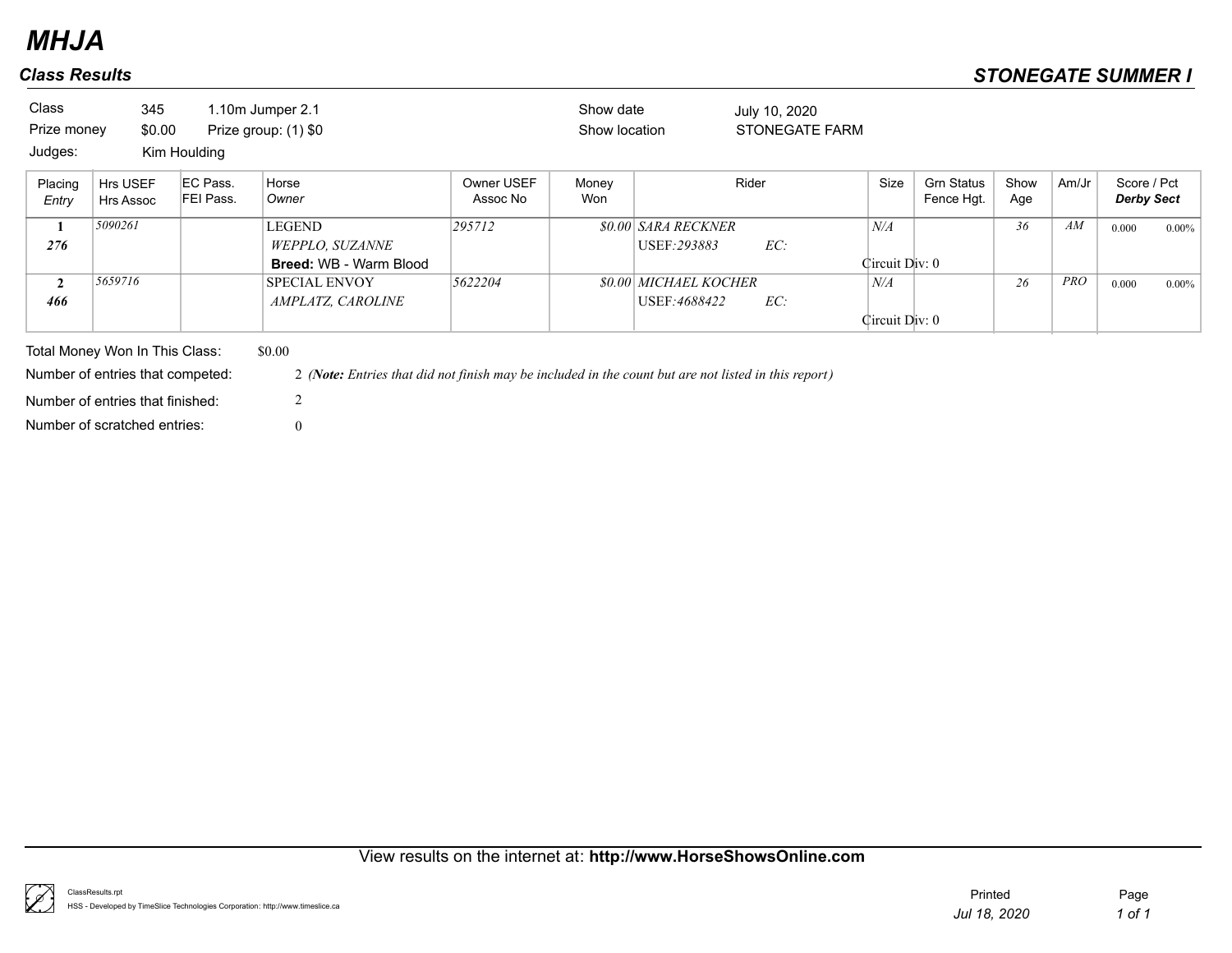# MHJA

## Class Results

**STONEGATE SUMMER I**

| | | | | | |
|---|---|---|---|---|---|
| Class | 345 | 1.10m Jumper 2.1 | Show date | July 10, 2020 |
| Prize money | $0.00 | Prize group: (1) $0 | Show location | STONEGATE FARM |
| Judges: | Kim Houlding | | | |

| Placing / *Entry* | Hrs USEF / Hrs Assoc | EC Pass. / FEI Pass. | Horse / *Owner* | Owner USEF / Assoc No | Money Won | Rider | Size | Grn Status / Fence Hgt. | Show Age | Am/Jr | Score / Pct / ***Derby Sect*** |
|---|---|---|---|---|---|---|---|---|---|---|---|
| **1** / ***276*** | *5090261* | | LEGEND / *WEPPLO, SUZANNE* / **Breed:** WB - Warm Blood | *295712* | *$0.00* | *SARA RECKNER* / USEF:*293883* EC: / Circuit Div: 0 | *N/A* | | *36* | *AM* | 0.000 0.00% |
| **2** / ***466*** | *5659716* | | SPECIAL ENVOY / *AMPLATZ, CAROLINE* | *5622204* | *$0.00* | *MICHAEL KOCHER* / USEF:*4688422* EC: / Circuit Div: 0 | *N/A* | | *26* | *PRO* | 0.000 0.00% |

Total Money Won In This Class: $0.00

Number of entries that competed: 2 *(**Note:** Entries that did not finish may be included in the count but are not listed in this report)*

Number of entries that finished: 2

Number of scratched entries: 0

View results on the internet at: **http://www.HorseShowsOnline.com**

ClassResults.rpt
HSS - Developed by TimeSlice Technologies Corporation: http://www.timeslice.ca

Printed *Jul 18, 2020*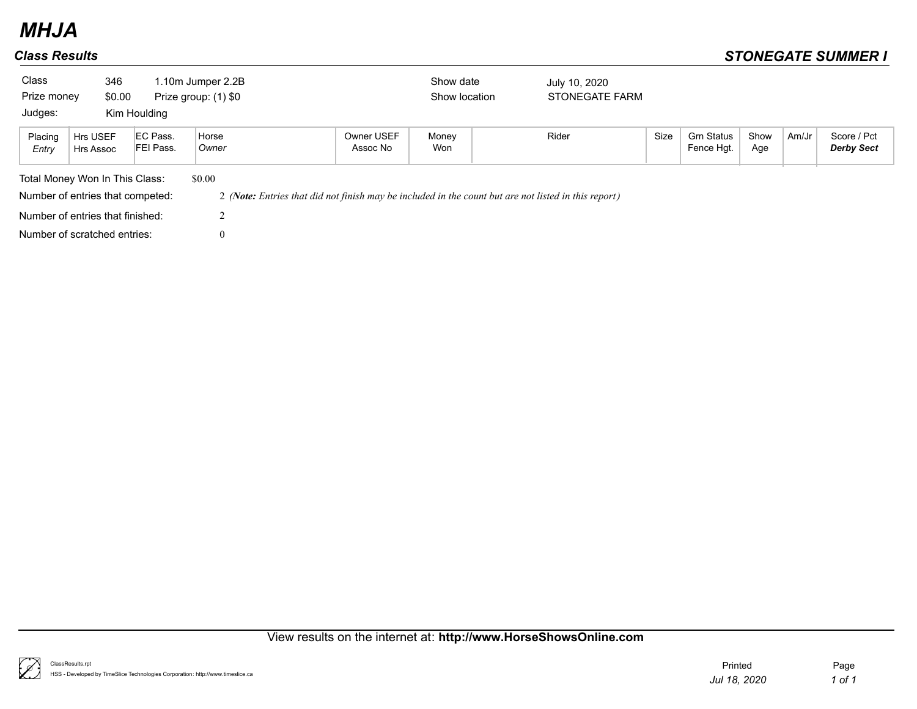# MHJA

## Class Results

**STONEGATE SUMMER I**

| | | | | |
|---|---|---|---|---|
| Class | 346 | 1.10m Jumper 2.2B | Show date | July 10, 2020 |
| Prize money | $0.00 | Prize group: (1) $0 | Show location | STONEGATE FARM |
| Judges: | Kim Houlding | | | |

| Placing *Entry* | Hrs USEF Hrs Assoc | EC Pass. FEI Pass. | Horse *Owner* | Owner USEF Assoc No | Money Won | Rider | Size | Grn Status Fence Hgt. | Show Age | Am/Jr | Score / Pct ***Derby Sect*** |
|---|---|---|---|---|---|---|---|---|---|---|---|

Total Money Won In This Class: $0.00

Number of entries that competed: 2 *(**Note:** Entries that did not finish may be included in the count but are not listed in this report)*

Number of entries that finished: 2

Number of scratched entries: 0

View results on the internet at: **http://www.HorseShowsOnline.com**

ClassResults.rpt

HSS - Developed by TimeSlice Technologies Corporation: http://www.timeslice.ca

Printed *Jul 18, 2020*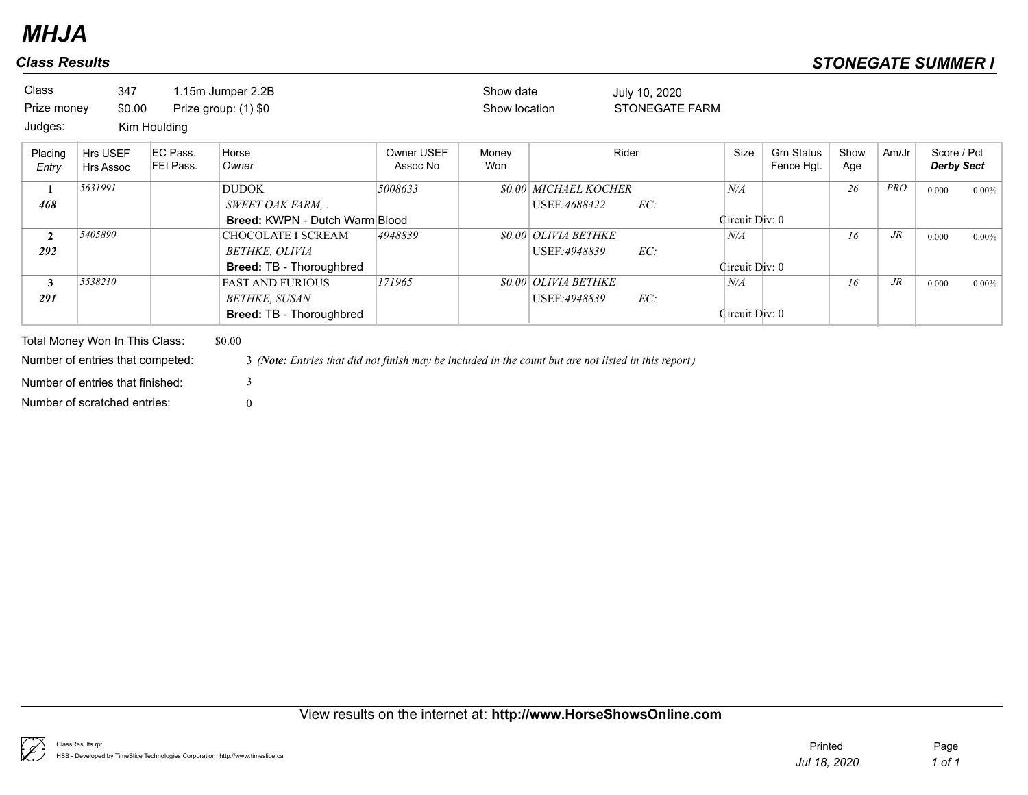# MHJA

## Class Results

**STONEGATE SUMMER I**

| | | | | | |
|---|---|---|---|---|---|
| Class | 347 | 1.15m Jumper 2.2B | | Show date | July 10, 2020 |
| Prize money | $0.00 | Prize group: (1) $0 | | Show location | STONEGATE FARM |
| Judges: | Kim Houlding | | | | |

| Placing / *Entry* | Hrs USEF / Hrs Assoc | EC Pass. / FEI Pass. | Horse / *Owner* | Owner USEF / Assoc No | Money Won | Rider | Size | Grn Status / Fence Hgt. | Show Age | Am/Jr | Score / Pct / ***Derby Sect*** |
|---|---|---|---|---|---|---|---|---|---|---|---|
| **1** / ***468*** | *5631991* | | DUDOK / *SWEET OAK FARM, .* / **Breed:** KWPN - Dutch Warm Blood | *5008633* | *$0.00* | *MICHAEL KOCHER* / USEF:*4688422* EC: / Circuit Div: 0 | *N/A* | | *26* | *PRO* | 0.000 0.00% |
| **2** / ***292*** | *5405890* | | CHOCOLATE I SCREAM / *BETHKE, OLIVIA* / **Breed:** TB - Thoroughbred | *4948839* | *$0.00* | *OLIVIA BETHKE* / USEF:*4948839* EC: / Circuit Div: 0 | *N/A* | | *16* | *JR* | 0.000 0.00% |
| **3** / ***291*** | *5538210* | | FAST AND FURIOUS / *BETHKE, SUSAN* / **Breed:** TB - Thoroughbred | *171965* | *$0.00* | *OLIVIA BETHKE* / USEF:*4948839* EC: / Circuit Div: 0 | *N/A* | | *16* | *JR* | 0.000 0.00% |

Total Money Won In This Class: $0.00

Number of entries that competed: 3 *(**Note:** Entries that did not finish may be included in the count but are not listed in this report)*

Number of entries that finished: 3

Number of scratched entries: 0

View results on the internet at: **http://www.HorseShowsOnline.com**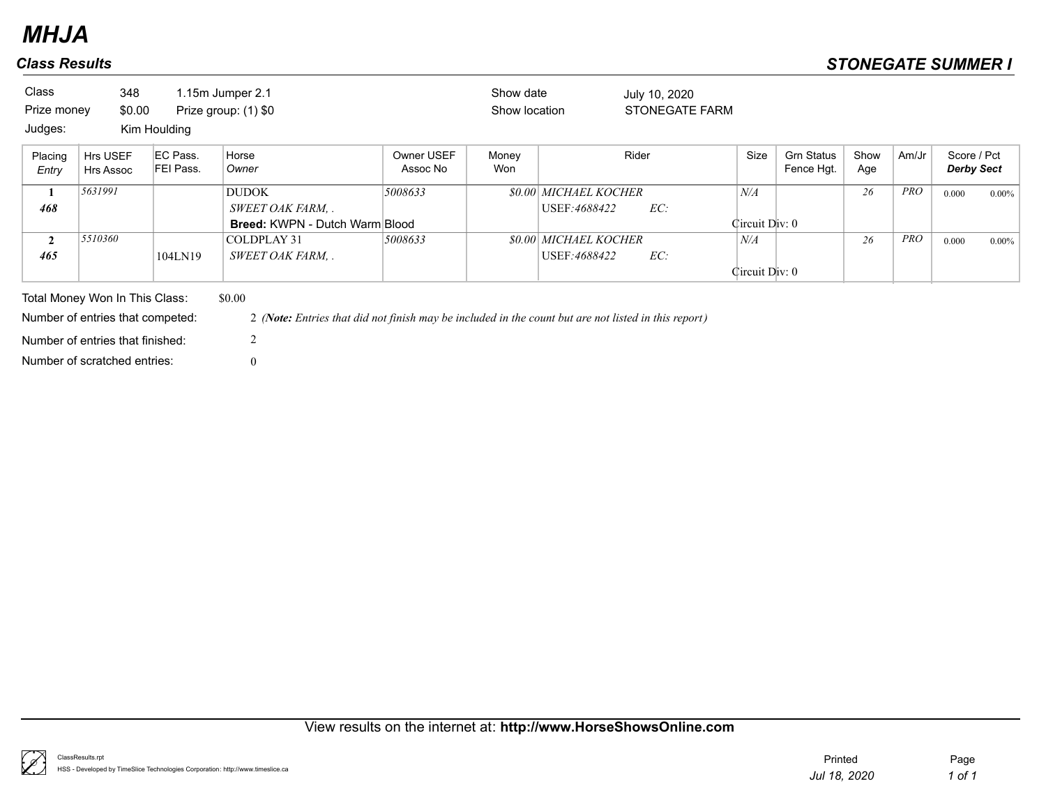# MHJA

## Class Results

## STONEGATE SUMMER I

| | | | | |
|---|---|---|---|---|
| Class | 348 | 1.15m Jumper 2.1 | Show date | July 10, 2020 |
| Prize money | $0.00 | Prize group: (1) $0 | Show location | STONEGATE FARM |
| Judges: | Kim Houlding | | | |

| Placing / *Entry* | Hrs USEF / Hrs Assoc | EC Pass. / FEI Pass. | Horse / *Owner* | Owner USEF / Assoc No | Money Won | Rider | Size | Grn Status / Fence Hgt. | Show Age | Am/Jr | Score / Pct / ***Derby Sect*** |
|---|---|---|---|---|---|---|---|---|---|---|---|
| **1** / ***468*** | *5631991* | | DUDOK / *SWEET OAK FARM, .* / **Breed:** KWPN - Dutch Warm Blood | *5008633* | *$0.00* | *MICHAEL KOCHER* / USEF:*4688422* EC: | *N/A* / Circuit Div: 0 | | *26* | *PRO* | 0.000 0.00% |
| **2** / ***465*** | *5510360* | 104LN19 | COLDPLAY 31 / *SWEET OAK FARM, .* | *5008633* | *$0.00* | *MICHAEL KOCHER* / USEF:*4688422* EC: | *N/A* / Circuit Div: 0 | | *26* | *PRO* | 0.000 0.00% |

Total Money Won In This Class: $0.00

Number of entries that competed: 2 *(**Note:** Entries that did not finish may be included in the count but are not listed in this report)*

Number of entries that finished: 2

Number of scratched entries: 0

View results on the internet at: **http://www.HorseShowsOnline.com**

ClassResults.rpt
HSS - Developed by TimeSlice Technologies Corporation: http://www.timeslice.ca

Printed *Jul 18, 2020*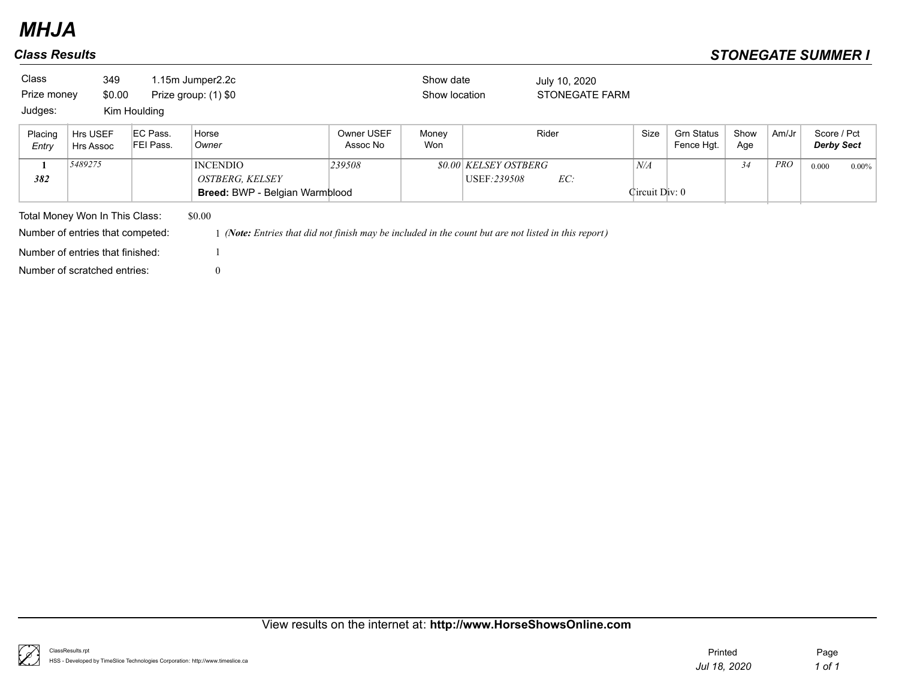# MHJA

## Class Results

## STONEGATE SUMMER I

Class 349 1.15m Jumper2.2c

Prize money $0.00 Prize group: (1) $0

Judges: Kim Houlding

Show date July 10, 2020

Show location STONEGATE FARM

| Placing<br>*Entry* | Hrs USEF<br>Hrs Assoc | EC Pass.<br>FEI Pass. | Horse<br>*Owner* | Owner USEF<br>Assoc No | Money<br>Won | Rider | Size | Grn Status<br>Fence Hgt. | Show<br>Age | Am/Jr | Score / Pct<br>***Derby Sect*** |
|---|---|---|---|---|---|---|---|---|---|---|---|
| **1**<br>***382*** | *5489275* | | INCENDIO<br>*OSTBERG, KELSEY*<br>**Breed:** BWP - Belgian Warmblood | *239508* | *$0.00* | *KELSEY OSTBERG*<br>USEF:*239508* EC: | *N/A*<br>Circuit Div: 0 | | *34* | *PRO* | 0.000 0.00% |

Total Money Won In This Class: $0.00

Number of entries that competed: 1 *(**Note:** Entries that did not finish may be included in the count but are not listed in this report)*

Number of entries that finished: 1

Number of scratched entries: 0

View results on the internet at: **http://www.HorseShowsOnline.com**

ClassResults.rpt

HSS - Developed by TimeSlice Technologies Corporation: http://www.timeslice.ca

Printed *Jul 18, 2020*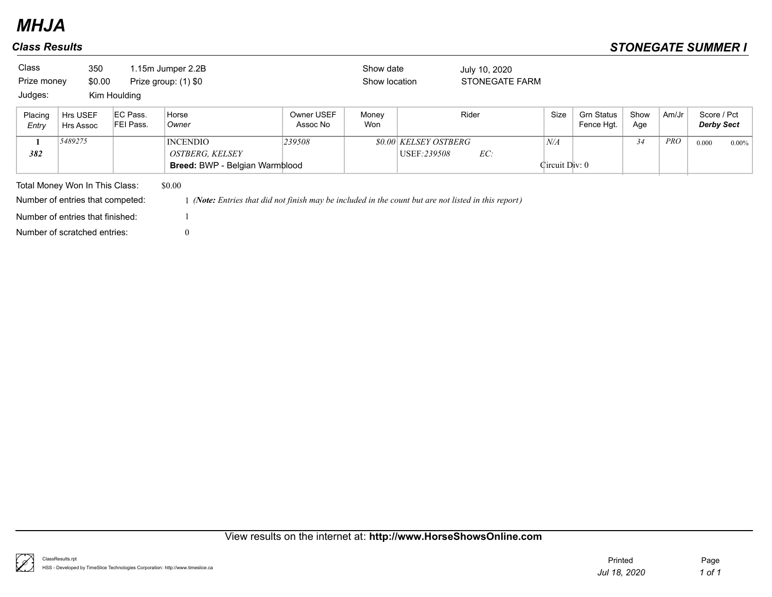# MHJA

## Class Results

## STONEGATE SUMMER I

Class 350 1.15m Jumper 2.2B
Prize money $0.00 Prize group: (1) $0
Judges: Kim Houlding

Show date July 10, 2020
Show location STONEGATE FARM

| Placing *Entry* | Hrs USEF Hrs Assoc | EC Pass. FEI Pass. | Horse *Owner* | Owner USEF Assoc No | Money Won | Rider | Size | Grn Status Fence Hgt. | Show Age | Am/Jr | Score / Pct ***Derby Sect*** |
|---|---|---|---|---|---|---|---|---|---|---|---|
| **1** ***382*** | *5489275* | | INCENDIO *OSTBERG, KELSEY* **Breed:** BWP - Belgian Warmblood | *239508* | *$0.00* | *KELSEY OSTBERG* USEF:*239508* *EC:* | *N/A* Circuit Div: 0 | | *34* | *PRO* | 0.000 0.00% |

Total Money Won In This Class: $0.00

Number of entries that competed: 1 *(**Note:** Entries that did not finish may be included in the count but are not listed in this report)*

Number of entries that finished: 1

Number of scratched entries: 0

View results on the internet at: **http://www.HorseShowsOnline.com**

ClassResults.rpt
HSS - Developed by TimeSlice Technologies Corporation: http://www.timeslice.ca

Printed *Jul 18, 2020*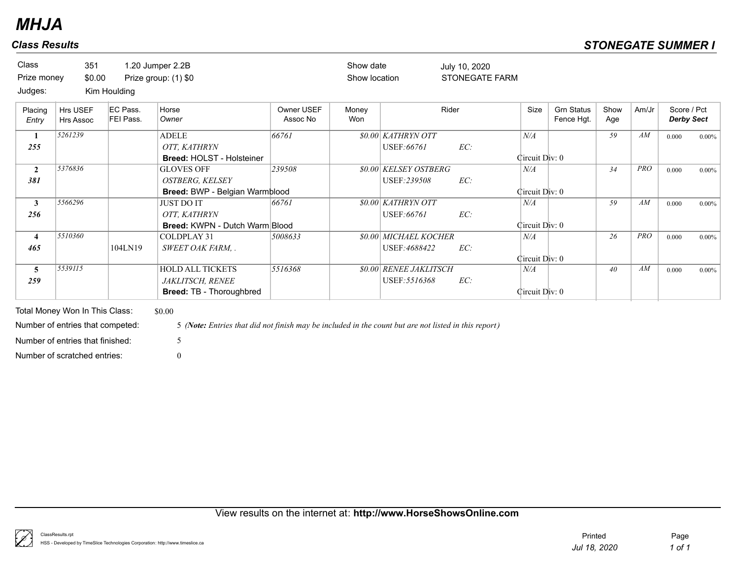# MHJA

## Class Results

**STONEGATE SUMMER I**

| | | | | | |
|---|---|---|---|---|---|
| Class | 351 | 1.20 Jumper 2.2B | | Show date | July 10, 2020 |
| Prize money | $0.00 | Prize group: (1) $0 | | Show location | STONEGATE FARM |
| Judges: | Kim Houlding | | | | |

| Placing *Entry* | Hrs USEF Hrs Assoc | EC Pass. FEI Pass. | Horse *Owner* | Owner USEF Assoc No | Money Won | Rider | Size | Grn Status Fence Hgt. | Show Age | Am/Jr | Score / Pct ***Derby Sect*** |
|---|---|---|---|---|---|---|---|---|---|---|---|
| **1** ***255*** | *5261239* | | ADELE *OTT, KATHRYN* **Breed:** HOLST - Holsteiner | *66761* | *$0.00* | *KATHRYN OTT* USEF:*66761* *EC:* | *N/A* Circuit Div: 0 | | *59* | *AM* | 0.000 0.00% |
| **2** ***381*** | *5376836* | | GLOVES OFF *OSTBERG, KELSEY* **Breed:** BWP - Belgian Warmblood | *239508* | *$0.00* | *KELSEY OSTBERG* USEF:*239508* *EC:* | *N/A* Circuit Div: 0 | | *34* | *PRO* | 0.000 0.00% |
| **3** ***256*** | *5566296* | | JUST DO IT *OTT, KATHRYN* **Breed:** KWPN - Dutch Warm Blood | *66761* | *$0.00* | *KATHRYN OTT* USEF:*66761* *EC:* | *N/A* Circuit Div: 0 | | *59* | *AM* | 0.000 0.00% |
| **4** ***465*** | *5510360* | 104LN19 | COLDPLAY 31 *SWEET OAK FARM, .* | *5008633* | *$0.00* | *MICHAEL KOCHER* USEF:*4688422* *EC:* | *N/A* Circuit Div: 0 | | *26* | *PRO* | 0.000 0.00% |
| **5** ***259*** | *5539115* | | HOLD ALL TICKETS *JAKLITSCH, RENEE* **Breed:** TB - Thoroughbred | *5516368* | *$0.00* | *RENEE JAKLITSCH* USEF:*5516368* *EC:* | *N/A* Circuit Div: 0 | | *40* | *AM* | 0.000 0.00% |

Total Money Won In This Class: $0.00

Number of entries that competed: 5 *(**Note:** Entries that did not finish may be included in the count but are not listed in this report)*

Number of entries that finished: 5

Number of scratched entries: 0

View results on the internet at: **http://www.HorseShowsOnline.com**

ClassResults.rpt
HSS - Developed by TimeSlice Technologies Corporation: http://www.timeslice.ca

Printed *Jul 18, 2020*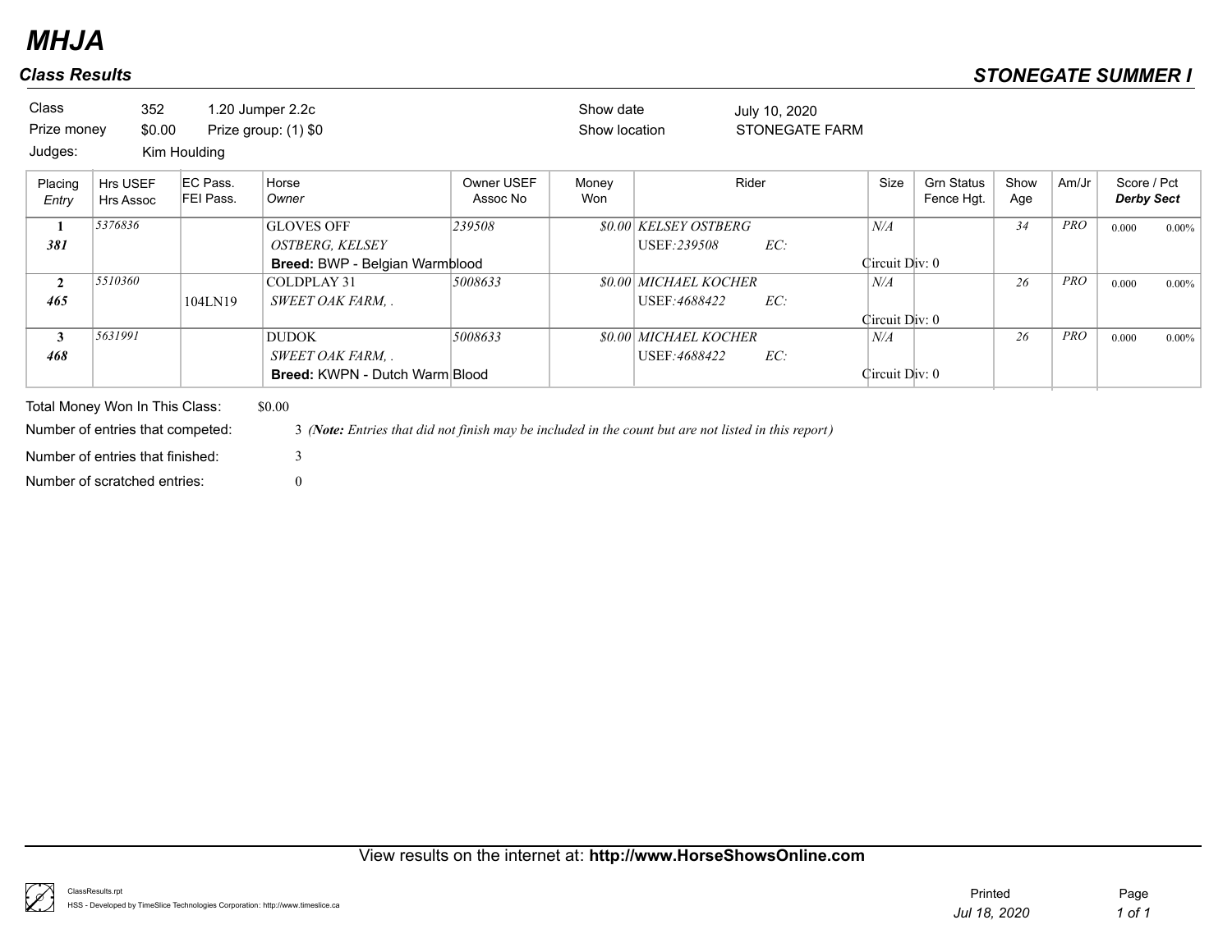# MHJA

## Class Results

## STONEGATE SUMMER I

| | | | | | |
|---|---|---|---|---|---|
| Class | 352 | 1.20 Jumper 2.2c | | Show date | July 10, 2020 |
| Prize money | $0.00 | Prize group: (1) $0 | | Show location | STONEGATE FARM |
| Judges: | Kim Houlding | | | | |

| Placing / *Entry* | Hrs USEF / Hrs Assoc | EC Pass. / FEI Pass. | Horse / *Owner* | Owner USEF / Assoc No | Money Won | Rider | Size | Grn Status / Fence Hgt. | Show Age | Am/Jr | Score / Pct / ***Derby Sect*** |
|---|---|---|---|---|---|---|---|---|---|---|---|
| **1** / ***381*** | *5376836* | | GLOVES OFF / *OSTBERG, KELSEY* / **Breed:** BWP - Belgian Warmblood | *239508* | *$0.00* | *KELSEY OSTBERG* / USEF:*239508* EC: | *N/A* / Circuit Div: 0 | | *34* | *PRO* | 0.000 0.00% |
| **2** / ***465*** | *5510360* | 104LN19 | COLDPLAY 31 / *SWEET OAK FARM, .* | *5008633* | *$0.00* | *MICHAEL KOCHER* / USEF:*4688422* EC: | *N/A* / Circuit Div: 0 | | *26* | *PRO* | 0.000 0.00% |
| **3** / ***468*** | *5631991* | | DUDOK / *SWEET OAK FARM, .* / **Breed:** KWPN - Dutch Warm Blood | *5008633* | *$0.00* | *MICHAEL KOCHER* / USEF:*4688422* EC: | *N/A* / Circuit Div: 0 | | *26* | *PRO* | 0.000 0.00% |

Total Money Won In This Class: $0.00

Number of entries that competed: 3 *(**Note:** Entries that did not finish may be included in the count but are not listed in this report)*

Number of entries that finished: 3

Number of scratched entries: 0

View results on the internet at: **http://www.HorseShowsOnline.com**

ClassResults.rpt
HSS - Developed by TimeSlice Technologies Corporation: http://www.timeslice.ca

Printed *Jul 18, 2020*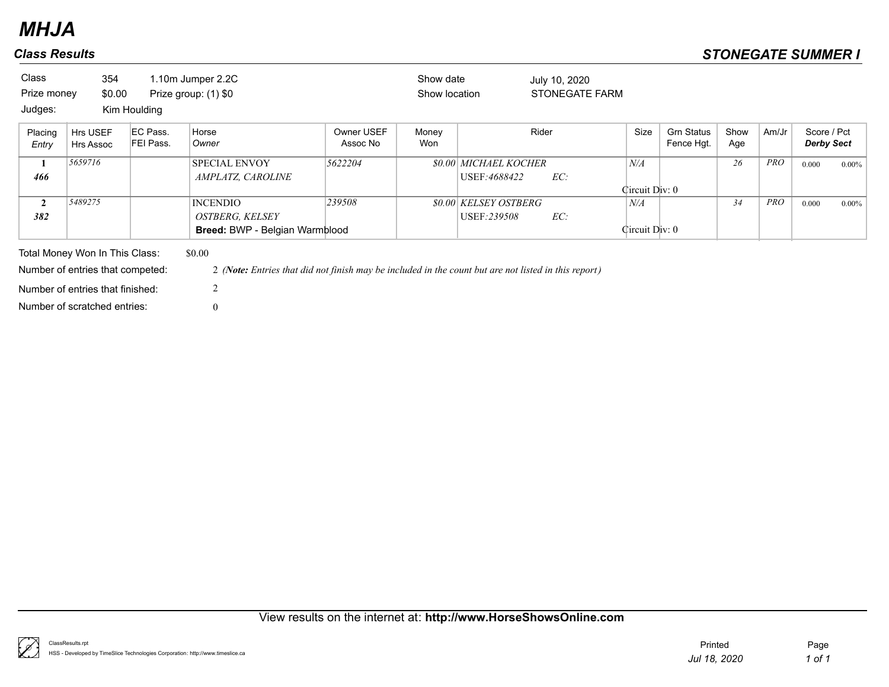# MHJA

## Class Results

## STONEGATE SUMMER I

| | | | | | |
|---|---|---|---|---|---|
| Class | 354 | 1.10m Jumper 2.2C | Show date | July 10, 2020 | |
| Prize money | $0.00 | Prize group: (1) $0 | Show location | STONEGATE FARM | |
| Judges: | Kim Houlding | | | | |

| Placing / *Entry* | Hrs USEF / Hrs Assoc | EC Pass. / FEI Pass. | Horse / *Owner* | Owner USEF / Assoc No | Money Won | Rider | Size | Grn Status / Fence Hgt. | Show Age | Am/Jr | Score / Pct / ***Derby Sect*** |
|---|---|---|---|---|---|---|---|---|---|---|---|
| **1** / ***466*** | *5659716* | | SPECIAL ENVOY / *AMPLATZ, CAROLINE* | *5622204* | *$0.00* | *MICHAEL KOCHER* / USEF:*4688422* EC: | *N/A* / Circuit Div: 0 | | *26* | *PRO* | 0.000 0.00% |
| **2** / ***382*** | *5489275* | | INCENDIO / *OSTBERG, KELSEY* / **Breed:** BWP - Belgian Warmblood | *239508* | *$0.00* | *KELSEY OSTBERG* / USEF:*239508* EC: | *N/A* / Circuit Div: 0 | | *34* | *PRO* | 0.000 0.00% |

Total Money Won In This Class: $0.00

Number of entries that competed: 2 *(**Note:** Entries that did not finish may be included in the count but are not listed in this report)*

Number of entries that finished: 2

Number of scratched entries: 0

View results on the internet at: **http://www.HorseShowsOnline.com**

ClassResults.rpt
HSS - Developed by TimeSlice Technologies Corporation: http://www.timeslice.ca

Printed *Jul 18, 2020*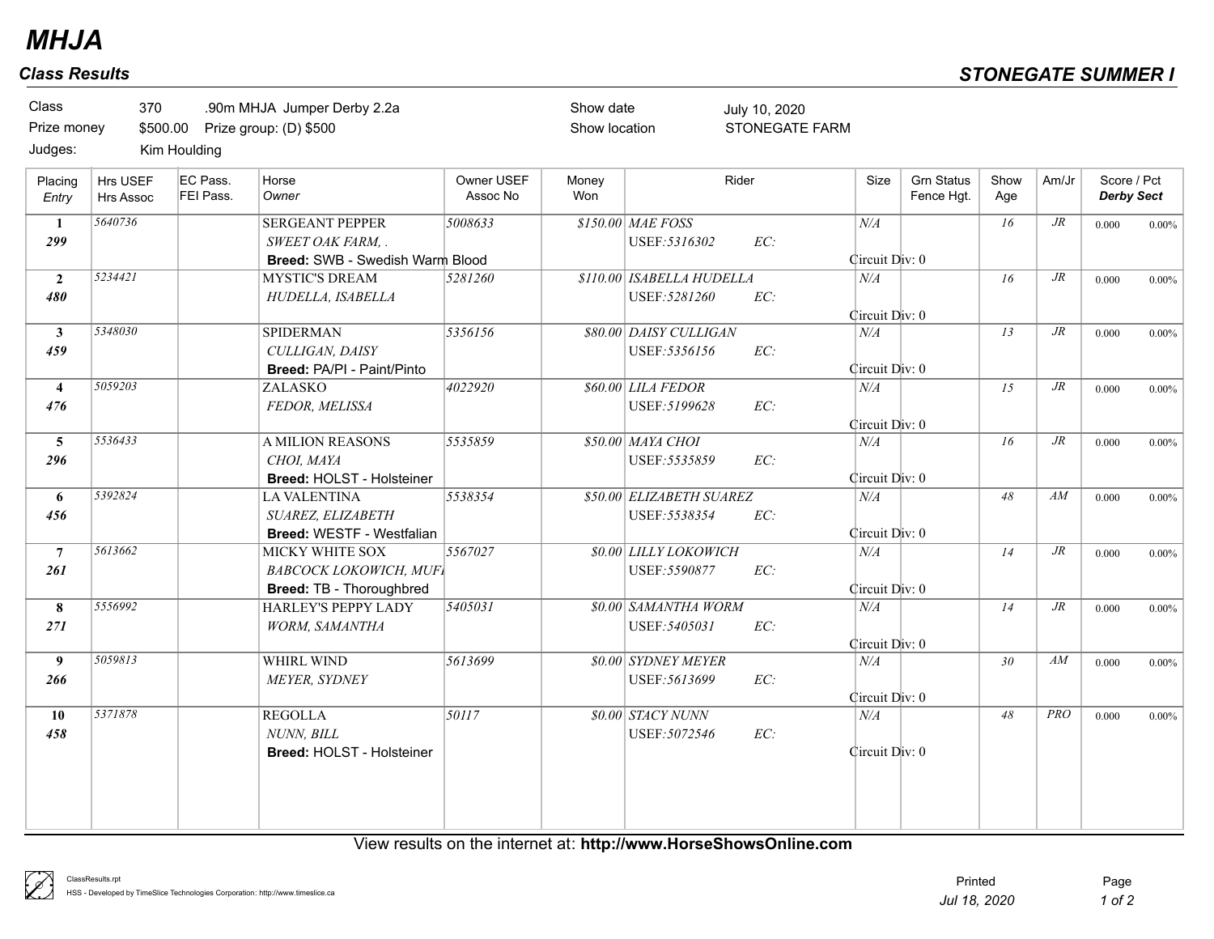# MHJA

## Class Results

## STONEGATE SUMMER I

Class 370 .90m MHJA Jumper Derby 2.2a
Prize money $500.00 Prize group: (D) $500
Judges: Kim Houlding

Show date July 10, 2020
Show location STONEGATE FARM

| Placing / Entry | Hrs USEF / Hrs Assoc | EC Pass. / FEI Pass. | Horse / Owner | Owner USEF / Assoc No | Money Won | Rider | Size | Grn Status / Fence Hgt. | Show Age | Am/Jr | Score / Pct / Derby Sect |
|---|---|---|---|---|---|---|---|---|---|---|---|
| 1 / 299 | 5640736 | | SERGEANT PEPPER / SWEET OAK FARM, . / **Breed:** SWB - Swedish Warm Blood | 5008633 | $150.00 | MAE FOSS / USEF:5316302 EC: | N/A / Circuit Div: 0 | | 16 | JR | 0.000 0.00% |
| 2 / 480 | 5234421 | | MYSTIC'S DREAM / HUDELLA, ISABELLA | 5281260 | $110.00 | ISABELLA HUDELLA / USEF:5281260 EC: | N/A / Circuit Div: 0 | | 16 | JR | 0.000 0.00% |
| 3 / 459 | 5348030 | | SPIDERMAN / CULLIGAN, DAISY / **Breed:** PA/PI - Paint/Pinto | 5356156 | $80.00 | DAISY CULLIGAN / USEF:5356156 EC: | N/A / Circuit Div: 0 | | 13 | JR | 0.000 0.00% |
| 4 / 476 | 5059203 | | ZALASKO / FEDOR, MELISSA | 4022920 | $60.00 | LILA FEDOR / USEF:5199628 EC: | N/A / Circuit Div: 0 | | 15 | JR | 0.000 0.00% |
| 5 / 296 | 5536433 | | A MILION REASONS / CHOI, MAYA / **Breed:** HOLST - Holsteiner | 5535859 | $50.00 | MAYA CHOI / USEF:5535859 EC: | N/A / Circuit Div: 0 | | 16 | JR | 0.000 0.00% |
| 6 / 456 | 5392824 | | LA VALENTINA / SUAREZ, ELIZABETH / **Breed:** WESTF - Westfalian | 5538354 | $50.00 | ELIZABETH SUAREZ / USEF:5538354 EC: | N/A / Circuit Div: 0 | | 48 | AM | 0.000 0.00% |
| 7 / 261 | 5613662 | | MICKY WHITE SOX / BABCOCK LOKOWICH, MUFI / **Breed:** TB - Thoroughbred | 5567027 | $0.00 | LILLY LOKOWICH / USEF:5590877 EC: | N/A / Circuit Div: 0 | | 14 | JR | 0.000 0.00% |
| 8 / 271 | 5556992 | | HARLEY'S PEPPY LADY / WORM, SAMANTHA | 5405031 | $0.00 | SAMANTHA WORM / USEF:5405031 EC: | N/A / Circuit Div: 0 | | 14 | JR | 0.000 0.00% |
| 9 / 266 | 5059813 | | WHIRL WIND / MEYER, SYDNEY | 5613699 | $0.00 | SYDNEY MEYER / USEF:5613699 EC: | N/A / Circuit Div: 0 | | 30 | AM | 0.000 0.00% |
| 10 / 458 | 5371878 | | REGOLLA / NUNN, BILL / **Breed:** HOLST - Holsteiner | 50117 | $0.00 | STACY NUNN / USEF:5072546 EC: | N/A / Circuit Div: 0 | | 48 | PRO | 0.000 0.00% |

View results on the internet at: **http://www.HorseShowsOnline.com**

ClassResults.rpt
HSS - Developed by TimeSlice Technologies Corporation: http://www.timeslice.ca

Printed Jul 18, 2020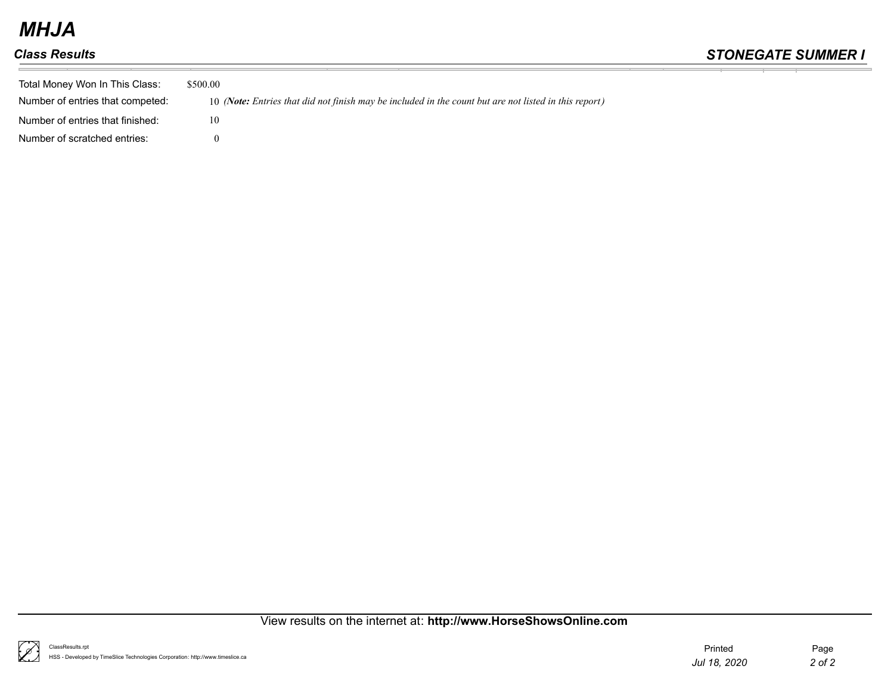| | |
|---|---|
| Total Money Won In This Class: | $500.00 |
| Number of entries that competed: | 10 *(**Note:** Entries that did not finish may be included in the count but are not listed in this report)* |
| Number of entries that finished: | 10 |
| Number of scratched entries: | 0 |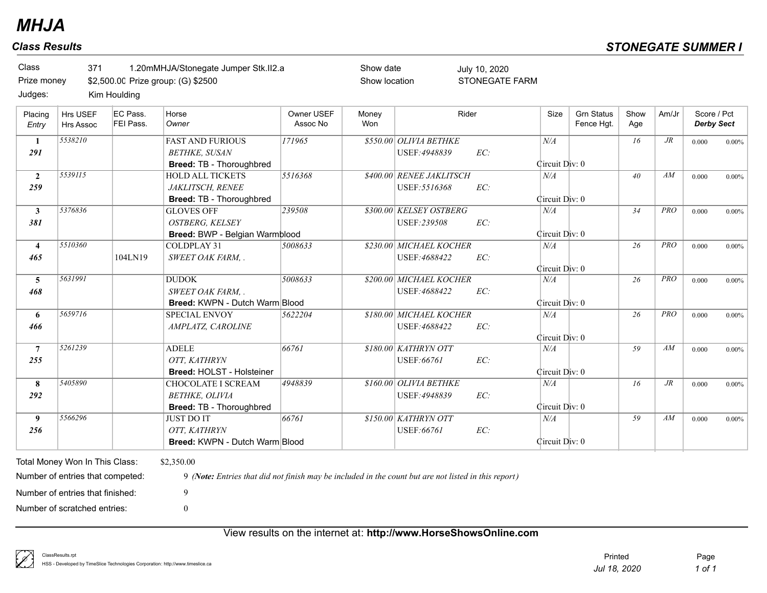# MHJA

## Class Results

## STONEGATE SUMMER I

| | | | |
|---|---|---|---|
| Class | 371 1.20mMHJA/Stonegate Jumper Stk.II2.a | Show date | July 10, 2020 |
| Prize money | $2,500.00 Prize group: (G) $2500 | Show location | STONEGATE FARM |
| Judges: | Kim Houlding | | |

| Placing *Entry* | Hrs USEF Hrs Assoc | EC Pass. FEI Pass. | Horse *Owner* | Owner USEF Assoc No | Money Won | Rider | Size | Grn Status Fence Hgt. | Show Age | Am/Jr | Score / Pct *Derby Sect* |
|---|---|---|---|---|---|---|---|---|---|---|---|
| **1** *291* | 5538210 | | FAST AND FURIOUS *BETHKE, SUSAN* **Breed:** TB - Thoroughbred | 171965 | $550.00 | OLIVIA BETHKE USEF:4948839 EC: | N/A Circuit Div: 0 | | 16 | JR | 0.000 0.00% |
| **2** *259* | 5539115 | | HOLD ALL TICKETS *JAKLITSCH, RENEE* **Breed:** TB - Thoroughbred | 5516368 | $400.00 | RENEE JAKLITSCH USEF:5516368 EC: | N/A Circuit Div: 0 | | 40 | AM | 0.000 0.00% |
| **3** *381* | 5376836 | | GLOVES OFF *OSTBERG, KELSEY* **Breed:** BWP - Belgian Warmblood | 239508 | $300.00 | KELSEY OSTBERG USEF:239508 EC: | N/A Circuit Div: 0 | | 34 | PRO | 0.000 0.00% |
| **4** *465* | 5510360 | 104LN19 | COLDPLAY 31 *SWEET OAK FARM, .* | 5008633 | $230.00 | MICHAEL KOCHER USEF:4688422 EC: | N/A Circuit Div: 0 | | 26 | PRO | 0.000 0.00% |
| **5** *468* | 5631991 | | DUDOK *SWEET OAK FARM, .* **Breed:** KWPN - Dutch Warm Blood | 5008633 | $200.00 | MICHAEL KOCHER USEF:4688422 EC: | N/A Circuit Div: 0 | | 26 | PRO | 0.000 0.00% |
| **6** *466* | 5659716 | | SPECIAL ENVOY *AMPLATZ, CAROLINE* | 5622204 | $180.00 | MICHAEL KOCHER USEF:4688422 EC: | N/A Circuit Div: 0 | | 26 | PRO | 0.000 0.00% |
| **7** *255* | 5261239 | | ADELE *OTT, KATHRYN* **Breed:** HOLST - Holsteiner | 66761 | $180.00 | KATHRYN OTT USEF:66761 EC: | N/A Circuit Div: 0 | | 59 | AM | 0.000 0.00% |
| **8** *292* | 5405890 | | CHOCOLATE I SCREAM *BETHKE, OLIVIA* **Breed:** TB - Thoroughbred | 4948839 | $160.00 | OLIVIA BETHKE USEF:4948839 EC: | N/A Circuit Div: 0 | | 16 | JR | 0.000 0.00% |
| **9** *256* | 5566296 | | JUST DO IT *OTT, KATHRYN* **Breed:** KWPN - Dutch Warm Blood | 66761 | $150.00 | KATHRYN OTT USEF:66761 EC: | N/A Circuit Div: 0 | | 59 | AM | 0.000 0.00% |

Total Money Won In This Class: $2,350.00

Number of entries that competed: 9 *(**Note:** Entries that did not finish may be included in the count but are not listed in this report)*

Number of entries that finished: 9

Number of scratched entries: 0

View results on the internet at: **http://www.HorseShowsOnline.com**

ClassResults.rpt
HSS - Developed by TimeSlice Technologies Corporation: http://www.timeslice.ca

Printed *Jul 18, 2020*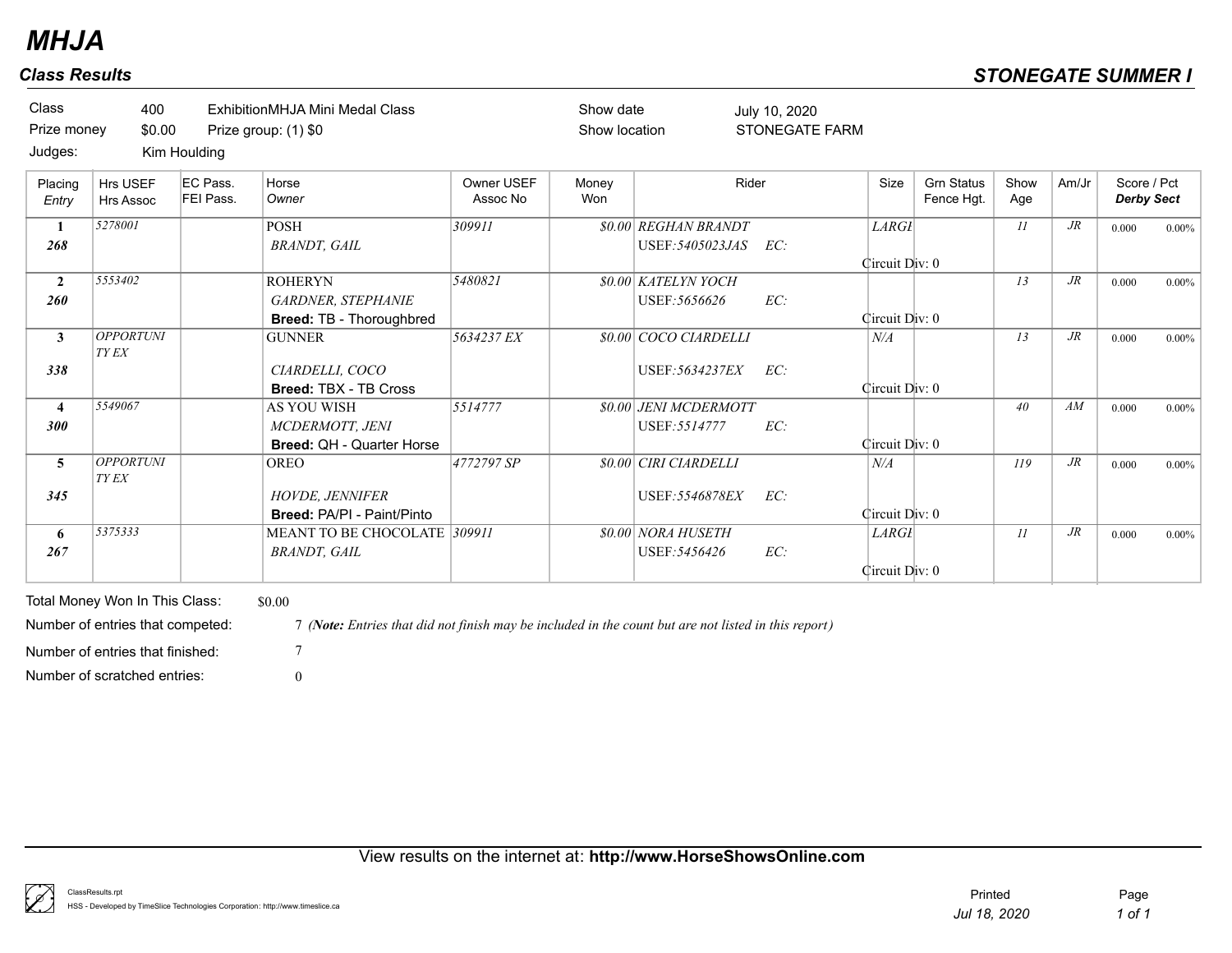# MHJA

## Class Results

**STONEGATE SUMMER I**

| | | | | | |
|---|---|---|---|---|---|
| Class | 400 | ExhibitionMHJA Mini Medal Class | | Show date | July 10, 2020 |
| Prize money | $0.00 | Prize group: (1) $0 | | Show location | STONEGATE FARM |
| Judges: | Kim Houlding | | | | |

| Placing / Entry | Hrs USEF / Hrs Assoc | EC Pass. / FEI Pass. | Horse / Owner | Owner USEF / Assoc No | Money Won | Rider | Size | Grn Status / Fence Hgt. | Show Age | Am/Jr | Score / Pct / Derby Sect |
|---|---|---|---|---|---|---|---|---|---|---|---|
| 1 / 268 | 5278001 | | POSH / BRANDT, GAIL | 309911 | $0.00 | REGHAN BRANDT / USEF:5405023JAS EC: / Circuit Div: 0 | LARGE | | 11 | JR | 0.000 0.00% |
| 2 / 260 | 5553402 | | ROHERYN / GARDNER, STEPHANIE / **Breed:** TB - Thoroughbred | 5480821 | $0.00 | KATELYN YOCH / USEF:5656626 EC: / Circuit Div: 0 | | | 13 | JR | 0.000 0.00% |
| 3 / 338 | OPPORTUNITY EX | | GUNNER / CIARDELLI, COCO / **Breed:** TBX - TB Cross | 5634237 EX | $0.00 | COCO CIARDELLI / USEF:5634237EX EC: / Circuit Div: 0 | N/A | | 13 | JR | 0.000 0.00% |
| 4 / 300 | 5549067 | | AS YOU WISH / MCDERMOTT, JENI / **Breed:** QH - Quarter Horse | 5514777 | $0.00 | JENI MCDERMOTT / USEF:5514777 EC: / Circuit Div: 0 | | | 40 | AM | 0.000 0.00% |
| 5 / 345 | OPPORTUNITY EX | | OREO / HOVDE, JENNIFER / **Breed:** PA/PI - Paint/Pinto | 4772797 SP | $0.00 | CIRI CIARDELLI / USEF:5546878EX EC: / Circuit Div: 0 | N/A | | 119 | JR | 0.000 0.00% |
| 6 / 267 | 5375333 | | MEANT TO BE CHOCOLATE / BRANDT, GAIL | 309911 | $0.00 | NORA HUSETH / USEF:5456426 EC: / Circuit Div: 0 | LARGE | | 11 | JR | 0.000 0.00% |

Total Money Won In This Class: $0.00

Number of entries that competed: 7 (*Note:* Entries that did not finish may be included in the count but are not listed in this report)

Number of entries that finished: 7

Number of scratched entries: 0

View results on the internet at: **http://www.HorseShowsOnline.com**

ClassResults.rpt
HSS - Developed by TimeSlice Technologies Corporation: http://www.timeslice.ca

Printed Jul 18, 2020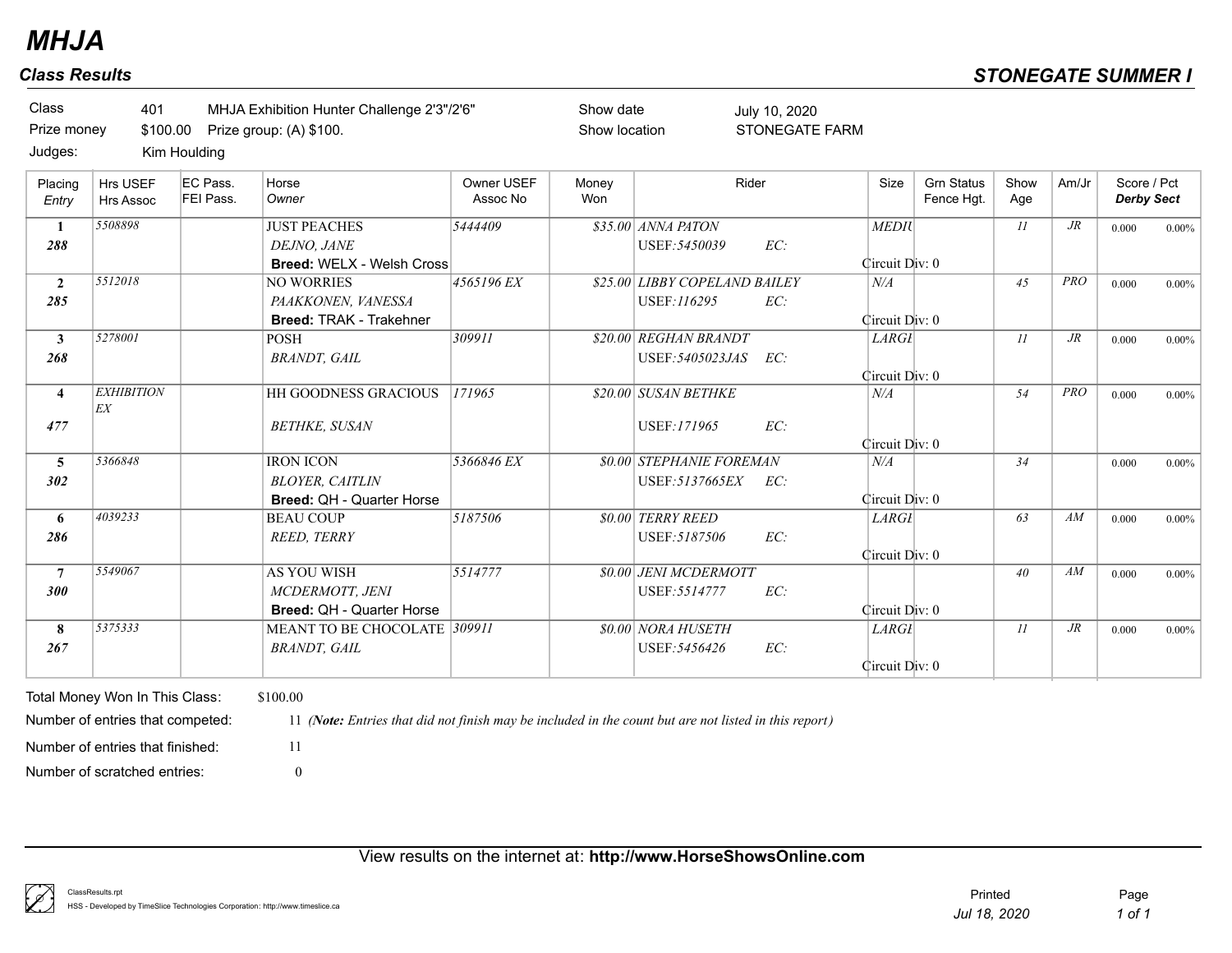# MHJA

## Class Results

**STONEGATE SUMMER I**

| | | | | | |
|---|---|---|---|---|---|
| Class | 401 | MHJA Exhibition Hunter Challenge 2'3"/2'6" | Show date | July 10, 2020 |
| Prize money | $100.00 | Prize group: (A) $100. | Show location | STONEGATE FARM |
| Judges: | Kim Houlding | | | |

| Placing / *Entry* | Hrs USEF / Hrs Assoc | EC Pass. / FEI Pass. | Horse / *Owner* | Owner USEF / Assoc No | Money Won | Rider | Size | Grn Status / Fence Hgt. | Show Age | Am/Jr | Score / Pct / ***Derby Sect*** |
|---|---|---|---|---|---|---|---|---|---|---|---|
| **1** / ***288*** | *5508898* | | JUST PEACHES / *DEJNO, JANE* / **Breed:** WELX - Welsh Cross | *5444409* | *$35.00* | *ANNA PATON* / USEF:*5450039* EC: / Circuit Div: 0 | *MEDIU* | | *11* | *JR* | 0.000 0.00% |
| **2** / ***285*** | *5512018* | | NO WORRIES / *PAAKKONEN, VANESSA* / **Breed:** TRAK - Trakehner | *4565196 EX* | *$25.00* | *LIBBY COPELAND BAILEY* / USEF:*116295* EC: / Circuit Div: 0 | *N/A* | | *45* | *PRO* | 0.000 0.00% |
| **3** / ***268*** | *5278001* | | POSH / *BRANDT, GAIL* | *309911* | *$20.00* | *REGHAN BRANDT* / USEF:*5405023JAS* EC: / Circuit Div: 0 | *LARGE* | | *11* | *JR* | 0.000 0.00% |
| **4** / ***477*** | *EXHIBITION EX* | | HH GOODNESS GRACIOUS / *BETHKE, SUSAN* | *171965* | *$20.00* | *SUSAN BETHKE* / USEF:*171965* EC: / Circuit Div: 0 | *N/A* | | *54* | *PRO* | 0.000 0.00% |
| **5** / ***302*** | *5366848* | | IRON ICON / *BLOYER, CAITLIN* / **Breed:** QH - Quarter Horse | *5366846 EX* | *$0.00* | *STEPHANIE FOREMAN* / USEF:*5137665EX* EC: / Circuit Div: 0 | *N/A* | | *34* | | 0.000 0.00% |
| **6** / ***286*** | *4039233* | | BEAU COUP / *REED, TERRY* | *5187506* | *$0.00* | *TERRY REED* / USEF:*5187506* EC: / Circuit Div: 0 | *LARGE* | | *63* | *AM* | 0.000 0.00% |
| **7** / ***300*** | *5549067* | | AS YOU WISH / *MCDERMOTT, JENI* / **Breed:** QH - Quarter Horse | *5514777* | *$0.00* | *JENI MCDERMOTT* / USEF:*5514777* EC: / Circuit Div: 0 | | | *40* | *AM* | 0.000 0.00% |
| **8** / ***267*** | *5375333* | | MEANT TO BE CHOCOLATE / *BRANDT, GAIL* | *309911* | *$0.00* | *NORA HUSETH* / USEF:*5456426* EC: / Circuit Div: 0 | *LARGE* | | *11* | *JR* | 0.000 0.00% |

Total Money Won In This Class: $100.00

Number of entries that competed: 11 (***Note:*** *Entries that did not finish may be included in the count but are not listed in this report)*

Number of entries that finished: 11

Number of scratched entries: 0

View results on the internet at: **http://www.HorseShowsOnline.com**

ClassResults.rpt
HSS - Developed by TimeSlice Technologies Corporation: http://www.timeslice.ca

Printed *Jul 18, 2020*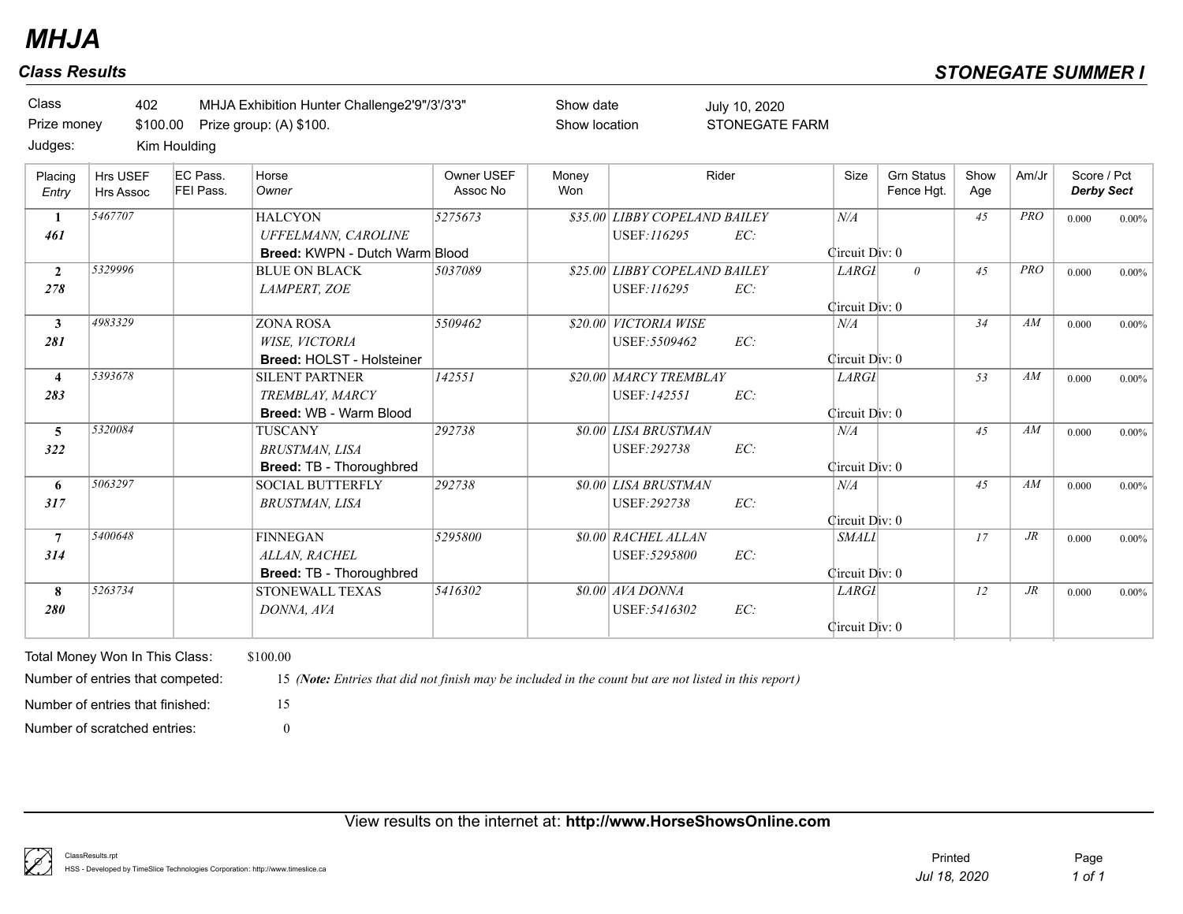# MHJA

## Class Results

## STONEGATE SUMMER I

| | | | | |
|---|---|---|---|---|
| Class | 402 | MHJA Exhibition Hunter Challenge2'9"/3'/3'3" | Show date | July 10, 2020 |
| Prize money | $100.00 | Prize group: (A) $100. | Show location | STONEGATE FARM |
| Judges: | Kim Houlding | | | |

| Placing / *Entry* | Hrs USEF / Hrs Assoc | EC Pass. / FEI Pass. | Horse / *Owner* | Owner USEF / Assoc No | Money Won | Rider | Size | Grn Status / Fence Hgt. | Show Age | Am/Jr | Score / Pct / ***Derby Sect*** |
|---|---|---|---|---|---|---|---|---|---|---|---|
| 1 / *461* | 5467707 | | HALCYON / *UFFELMANN, CAROLINE* / **Breed:** KWPN - Dutch Warm Blood | 5275673 | $35.00 | LIBBY COPELAND BAILEY / USEF:116295 EC: | N/A / Circuit Div: 0 | | 45 | PRO | 0.000 0.00% |
| 2 / *278* | 5329996 | | BLUE ON BLACK / *LAMPERT, ZOE* | 5037089 | $25.00 | LIBBY COPELAND BAILEY / USEF:116295 EC: | LARGE / Circuit Div: 0 | 0 | 45 | PRO | 0.000 0.00% |
| 3 / *281* | 4983329 | | ZONA ROSA / *WISE, VICTORIA* / **Breed:** HOLST - Holsteiner | 5509462 | $20.00 | VICTORIA WISE / USEF:5509462 EC: | N/A / Circuit Div: 0 | | 34 | AM | 0.000 0.00% |
| 4 / *283* | 5393678 | | SILENT PARTNER / *TREMBLAY, MARCY* / **Breed:** WB - Warm Blood | 142551 | $20.00 | MARCY TREMBLAY / USEF:142551 EC: | LARGE / Circuit Div: 0 | | 53 | AM | 0.000 0.00% |
| 5 / *322* | 5320084 | | TUSCANY / *BRUSTMAN, LISA* / **Breed:** TB - Thoroughbred | 292738 | $0.00 | LISA BRUSTMAN / USEF:292738 EC: | N/A / Circuit Div: 0 | | 45 | AM | 0.000 0.00% |
| 6 / *317* | 5063297 | | SOCIAL BUTTERFLY / *BRUSTMAN, LISA* | 292738 | $0.00 | LISA BRUSTMAN / USEF:292738 EC: | N/A / Circuit Div: 0 | | 45 | AM | 0.000 0.00% |
| 7 / *314* | 5400648 | | FINNEGAN / *ALLAN, RACHEL* / **Breed:** TB - Thoroughbred | 5295800 | $0.00 | RACHEL ALLAN / USEF:5295800 EC: | SMALL / Circuit Div: 0 | | 17 | JR | 0.000 0.00% |
| 8 / *280* | 5263734 | | STONEWALL TEXAS / *DONNA, AVA* | 5416302 | $0.00 | AVA DONNA / USEF:5416302 EC: | LARGE / Circuit Div: 0 | | 12 | JR | 0.000 0.00% |

Total Money Won In This Class: $100.00

Number of entries that competed: 15 *(**Note:** Entries that did not finish may be included in the count but are not listed in this report)*

Number of entries that finished: 15

Number of scratched entries: 0

View results on the internet at: **http://www.HorseShowsOnline.com**

ClassResults.rpt
HSS - Developed by TimeSlice Technologies Corporation: http://www.timeslice.ca

Printed *Jul 18, 2020*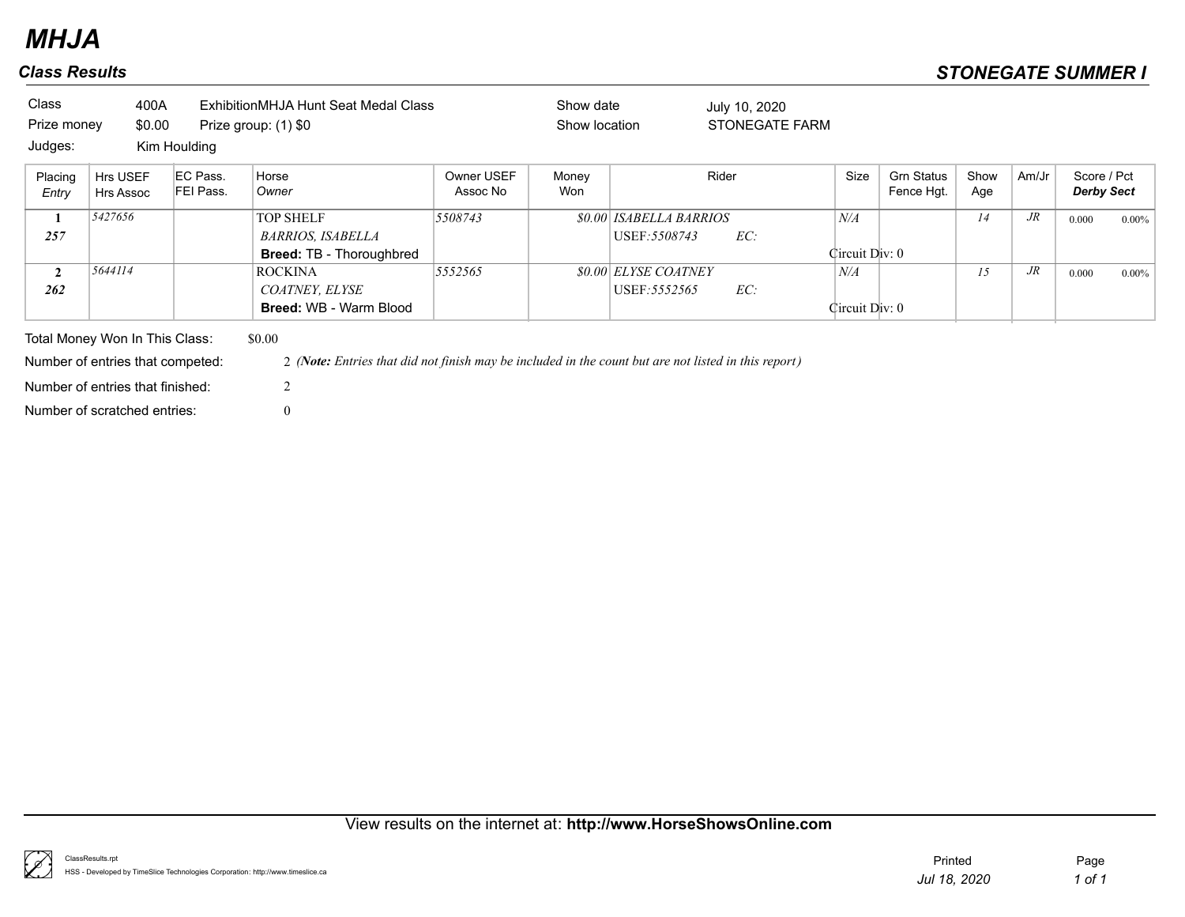# MHJA

## Class Results

## STONEGATE SUMMER I

| | | | | | |
|---|---|---|---|---|---|
| Class | 400A | ExhibitionMHJA Hunt Seat Medal Class | | Show date | July 10, 2020 |
| Prize money | $0.00 | Prize group: (1) $0 | | Show location | STONEGATE FARM |
| Judges: | Kim Houlding | | | | |

| Placing / *Entry* | Hrs USEF / Hrs Assoc | EC Pass. / FEI Pass. | Horse / *Owner* | Owner USEF / Assoc No | Money Won | Rider | Size | Grn Status / Fence Hgt. | Show Age | Am/Jr | Score / Pct / ***Derby Sect*** |
|---|---|---|---|---|---|---|---|---|---|---|---|
| **1** / ***257*** | *5427656* | | TOP SHELF / *BARRIOS, ISABELLA* / **Breed:** TB - Thoroughbred | *5508743* | *$0.00* | *ISABELLA BARRIOS* / USEF:*5508743* EC: | *N/A* / Circuit Div: 0 | | *14* | *JR* | 0.000 0.00% |
| **2** / ***262*** | *5644114* | | ROCKINA / *COATNEY, ELYSE* / **Breed:** WB - Warm Blood | *5552565* | *$0.00* | *ELYSE COATNEY* / USEF:*5552565* EC: | *N/A* / Circuit Div: 0 | | *15* | *JR* | 0.000 0.00% |

Total Money Won In This Class: $0.00

Number of entries that competed: 2 *(**Note:** Entries that did not finish may be included in the count but are not listed in this report)*

Number of entries that finished: 2

Number of scratched entries: 0

View results on the internet at: **http://www.HorseShowsOnline.com**

ClassResults.rpt

HSS - Developed by TimeSlice Technologies Corporation: http://www.timeslice.ca

Printed *Jul 18, 2020*